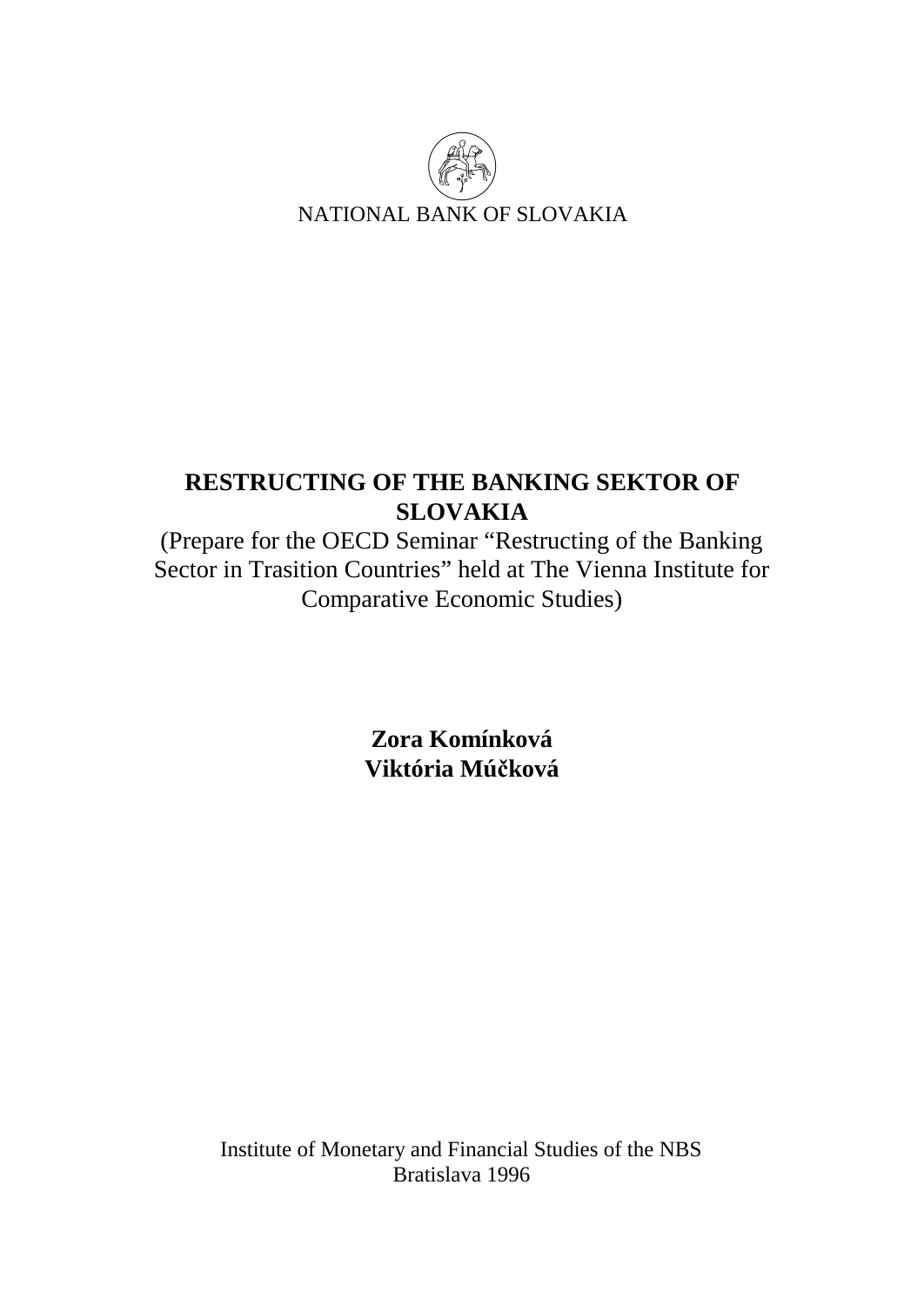NATIONAL BANK OF SLOVAKIA

# RESTRUCTING OF THE BANKING SEKTOR OF SLOVAKIA

(Prepare for the OECD Seminar “Restructing of the Banking Sector in Trasition Countries” held at The Vienna Institute for Comparative Economic Studies)

**Zora Komínková**
**Viktória Múčková**

Institute of Monetary and Financial Studies of the NBS
Bratislava 1996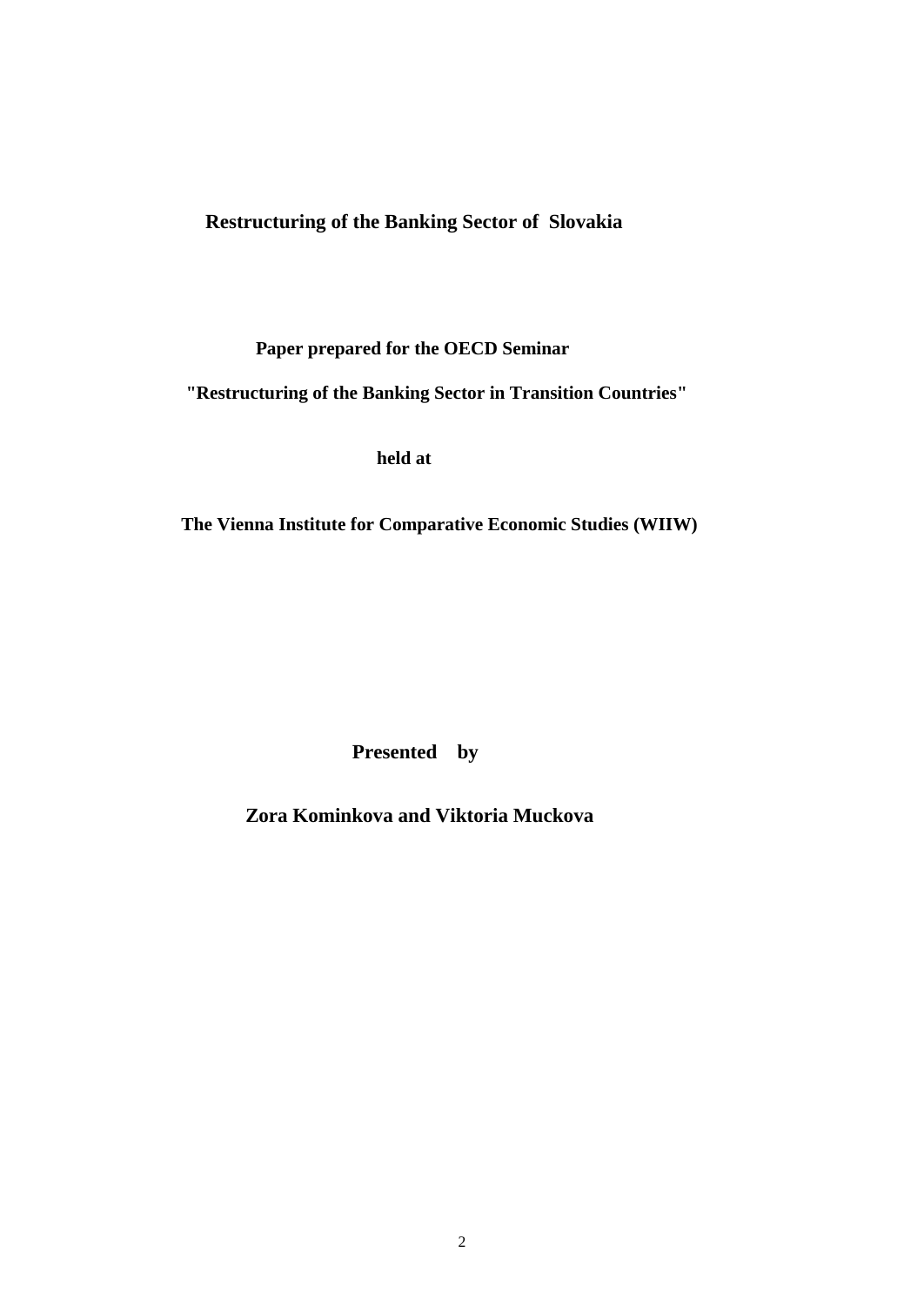# Restructuring of the Banking Sector of Slovakia

**Paper prepared for the OECD Seminar**

**"Restructuring of the Banking Sector in Transition Countries"**

**held at**

**The Vienna Institute for Comparative Economic Studies (WIIW)**

**Presented by**

**Zora Kominkova and Viktoria Muckova**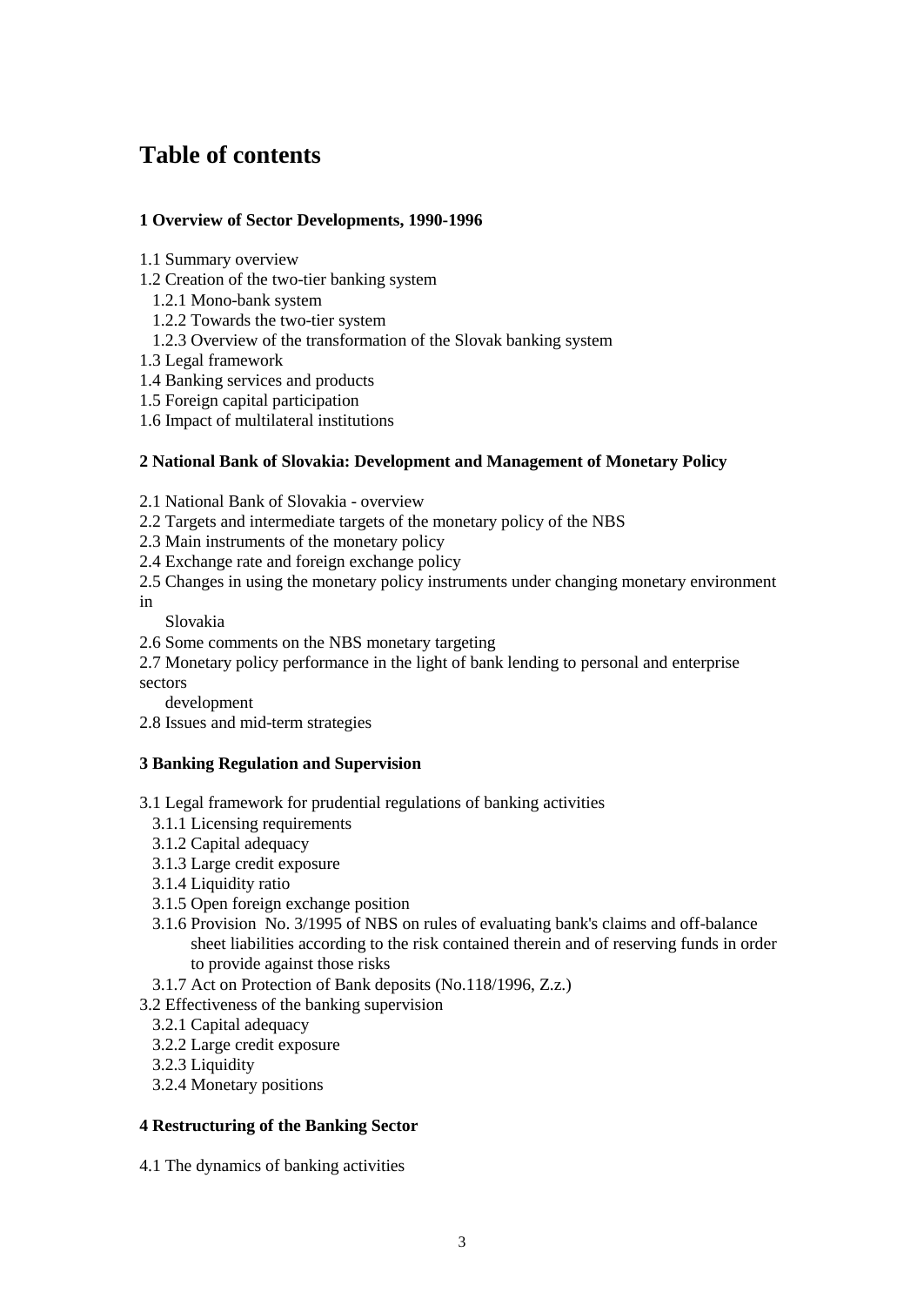# Table of contents

**1 Overview of Sector Developments, 1990-1996**

1.1 Summary overview
1.2 Creation of the two-tier banking system
  1.2.1 Mono-bank system
  1.2.2 Towards the two-tier system
  1.2.3 Overview of the transformation of the Slovak banking system
1.3 Legal framework
1.4 Banking services and products
1.5 Foreign capital participation
1.6 Impact of multilateral institutions

**2 National Bank of Slovakia: Development and Management of Monetary Policy**

2.1 National Bank of Slovakia - overview
2.2 Targets and intermediate targets of the monetary policy of the NBS
2.3 Main instruments of the monetary policy
2.4 Exchange rate and foreign exchange policy
2.5 Changes in using the monetary policy instruments under changing monetary environment in Slovakia
2.6 Some comments on the NBS monetary targeting
2.7 Monetary policy performance in the light of bank lending to personal and enterprise sectors development
2.8 Issues and mid-term strategies

**3 Banking Regulation and Supervision**

3.1 Legal framework for prudential regulations of banking activities
  3.1.1 Licensing requirements
  3.1.2 Capital adequacy
  3.1.3 Large credit exposure
  3.1.4 Liquidity ratio
  3.1.5 Open foreign exchange position
  3.1.6 Provision No. 3/1995 of NBS on rules of evaluating bank's claims and off-balance sheet liabilities according to the risk contained therein and of reserving funds in order to provide against those risks
  3.1.7 Act on Protection of Bank deposits (No.118/1996, Z.z.)
3.2 Effectiveness of the banking supervision
  3.2.1 Capital adequacy
  3.2.2 Large credit exposure
  3.2.3 Liquidity
  3.2.4 Monetary positions

**4 Restructuring of the Banking Sector**

4.1 The dynamics of banking activities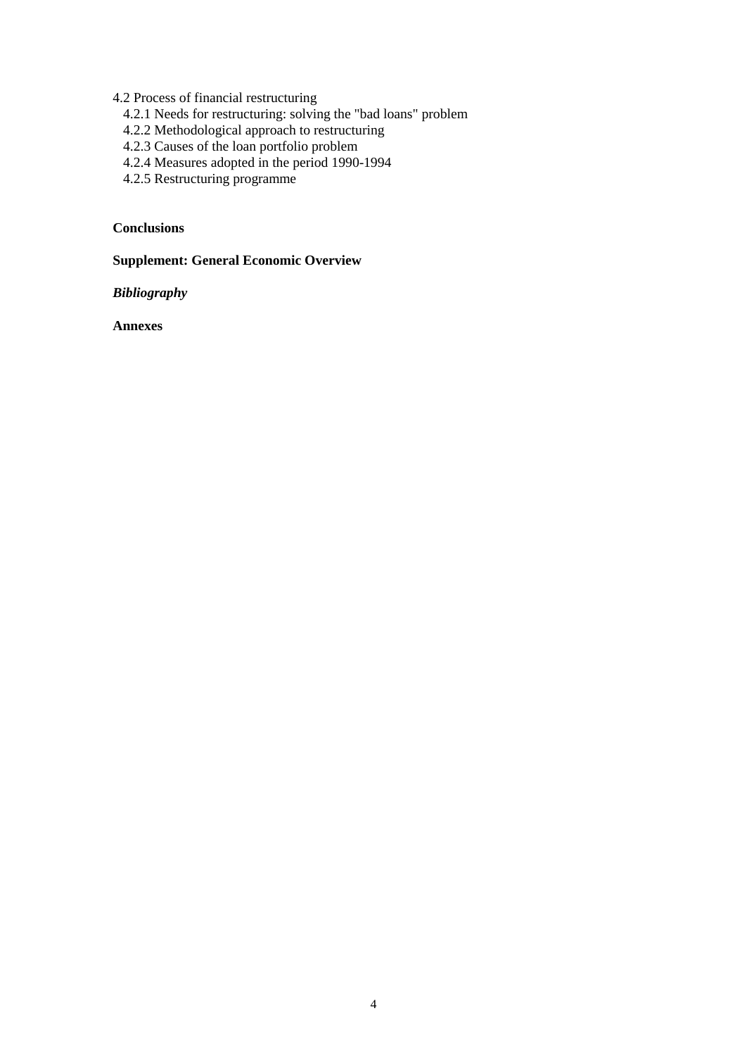4.2 Process of financial restructuring
  4.2.1 Needs for restructuring: solving the "bad loans" problem
  4.2.2 Methodological approach to restructuring
  4.2.3 Causes of the loan portfolio problem
  4.2.4 Measures adopted in the period 1990-1994
  4.2.5 Restructuring programme

**Conclusions**

**Supplement: General Economic Overview**

***Bibliography***

**Annexes**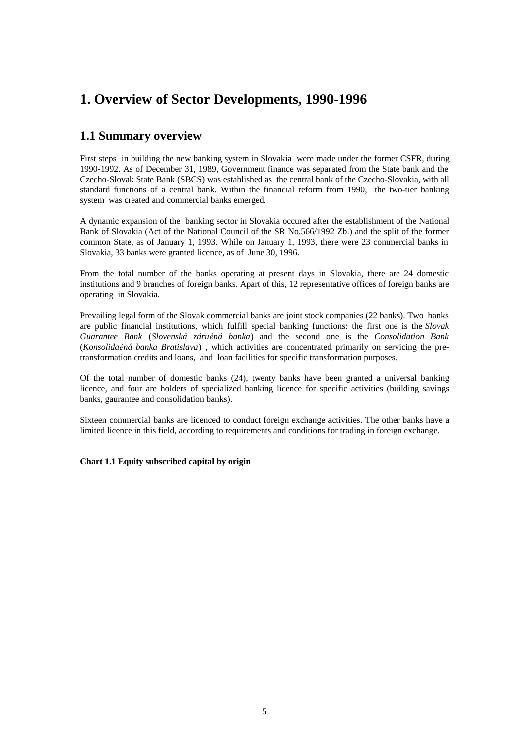# 1. Overview of Sector Developments, 1990-1996

## 1.1 Summary overview

First steps in building the new banking system in Slovakia were made under the former CSFR, during 1990-1992. As of December 31, 1989, Government finance was separated from the State bank and the Czecho-Slovak State Bank (SBCS) was established as the central bank of the Czecho-Slovakia, with all standard functions of a central bank. Within the financial reform from 1990, the two-tier banking system was created and commercial banks emerged.

A dynamic expansion of the banking sector in Slovakia occured after the establishment of the National Bank of Slovakia (Act of the National Council of the SR No.566/1992 Zb.) and the split of the former common State, as of January 1, 1993. While on January 1, 1993, there were 23 commercial banks in Slovakia, 33 banks were granted licence, as of June 30, 1996.

From the total number of the banks operating at present days in Slovakia, there are 24 domestic institutions and 9 branches of foreign banks. Apart of this, 12 representative offices of foreign banks are operating in Slovakia.

Prevailing legal form of the Slovak commercial banks are joint stock companies (22 banks). Two banks are public financial institutions, which fulfill special banking functions: the first one is the *Slovak Guarantee Bank* (*Slovenská záruèná banka*) and the second one is the *Consolidation Bank* (*Konsolidaèná banka Bratislava*) , which activities are concentrated primarily on servicing the pre-transformation credits and loans, and loan facilities for specific transformation purposes.

Of the total number of domestic banks (24), twenty banks have been granted a universal banking licence, and four are holders of specialized banking licence for specific activities (building savings banks, gaurantee and consolidation banks).

Sixteen commercial banks are licenced to conduct foreign exchange activities. The other banks have a limited licence in this field, according to requirements and conditions for trading in foreign exchange.

**Chart 1.1 Equity subscribed capital by origin**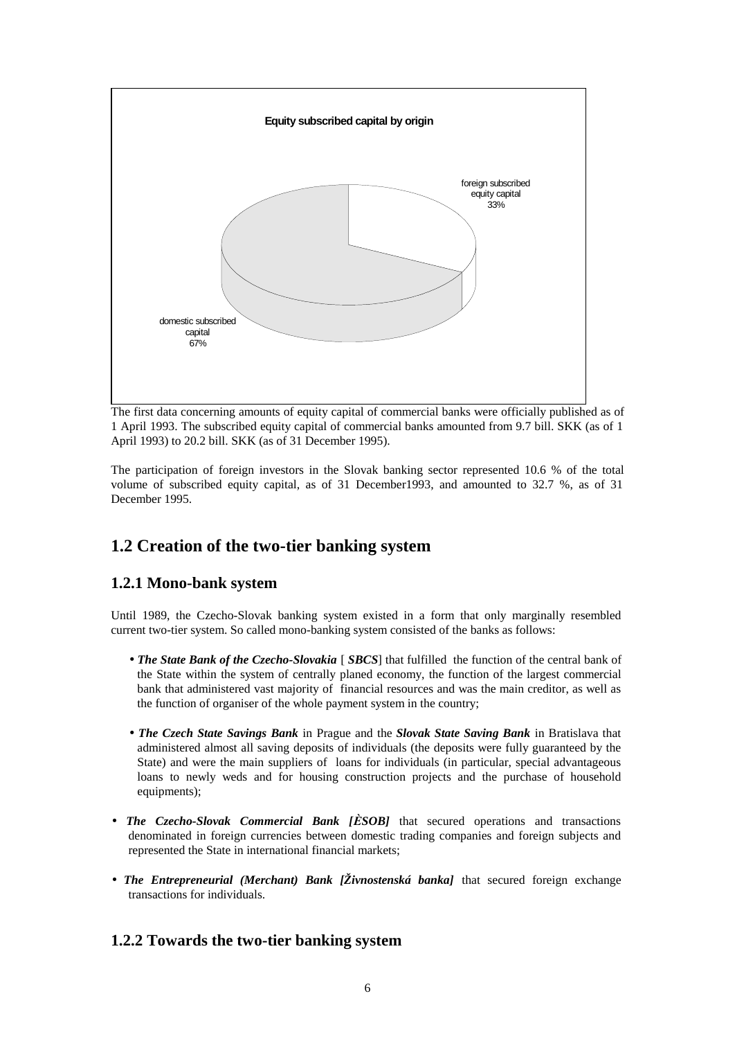**Equity subscribed capital by origin**

foreign subscribed equity capital 33%

domestic subscribed capital 67%

The first data concerning amounts of equity capital of commercial banks were officially published as of 1 April 1993. The subscribed equity capital of commercial banks amounted from 9.7 bill. SKK (as of 1 April 1993) to 20.2 bill. SKK (as of 31 December 1995).

The participation of foreign investors in the Slovak banking sector represented 10.6 % of the total volume of subscribed equity capital, as of 31 December1993, and amounted to 32.7 %, as of 31 December 1995.

## 1.2 Creation of the two-tier banking system

### 1.2.1 Mono-bank system

Until 1989, the Czecho-Slovak banking system existed in a form that only marginally resembled current two-tier system. So called mono-banking system consisted of the banks as follows:

- ***The State Bank of the Czecho-Slovakia*** [ ***SBCS***] that fulfilled the function of the central bank of the State within the system of centrally planed economy, the function of the largest commercial bank that administered vast majority of financial resources and was the main creditor, as well as the function of organiser of the whole payment system in the country;

- ***The Czech State Savings Bank*** in Prague and the ***Slovak State Saving Bank*** in Bratislava that administered almost all saving deposits of individuals (the deposits were fully guaranteed by the State) and were the main suppliers of loans for individuals (in particular, special advantageous loans to newly weds and for housing construction projects and the purchase of household equipments);

- ***The Czecho-Slovak Commercial Bank [ÈSOB]*** that secured operations and transactions denominated in foreign currencies between domestic trading companies and foreign subjects and represented the State in international financial markets;

- ***The Entrepreneurial (Merchant) Bank [Živnostenská banka]*** that secured foreign exchange transactions for individuals.

### 1.2.2 Towards the two-tier banking system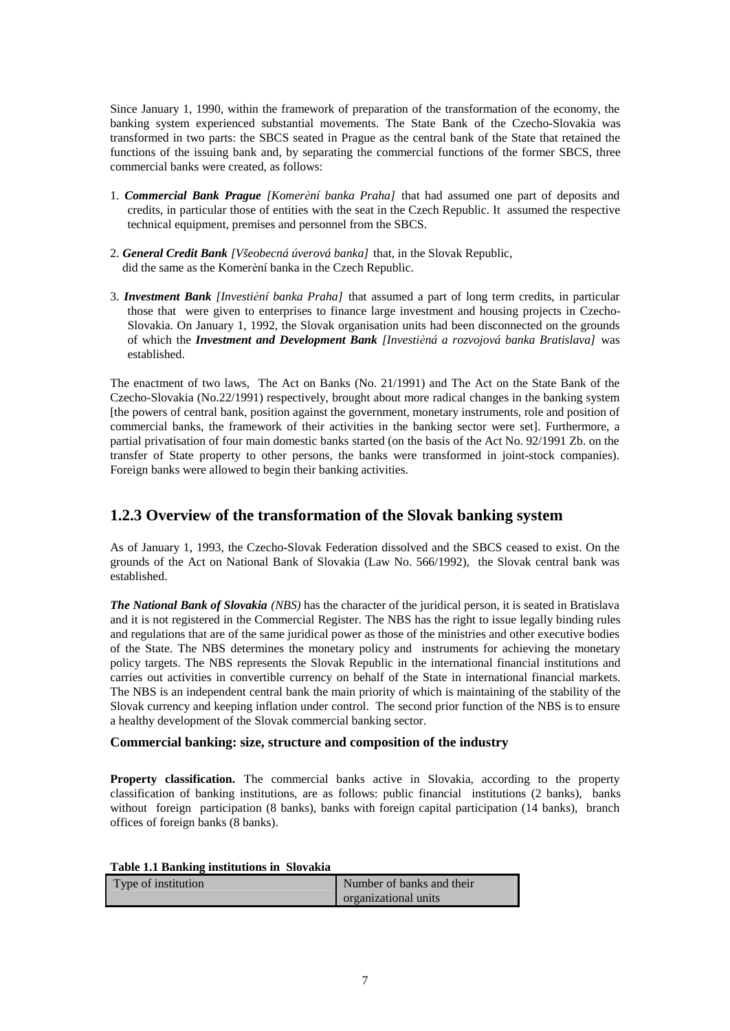Since January 1, 1990, within the framework of preparation of the transformation of the economy, the banking system experienced substantial movements. The State Bank of the Czecho-Slovakia was transformed in two parts: the SBCS seated in Prague as the central bank of the State that retained the functions of the issuing bank and, by separating the commercial functions of the former SBCS, three commercial banks were created, as follows:

1. ***Commercial Bank Prague*** *[Komerèní banka Praha]* that had assumed one part of deposits and credits, in particular those of entities with the seat in the Czech Republic. It assumed the respective technical equipment, premises and personnel from the SBCS.

2. ***General Credit Bank*** *[Všeobecná úverová banka]* that, in the Slovak Republic, did the same as the Komerèní banka in the Czech Republic.

3. ***Investment Bank*** *[Investièní banka Praha]* that assumed a part of long term credits, in particular those that were given to enterprises to finance large investment and housing projects in Czecho-Slovakia. On January 1, 1992, the Slovak organisation units had been disconnected on the grounds of which the ***Investment and Development Bank*** *[Investièná a rozvojová banka Bratislava]* was established.

The enactment of two laws, The Act on Banks (No. 21/1991) and The Act on the State Bank of the Czecho-Slovakia (No.22/1991) respectively, brought about more radical changes in the banking system [the powers of central bank, position against the government, monetary instruments, role and position of commercial banks, the framework of their activities in the banking sector were set]. Furthermore, a partial privatisation of four main domestic banks started (on the basis of the Act No. 92/1991 Zb. on the transfer of State property to other persons, the banks were transformed in joint-stock companies). Foreign banks were allowed to begin their banking activities.

## 1.2.3 Overview of the transformation of the Slovak banking system

As of January 1, 1993, the Czecho-Slovak Federation dissolved and the SBCS ceased to exist. On the grounds of the Act on National Bank of Slovakia (Law No. 566/1992), the Slovak central bank was established.

***The National Bank of Slovakia*** *(NBS)* has the character of the juridical person, it is seated in Bratislava and it is not registered in the Commercial Register. The NBS has the right to issue legally binding rules and regulations that are of the same juridical power as those of the ministries and other executive bodies of the State. The NBS determines the monetary policy and instruments for achieving the monetary policy targets. The NBS represents the Slovak Republic in the international financial institutions and carries out activities in convertible currency on behalf of the State in international financial markets. The NBS is an independent central bank the main priority of which is maintaining of the stability of the Slovak currency and keeping inflation under control. The second prior function of the NBS is to ensure a healthy development of the Slovak commercial banking sector.

### Commercial banking: size, structure and composition of the industry

**Property classification.** The commercial banks active in Slovakia, according to the property classification of banking institutions, are as follows: public financial institutions (2 banks), banks without foreign participation (8 banks), banks with foreign capital participation (14 banks), branch offices of foreign banks (8 banks).

**Table 1.1 Banking institutions in Slovakia**

| Type of institution | Number of banks and their organizational units |
|---|---|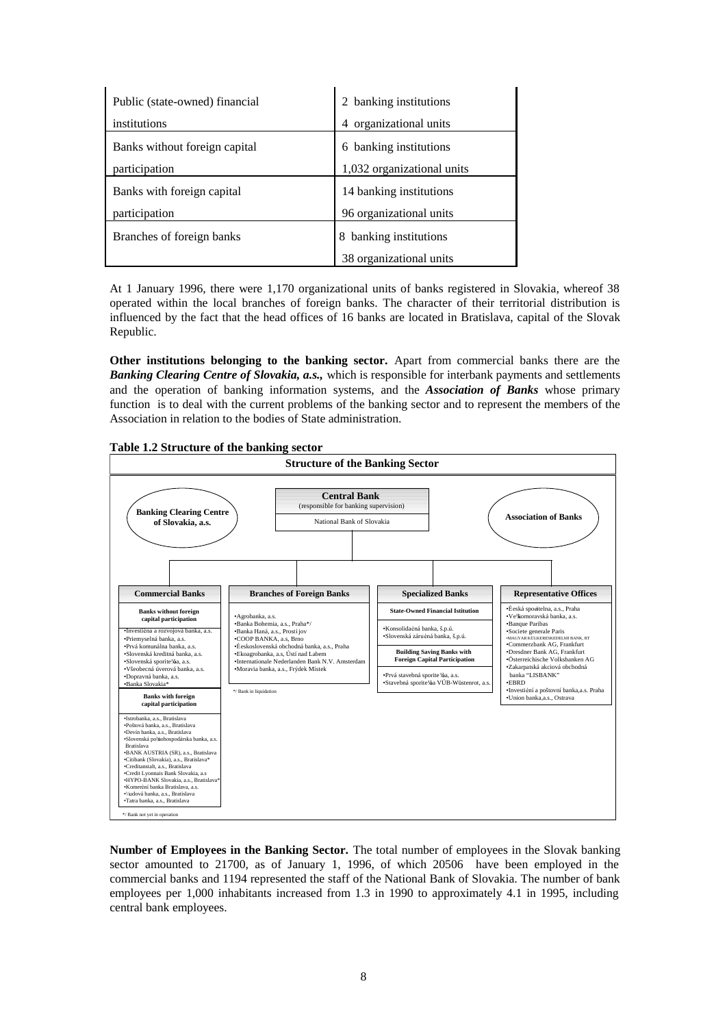| | |
|---|---|
| Public (state-owned) financial institutions | 2 banking institutions<br>4 organizational units |
| Banks without foreign capital participation | 6 banking institutions<br>1,032 organizational units |
| Banks with foreign capital participation | 14 banking institutions<br>96 organizational units |
| Branches of foreign banks | 8 banking institutions<br>38 organizational units |

At 1 January 1996, there were 1,170 organizational units of banks registered in Slovakia, whereof 38 operated within the local branches of foreign banks. The character of their territorial distribution is influenced by the fact that the head offices of 16 banks are located in Bratislava, capital of the Slovak Republic.

**Other institutions belonging to the banking sector.** Apart from commercial banks there are the ***Banking Clearing Centre of Slovakia, a.s.,*** which is responsible for interbank payments and settlements and the operation of banking information systems, and the ***Association of Banks*** whose primary function is to deal with the current problems of the banking sector and to represent the members of the Association in relation to the bodies of State administration.

**Table 1.2 Structure of the banking sector**

**Structure of the Banking Sector**

- **Banking Clearing Centre of Slovakia, a.s.**
- **Central Bank** (responsible for banking supervision) – National Bank of Slovakia
- **Association of Banks**

| Commercial Banks | Branches of Foreign Banks | Specialized Banks | Representative Offices |
|---|---|---|---|
| **Banks without foreign capital participation**<br>•Investičná a rozvojová banka, a.s.<br>•Priemyselná banka, a.s.<br>•Prvá komunálna banka, a.s.<br>•Slovenská kreditná banka, a.s.<br>•Slovenská sporiteľňa, a.s.<br>•Všeobecná úverová banka, a.s.<br>•Dopravná banka, a.s.<br>•Banka Slovakia*<br>**Banks with foreign capital participation**<br>•Istrobanka, a.s., Bratislava<br>•Poštová banka, a.s., Bratislava<br>•Devín banka, a.s., Bratislava<br>•Slovenská poľnohospodárska banka, a.s. Bratislava<br>•BANK AUSTRIA (SR), a.s., Bratislava<br>•Citibank (Slovakia), a.s., Bratislava*<br>•Creditanstalt, a.s., Bratislava<br>•Credit Lyonnais Bank Slovakia, a.s<br>•HYPO-BANK Slovakia, a.s., Bratislava*<br>•Komerční banka Bratislava, a.s.<br>•Ľudová banka, a.s., Bratislava<br>•Tatra banka, a.s., Bratislava<br>*/ Bank not yet in operation | •Agrobanka, a.s.<br>•Banka Bohemia, a.s., Praha*/<br>•Banka Haná, a.s., Prostijov<br>•COOP BANKA, a.s, Brno<br>•Československá obchodná banka, a.s., Praha<br>•Ekoagrobanka, a.s, Ústí nad Labem<br>•Internationale Nederlanden Bank N.V. Amsterdam<br>•Moravia banka, a.s., Frýdek Místek<br>*/ Bank in liquidation | **State-Owned Financial Istitution**<br>•Konsolidačná banka, š.p.ú.<br>•Slovenská záručná banka, š.p.ú.<br>**Building Saving Banks with Foreign Capital Participation**<br>•Prvá stavebná sporiteľňa, a.s.<br>•Stavebná sporiteľňa VÚB-Wüstenrot, a.s. | •Česká spořitelna, a.s., Praha<br>•Veľkomoravská banka, a.s.<br>•Banque Paribas<br>•Societe generale Paris<br>•MAGYAR KÜLKERESKEDELMI BANK, RT<br>•Commerzbank AG, Frankfurt<br>•Dresdner Bank AG, Frankfurt<br>•Österreichische Volksbanken AG<br>•Zakarpatská akciová obchodná banka "LISBANK"<br>•EBRD<br>•Investiční a poštovní banka,a.s. Praha<br>•Union banka,a.s., Ostrava |

**Number of Employees in the Banking Sector.** The total number of employees in the Slovak banking sector amounted to 21700, as of January 1, 1996, of which 20506 have been employed in the commercial banks and 1194 represented the staff of the National Bank of Slovakia. The number of bank employees per 1,000 inhabitants increased from 1.3 in 1990 to approximately 4.1 in 1995, including central bank employees.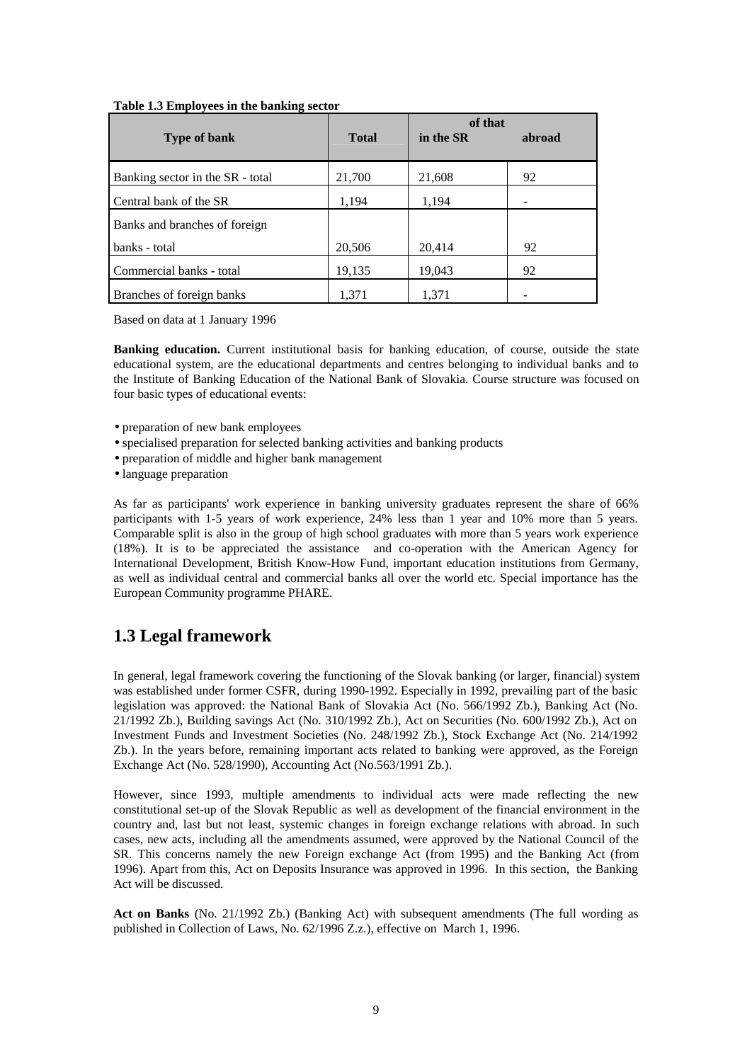**Table 1.3 Employees in the banking sector**

| Type of bank | Total | of that | |
|---|---|---|---|
| | | in the SR | abroad |
| Banking sector in the SR - total | 21,700 | 21,608 | 92 |
| Central bank of the SR | 1,194 | 1,194 | - |
| Banks and branches of foreign banks - total | 20,506 | 20,414 | 92 |
| Commercial banks - total | 19,135 | 19,043 | 92 |
| Branches of foreign banks | 1,371 | 1,371 | - |

Based on data at 1 January 1996

**Banking education.** Current institutional basis for banking education, of course, outside the state educational system, are the educational departments and centres belonging to individual banks and to the Institute of Banking Education of the National Bank of Slovakia. Course structure was focused on four basic types of educational events:

- preparation of new bank employees
- specialised preparation for selected banking activities and banking products
- preparation of middle and higher bank management
- language preparation

As far as participants' work experience in banking university graduates represent the share of 66% participants with 1-5 years of work experience, 24% less than 1 year and 10% more than 5 years. Comparable split is also in the group of high school graduates with more than 5 years work experience (18%). It is to be appreciated the assistance and co-operation with the American Agency for International Development, British Know-How Fund, important education institutions from Germany, as well as individual central and commercial banks all over the world etc. Special importance has the European Community programme PHARE.

## 1.3 Legal framework

In general, legal framework covering the functioning of the Slovak banking (or larger, financial) system was established under former CSFR, during 1990-1992. Especially in 1992, prevailing part of the basic legislation was approved: the National Bank of Slovakia Act (No. 566/1992 Zb.), Banking Act (No. 21/1992 Zb.), Building savings Act (No. 310/1992 Zb.), Act on Securities (No. 600/1992 Zb.), Act on Investment Funds and Investment Societies (No. 248/1992 Zb.), Stock Exchange Act (No. 214/1992 Zb.). In the years before, remaining important acts related to banking were approved, as the Foreign Exchange Act (No. 528/1990), Accounting Act (No.563/1991 Zb.).

However, since 1993, multiple amendments to individual acts were made reflecting the new constitutional set-up of the Slovak Republic as well as development of the financial environment in the country and, last but not least, systemic changes in foreign exchange relations with abroad. In such cases, new acts, including all the amendments assumed, were approved by the National Council of the SR. This concerns namely the new Foreign exchange Act (from 1995) and the Banking Act (from 1996). Apart from this, Act on Deposits Insurance was approved in 1996. In this section, the Banking Act will be discussed.

**Act on Banks** (No. 21/1992 Zb.) (Banking Act) with subsequent amendments (The full wording as published in Collection of Laws, No. 62/1996 Z.z.), effective on March 1, 1996.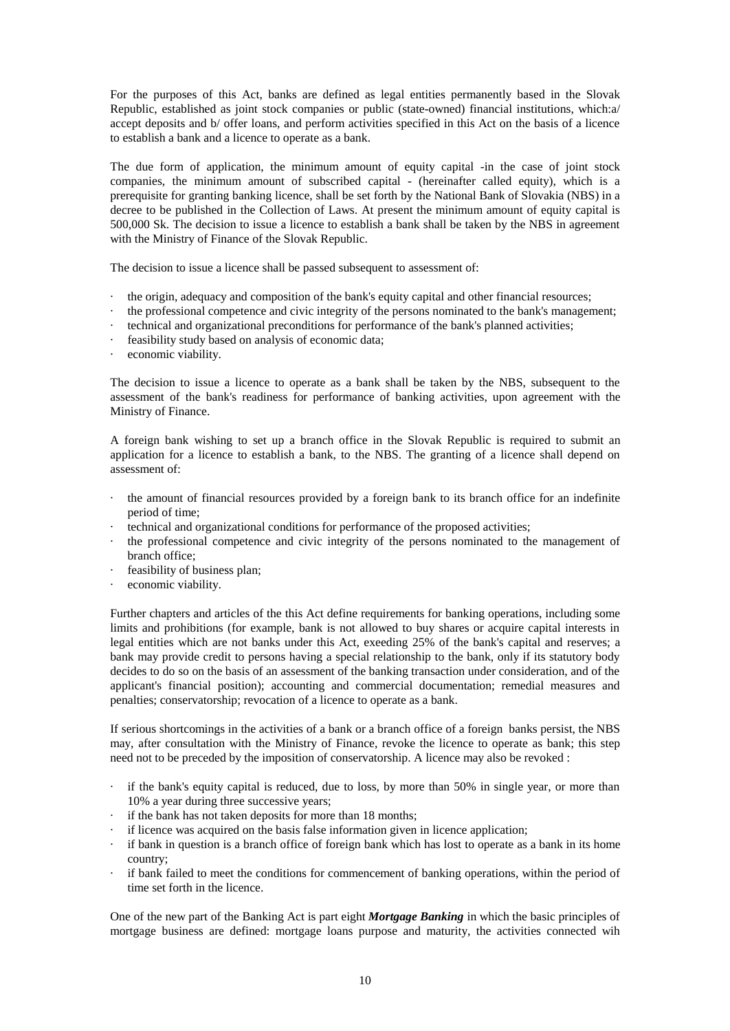For the purposes of this Act, banks are defined as legal entities permanently based in the Slovak Republic, established as joint stock companies or public (state-owned) financial institutions, which:a/ accept deposits and b/ offer loans, and perform activities specified in this Act on the basis of a licence to establish a bank and a licence to operate as a bank.

The due form of application, the minimum amount of equity capital -in the case of joint stock companies, the minimum amount of subscribed capital - (hereinafter called equity), which is a prerequisite for granting banking licence, shall be set forth by the National Bank of Slovakia (NBS) in a decree to be published in the Collection of Laws. At present the minimum amount of equity capital is 500,000 Sk. The decision to issue a licence to establish a bank shall be taken by the NBS in agreement with the Ministry of Finance of the Slovak Republic.

The decision to issue a licence shall be passed subsequent to assessment of:

- the origin, adequacy and composition of the bank's equity capital and other financial resources;
- the professional competence and civic integrity of the persons nominated to the bank's management;
- technical and organizational preconditions for performance of the bank's planned activities;
- feasibility study based on analysis of economic data;
- economic viability.

The decision to issue a licence to operate as a bank shall be taken by the NBS, subsequent to the assessment of the bank's readiness for performance of banking activities, upon agreement with the Ministry of Finance.

A foreign bank wishing to set up a branch office in the Slovak Republic is required to submit an application for a licence to establish a bank, to the NBS. The granting of a licence shall depend on assessment of:

- the amount of financial resources provided by a foreign bank to its branch office for an indefinite period of time;
- technical and organizational conditions for performance of the proposed activities;
- the professional competence and civic integrity of the persons nominated to the management of branch office;
- feasibility of business plan;
- economic viability.

Further chapters and articles of the this Act define requirements for banking operations, including some limits and prohibitions (for example, bank is not allowed to buy shares or acquire capital interests in legal entities which are not banks under this Act, exeeding 25% of the bank's capital and reserves; a bank may provide credit to persons having a special relationship to the bank, only if its statutory body decides to do so on the basis of an assessment of the banking transaction under consideration, and of the applicant's financial position); accounting and commercial documentation; remedial measures and penalties; conservatorship; revocation of a licence to operate as a bank.

If serious shortcomings in the activities of a bank or a branch office of a foreign banks persist, the NBS may, after consultation with the Ministry of Finance, revoke the licence to operate as bank; this step need not to be preceded by the imposition of conservatorship. A licence may also be revoked :

- if the bank's equity capital is reduced, due to loss, by more than 50% in single year, or more than 10% a year during three successive years;
- if the bank has not taken deposits for more than 18 months;
- if licence was acquired on the basis false information given in licence application;
- if bank in question is a branch office of foreign bank which has lost to operate as a bank in its home country;
- if bank failed to meet the conditions for commencement of banking operations, within the period of time set forth in the licence.

One of the new part of the Banking Act is part eight ***Mortgage Banking*** in which the basic principles of mortgage business are defined: mortgage loans purpose and maturity, the activities connected wih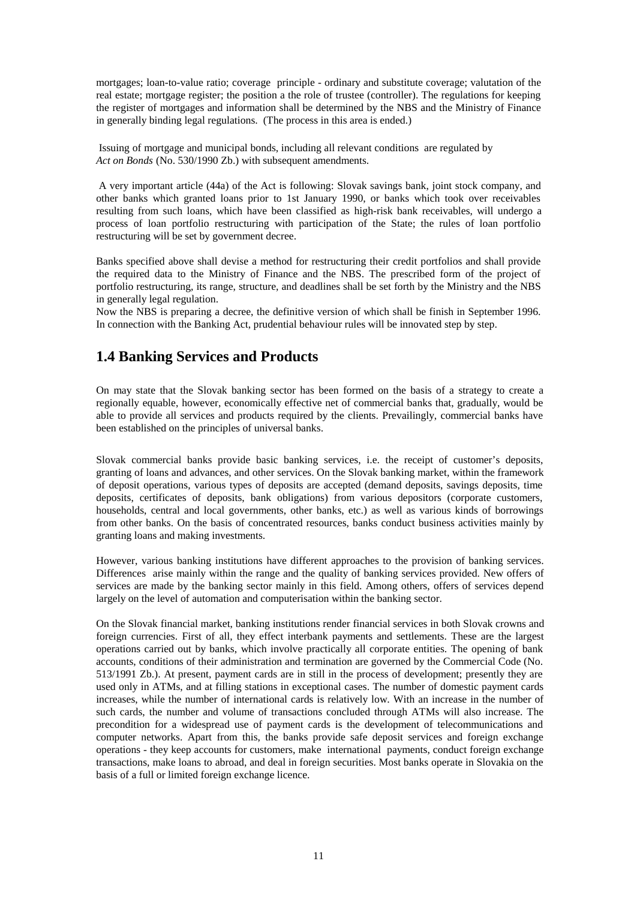mortgages; loan-to-value ratio; coverage principle - ordinary and substitute coverage; valutation of the real estate; mortgage register; the position a the role of trustee (controller). The regulations for keeping the register of mortgages and information shall be determined by the NBS and the Ministry of Finance in generally binding legal regulations. (The process in this area is ended.)

Issuing of mortgage and municipal bonds, including all relevant conditions are regulated by *Act on Bonds* (No. 530/1990 Zb.) with subsequent amendments.

A very important article (44a) of the Act is following: Slovak savings bank, joint stock company, and other banks which granted loans prior to 1st January 1990, or banks which took over receivables resulting from such loans, which have been classified as high-risk bank receivables, will undergo a process of loan portfolio restructuring with participation of the State; the rules of loan portfolio restructuring will be set by government decree.

Banks specified above shall devise a method for restructuring their credit portfolios and shall provide the required data to the Ministry of Finance and the NBS. The prescribed form of the project of portfolio restructuring, its range, structure, and deadlines shall be set forth by the Ministry and the NBS in generally legal regulation.
Now the NBS is preparing a decree, the definitive version of which shall be finish in September 1996. In connection with the Banking Act, prudential behaviour rules will be innovated step by step.

## 1.4 Banking Services and Products

On may state that the Slovak banking sector has been formed on the basis of a strategy to create a regionally equable, however, economically effective net of commercial banks that, gradually, would be able to provide all services and products required by the clients. Prevailingly, commercial banks have been established on the principles of universal banks.

Slovak commercial banks provide basic banking services, i.e. the receipt of customer's deposits, granting of loans and advances, and other services. On the Slovak banking market, within the framework of deposit operations, various types of deposits are accepted (demand deposits, savings deposits, time deposits, certificates of deposits, bank obligations) from various depositors (corporate customers, households, central and local governments, other banks, etc.) as well as various kinds of borrowings from other banks. On the basis of concentrated resources, banks conduct business activities mainly by granting loans and making investments.

However, various banking institutions have different approaches to the provision of banking services. Differences arise mainly within the range and the quality of banking services provided. New offers of services are made by the banking sector mainly in this field. Among others, offers of services depend largely on the level of automation and computerisation within the banking sector.

On the Slovak financial market, banking institutions render financial services in both Slovak crowns and foreign currencies. First of all, they effect interbank payments and settlements. These are the largest operations carried out by banks, which involve practically all corporate entities. The opening of bank accounts, conditions of their administration and termination are governed by the Commercial Code (No. 513/1991 Zb.). At present, payment cards are in still in the process of development; presently they are used only in ATMs, and at filling stations in exceptional cases. The number of domestic payment cards increases, while the number of international cards is relatively low. With an increase in the number of such cards, the number and volume of transactions concluded through ATMs will also increase. The precondition for a widespread use of payment cards is the development of telecommunications and computer networks. Apart from this, the banks provide safe deposit services and foreign exchange operations - they keep accounts for customers, make international payments, conduct foreign exchange transactions, make loans to abroad, and deal in foreign securities. Most banks operate in Slovakia on the basis of a full or limited foreign exchange licence.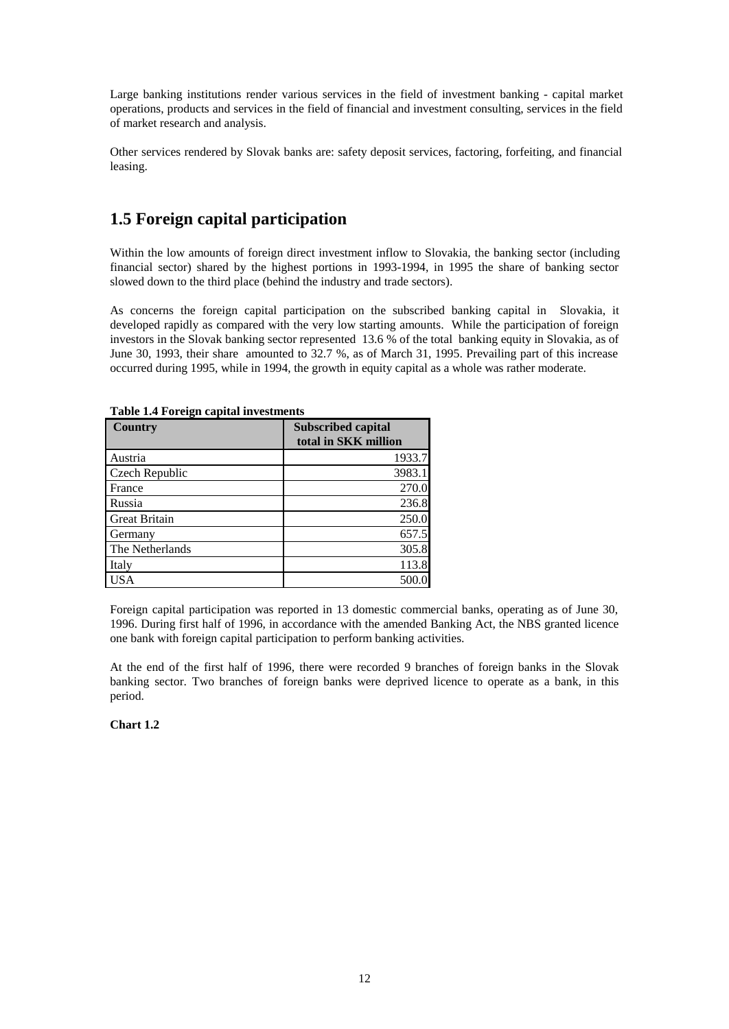Large banking institutions render various services in the field of investment banking - capital market operations, products and services in the field of financial and investment consulting, services in the field of market research and analysis.

Other services rendered by Slovak banks are: safety deposit services, factoring, forfeiting, and financial leasing.

## 1.5 Foreign capital participation

Within the low amounts of foreign direct investment inflow to Slovakia, the banking sector (including financial sector) shared by the highest portions in 1993-1994, in 1995 the share of banking sector slowed down to the third place (behind the industry and trade sectors).

As concerns the foreign capital participation on the subscribed banking capital in Slovakia, it developed rapidly as compared with the very low starting amounts. While the participation of foreign investors in the Slovak banking sector represented 13.6 % of the total banking equity in Slovakia, as of June 30, 1993, their share amounted to 32.7 %, as of March 31, 1995. Prevailing part of this increase occurred during 1995, while in 1994, the growth in equity capital as a whole was rather moderate.

**Table 1.4 Foreign capital investments**

| Country | Subscribed capital total in SKK million |
|---|---|
| Austria | 1933.7 |
| Czech Republic | 3983.1 |
| France | 270.0 |
| Russia | 236.8 |
| Great Britain | 250.0 |
| Germany | 657.5 |
| The Netherlands | 305.8 |
| Italy | 113.8 |
| USA | 500.0 |

Foreign capital participation was reported in 13 domestic commercial banks, operating as of June 30, 1996. During first half of 1996, in accordance with the amended Banking Act, the NBS granted licence one bank with foreign capital participation to perform banking activities.

At the end of the first half of 1996, there were recorded 9 branches of foreign banks in the Slovak banking sector. Two branches of foreign banks were deprived licence to operate as a bank, in this period.

**Chart 1.2**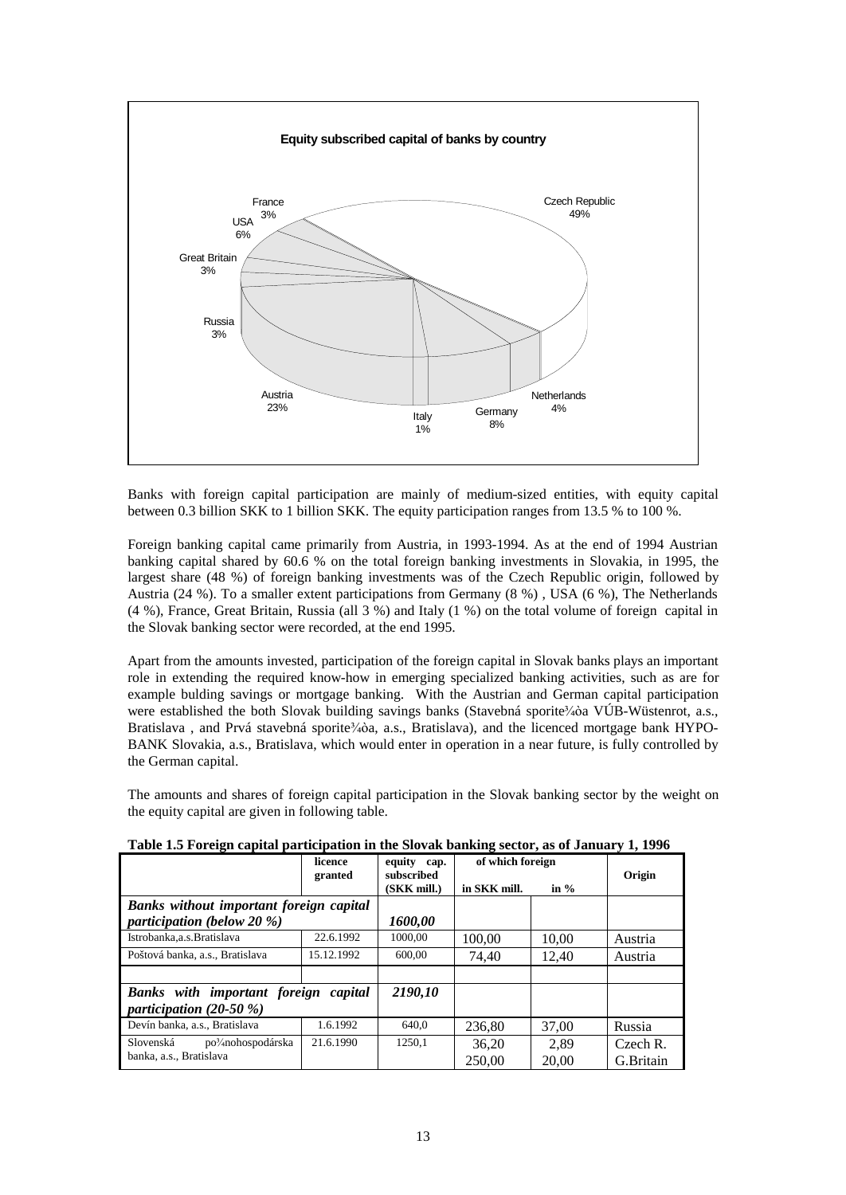**Equity subscribed capital of banks by country**

Czech Republic 49%, Austria 23%, Germany 8%, USA 6%, Netherlands 4%, France 3%, Great Britain 3%, Russia 3%, Italy 1%

Banks with foreign capital participation are mainly of medium-sized entities, with equity capital between 0.3 billion SKK to 1 billion SKK. The equity participation ranges from 13.5 % to 100 %.

Foreign banking capital came primarily from Austria, in 1993-1994. As at the end of 1994 Austrian banking capital shared by 60.6 % on the total foreign banking investments in Slovakia, in 1995, the largest share (48 %) of foreign banking investments was of the Czech Republic origin, followed by Austria (24 %). To a smaller extent participations from Germany (8 %) , USA (6 %), The Netherlands (4 %), France, Great Britain, Russia (all 3 %) and Italy (1 %) on the total volume of foreign capital in the Slovak banking sector were recorded, at the end 1995.

Apart from the amounts invested, participation of the foreign capital in Slovak banks plays an important role in extending the required know-how in emerging specialized banking activities, such as are for example bulding savings or mortgage banking. With the Austrian and German capital participation were established the both Slovak building savings banks (Stavebná sporite¾òa VÚB-Wüstenrot, a.s., Bratislava , and Prvá stavebná sporite¾òa, a.s., Bratislava), and the licenced mortgage bank HYPO-BANK Slovakia, a.s., Bratislava, which would enter in operation in a near future, is fully controlled by the German capital.

The amounts and shares of foreign capital participation in the Slovak banking sector by the weight on the equity capital are given in following table.

**Table 1.5 Foreign capital participation in the Slovak banking sector, as of January 1, 1996**

| | licence granted | equity cap. subscribed (SKK mill.) | of which foreign in SKK mill. | in % | Origin |
|---|---|---|---|---|---|
| ***Banks without important foreign capital participation (below 20 %)*** | | ***1600,00*** | | | |
| Istrobanka,a.s.Bratislava | 22.6.1992 | 1000,00 | 100,00 | 10,00 | Austria |
| Poštová banka, a.s., Bratislava | 15.12.1992 | 600,00 | 74,40 | 12,40 | Austria |
| | | | | | |
| ***Banks with important foreign capital participation (20-50 %)*** | | ***2190,10*** | | | |
| Devín banka, a.s., Bratislava | 1.6.1992 | 640,0 | 236,80 | 37,00 | Russia |
| Slovenská po¾nohospodárska banka, a.s., Bratislava | 21.6.1990 | 1250,1 | 36,20 | 2,89 | Czech R. |
| | | | 250,00 | 20,00 | G.Britain |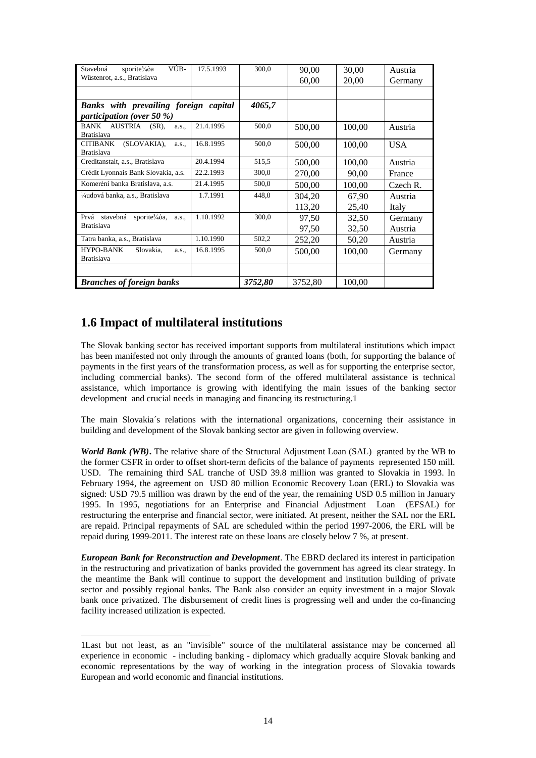| | | | | | |
|---|---|---|---|---|---|
| Stavebná sporite¾òa VÚB-Wüstenrot, a.s., Bratislava | 17.5.1993 | 300,0 | 90,00<br>60,00 | 30,00<br>20,00 | Austria<br>Germany |
| | | | | | |
| ***Banks with prevailing foreign capital participation (over 50 %)*** | | ***4065,7*** | | | |
| BANK AUSTRIA (SR), a.s., Bratislava | 21.4.1995 | 500,0 | 500,00 | 100,00 | Austria |
| CITIBANK (SLOVAKIA), a.s., Bratislava | 16.8.1995 | 500,0 | 500,00 | 100,00 | USA |
| Creditanstalt, a.s., Bratislava | 20.4.1994 | 515,5 | 500,00 | 100,00 | Austria |
| Crédit Lyonnais Bank Slovakia, a.s. | 22.2.1993 | 300,0 | 270,00 | 90,00 | France |
| Komerèní banka Bratislava, a.s. | 21.4.1995 | 500,0 | 500,00 | 100,00 | Czech R. |
| ¼udová banka, a.s., Bratislava | 1.7.1991 | 448,0 | 304,20<br>113,20 | 67,90<br>25,40 | Austria<br>Italy |
| Prvá stavebná sporite¾òa, a.s., Bratislava | 1.10.1992 | 300,0 | 97,50<br>97,50 | 32,50<br>32,50 | Germany<br>Austria |
| Tatra banka, a.s., Bratislava | 1.10.1990 | 502,2 | 252,20 | 50,20 | Austria |
| HYPO-BANK Slovakia, a.s., Bratislava | 16.8.1995 | 500,0 | 500,00 | 100,00 | Germany |
| | | | | | |
| ***Branches of foreign banks*** | | ***3752,80*** | 3752,80 | 100,00 | |

## 1.6 Impact of multilateral institutions

The Slovak banking sector has received important supports from multilateral institutions which impact has been manifested not only through the amounts of granted loans (both, for supporting the balance of payments in the first years of the transformation process, as well as for supporting the enterprise sector, including commercial banks). The second form of the offered multilateral assistance is technical assistance, which importance is growing with identifying the main issues of the banking sector development and crucial needs in managing and financing its restructuring.[1]

The main Slovakia´s relations with the international organizations, concerning their assistance in building and development of the Slovak banking sector are given in following overview.

***World Bank (WB)*.** The relative share of the Structural Adjustment Loan (SAL) granted by the WB to the former CSFR in order to offset short-term deficits of the balance of payments represented 150 mill. USD. The remaining third SAL tranche of USD 39.8 million was granted to Slovakia in 1993. In February 1994, the agreement on USD 80 million Economic Recovery Loan (ERL) to Slovakia was signed: USD 79.5 million was drawn by the end of the year, the remaining USD 0.5 million in January 1995. In 1995, negotiations for an Enterprise and Financial Adjustment Loan (EFSAL) for restructuring the enterprise and financial sector, were initiated. At present, neither the SAL nor the ERL are repaid. Principal repayments of SAL are scheduled within the period 1997-2006, the ERL will be repaid during 1999-2011. The interest rate on these loans are closely below 7 %, at present.

***European Bank for Reconstruction and Development***. The EBRD declared its interest in participation in the restructuring and privatization of banks provided the government has agreed its clear strategy. In the meantime the Bank will continue to support the development and institution building of private sector and possibly regional banks. The Bank also consider an equity investment in a major Slovak bank once privatized. The disbursement of credit lines is progressing well and under the co-financing facility increased utilization is expected.

---

1Last but not least, as an "invisible" source of the multilateral assistance may be concerned all experience in economic - including banking - diplomacy which gradually acquire Slovak banking and economic representations by the way of working in the integration process of Slovakia towards European and world economic and financial institutions.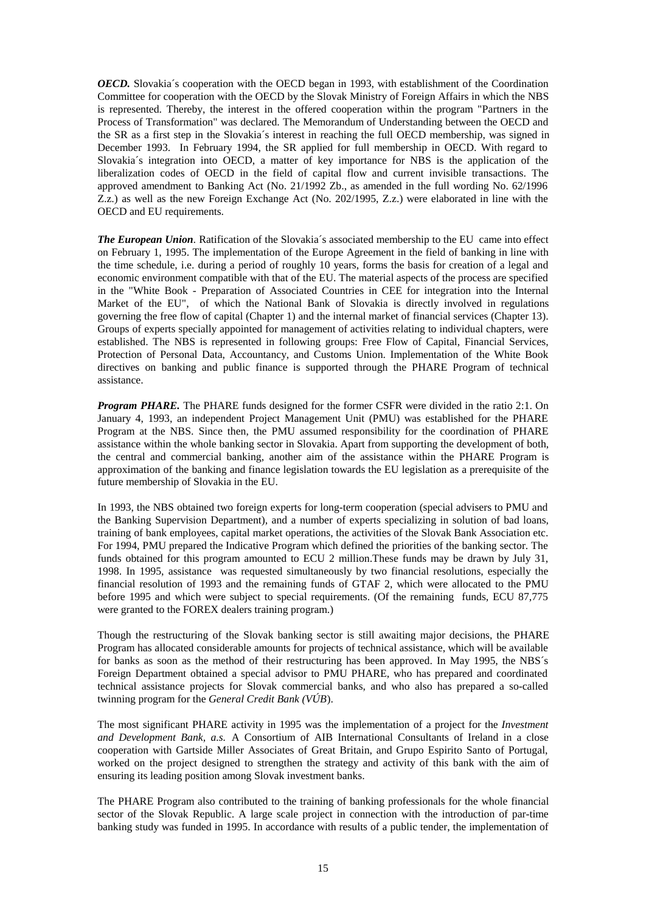***OECD.*** Slovakia´s cooperation with the OECD began in 1993, with establishment of the Coordination Committee for cooperation with the OECD by the Slovak Ministry of Foreign Affairs in which the NBS is represented. Thereby, the interest in the offered cooperation within the program "Partners in the Process of Transformation" was declared. The Memorandum of Understanding between the OECD and the SR as a first step in the Slovakia´s interest in reaching the full OECD membership, was signed in December 1993. In February 1994, the SR applied for full membership in OECD. With regard to Slovakia´s integration into OECD, a matter of key importance for NBS is the application of the liberalization codes of OECD in the field of capital flow and current invisible transactions. The approved amendment to Banking Act (No. 21/1992 Zb., as amended in the full wording No. 62/1996 Z.z.) as well as the new Foreign Exchange Act (No. 202/1995, Z.z.) were elaborated in line with the OECD and EU requirements.

***The European Union***. Ratification of the Slovakia´s associated membership to the EU came into effect on February 1, 1995. The implementation of the Europe Agreement in the field of banking in line with the time schedule, i.e. during a period of roughly 10 years, forms the basis for creation of a legal and economic environment compatible with that of the EU. The material aspects of the process are specified in the "White Book - Preparation of Associated Countries in CEE for integration into the Internal Market of the EU", of which the National Bank of Slovakia is directly involved in regulations governing the free flow of capital (Chapter 1) and the internal market of financial services (Chapter 13). Groups of experts specially appointed for management of activities relating to individual chapters, were established. The NBS is represented in following groups: Free Flow of Capital, Financial Services, Protection of Personal Data, Accountancy, and Customs Union. Implementation of the White Book directives on banking and public finance is supported through the PHARE Program of technical assistance.

***Program PHARE.*** The PHARE funds designed for the former CSFR were divided in the ratio 2:1. On January 4, 1993, an independent Project Management Unit (PMU) was established for the PHARE Program at the NBS. Since then, the PMU assumed responsibility for the coordination of PHARE assistance within the whole banking sector in Slovakia. Apart from supporting the development of both, the central and commercial banking, another aim of the assistance within the PHARE Program is approximation of the banking and finance legislation towards the EU legislation as a prerequisite of the future membership of Slovakia in the EU.

In 1993, the NBS obtained two foreign experts for long-term cooperation (special advisers to PMU and the Banking Supervision Department), and a number of experts specializing in solution of bad loans, training of bank employees, capital market operations, the activities of the Slovak Bank Association etc. For 1994, PMU prepared the Indicative Program which defined the priorities of the banking sector. The funds obtained for this program amounted to ECU 2 million.These funds may be drawn by July 31, 1998. In 1995, assistance was requested simultaneously by two financial resolutions, especially the financial resolution of 1993 and the remaining funds of GTAF 2, which were allocated to the PMU before 1995 and which were subject to special requirements. (Of the remaining funds, ECU 87,775 were granted to the FOREX dealers training program.)

Though the restructuring of the Slovak banking sector is still awaiting major decisions, the PHARE Program has allocated considerable amounts for projects of technical assistance, which will be available for banks as soon as the method of their restructuring has been approved. In May 1995, the NBS´s Foreign Department obtained a special advisor to PMU PHARE, who has prepared and coordinated technical assistance projects for Slovak commercial banks, and who also has prepared a so-called twinning program for the *General Credit Bank (VÚB*).

The most significant PHARE activity in 1995 was the implementation of a project for the *Investment and Development Bank, a.s.* A Consortium of AIB International Consultants of Ireland in a close cooperation with Gartside Miller Associates of Great Britain, and Grupo Espirito Santo of Portugal, worked on the project designed to strengthen the strategy and activity of this bank with the aim of ensuring its leading position among Slovak investment banks.

The PHARE Program also contributed to the training of banking professionals for the whole financial sector of the Slovak Republic. A large scale project in connection with the introduction of par-time banking study was funded in 1995. In accordance with results of a public tender, the implementation of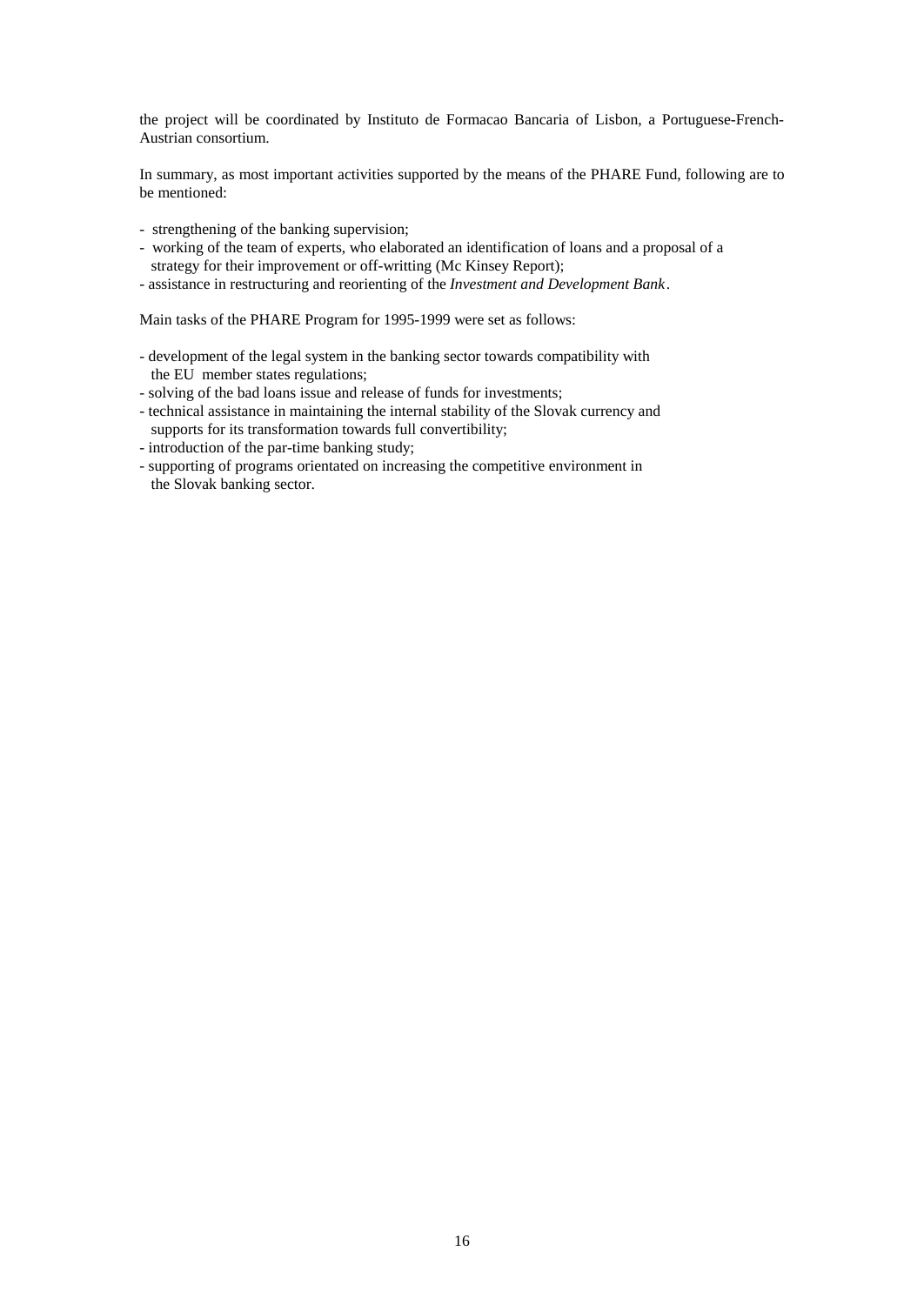the project will be coordinated by Instituto de Formacao Bancaria of Lisbon, a Portuguese-French-Austrian consortium.

In summary, as most important activities supported by the means of the PHARE Fund, following are to be mentioned:

- strengthening of the banking supervision;
- working of the team of experts, who elaborated an identification of loans and a proposal of a strategy for their improvement or off-writting (Mc Kinsey Report);
- assistance in restructuring and reorienting of the *Investment and Development Bank*.

Main tasks of the PHARE Program for 1995-1999 were set as follows:

- development of the legal system in the banking sector towards compatibility with the EU member states regulations;
- solving of the bad loans issue and release of funds for investments;
- technical assistance in maintaining the internal stability of the Slovak currency and supports for its transformation towards full convertibility;
- introduction of the par-time banking study;
- supporting of programs orientated on increasing the competitive environment in the Slovak banking sector.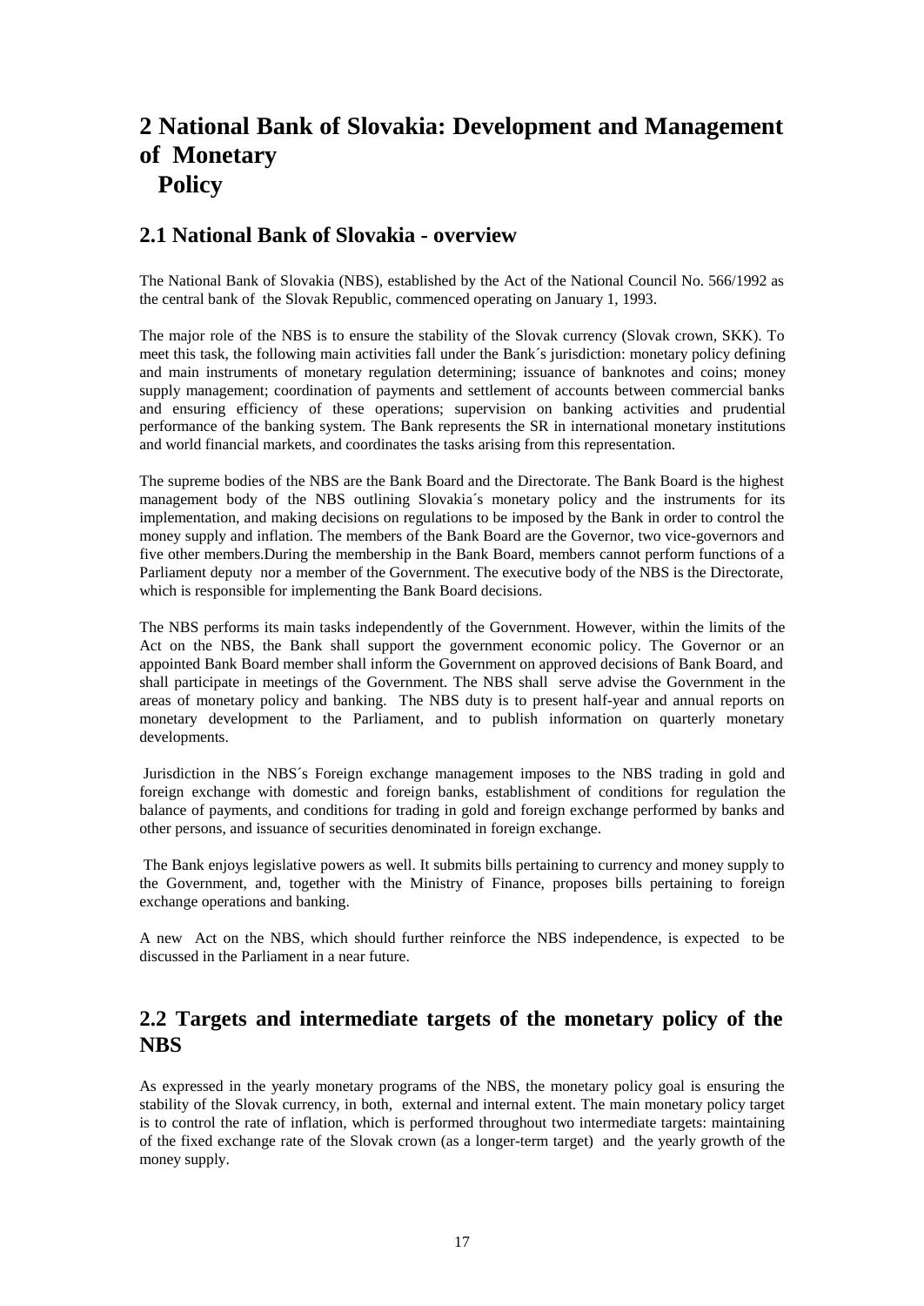# 2 National Bank of Slovakia: Development and Management of Monetary Policy

## 2.1 National Bank of Slovakia - overview

The National Bank of Slovakia (NBS), established by the Act of the National Council No. 566/1992 as the central bank of the Slovak Republic, commenced operating on January 1, 1993.

The major role of the NBS is to ensure the stability of the Slovak currency (Slovak crown, SKK). To meet this task, the following main activities fall under the Bank´s jurisdiction: monetary policy defining and main instruments of monetary regulation determining; issuance of banknotes and coins; money supply management; coordination of payments and settlement of accounts between commercial banks and ensuring efficiency of these operations; supervision on banking activities and prudential performance of the banking system. The Bank represents the SR in international monetary institutions and world financial markets, and coordinates the tasks arising from this representation.

The supreme bodies of the NBS are the Bank Board and the Directorate. The Bank Board is the highest management body of the NBS outlining Slovakia´s monetary policy and the instruments for its implementation, and making decisions on regulations to be imposed by the Bank in order to control the money supply and inflation. The members of the Bank Board are the Governor, two vice-governors and five other members.During the membership in the Bank Board, members cannot perform functions of a Parliament deputy nor a member of the Government. The executive body of the NBS is the Directorate, which is responsible for implementing the Bank Board decisions.

The NBS performs its main tasks independently of the Government. However, within the limits of the Act on the NBS, the Bank shall support the government economic policy. The Governor or an appointed Bank Board member shall inform the Government on approved decisions of Bank Board, and shall participate in meetings of the Government. The NBS shall serve advise the Government in the areas of monetary policy and banking. The NBS duty is to present half-year and annual reports on monetary development to the Parliament, and to publish information on quarterly monetary developments.

Jurisdiction in the NBS´s Foreign exchange management imposes to the NBS trading in gold and foreign exchange with domestic and foreign banks, establishment of conditions for regulation the balance of payments, and conditions for trading in gold and foreign exchange performed by banks and other persons, and issuance of securities denominated in foreign exchange.

The Bank enjoys legislative powers as well. It submits bills pertaining to currency and money supply to the Government, and, together with the Ministry of Finance, proposes bills pertaining to foreign exchange operations and banking.

A new Act on the NBS, which should further reinforce the NBS independence, is expected to be discussed in the Parliament in a near future.

## 2.2 Targets and intermediate targets of the monetary policy of the NBS

As expressed in the yearly monetary programs of the NBS, the monetary policy goal is ensuring the stability of the Slovak currency, in both, external and internal extent. The main monetary policy target is to control the rate of inflation, which is performed throughout two intermediate targets: maintaining of the fixed exchange rate of the Slovak crown (as a longer-term target) and the yearly growth of the money supply.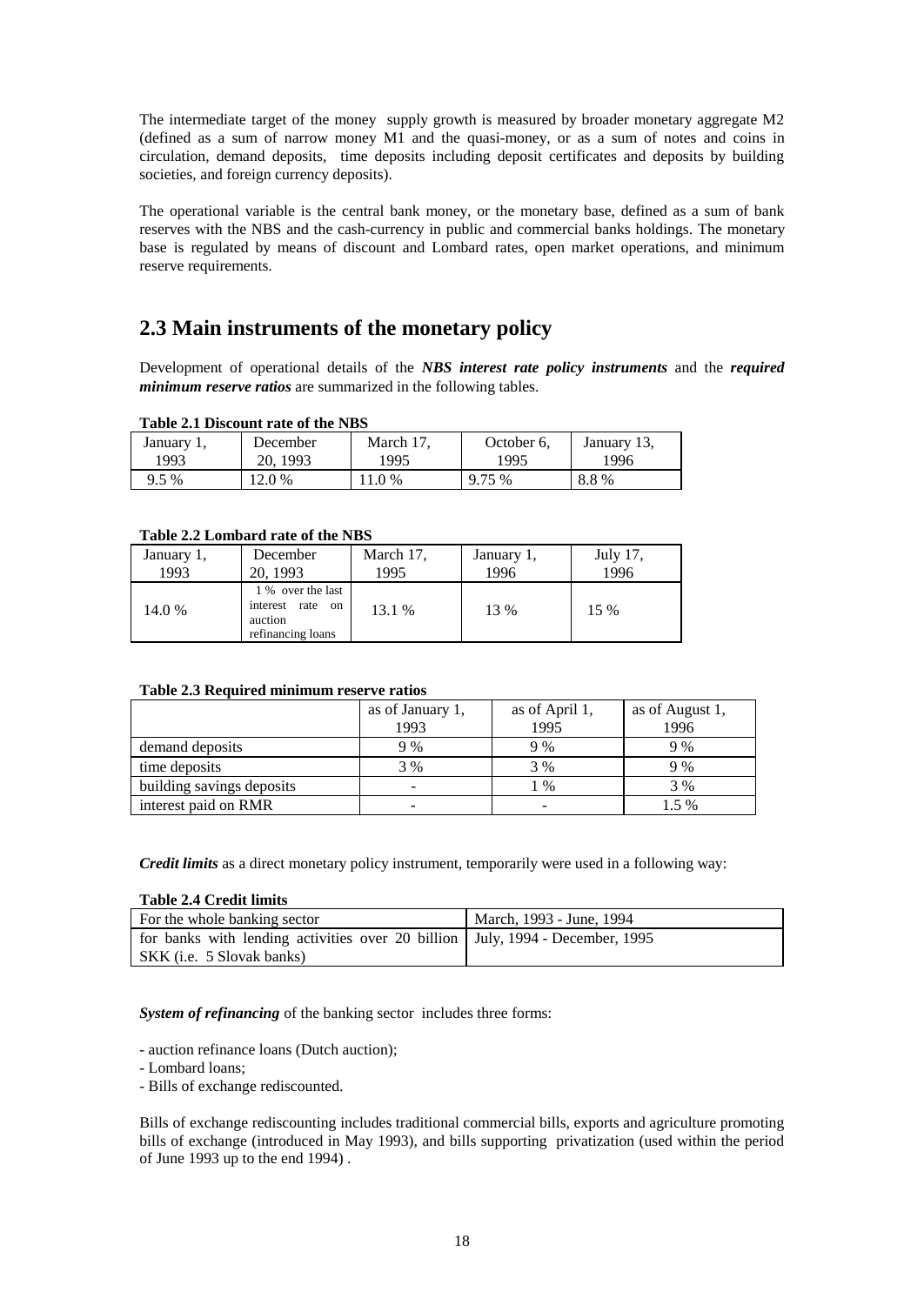The intermediate target of the money supply growth is measured by broader monetary aggregate M2 (defined as a sum of narrow money M1 and the quasi-money, or as a sum of notes and coins in circulation, demand deposits, time deposits including deposit certificates and deposits by building societies, and foreign currency deposits).

The operational variable is the central bank money, or the monetary base, defined as a sum of bank reserves with the NBS and the cash-currency in public and commercial banks holdings. The monetary base is regulated by means of discount and Lombard rates, open market operations, and minimum reserve requirements.

## 2.3 Main instruments of the monetary policy

Development of operational details of the ***NBS interest rate policy instruments*** and the ***required minimum reserve ratios*** are summarized in the following tables.

**Table 2.1 Discount rate of the NBS**

| January 1, 1993 | December 20, 1993 | March 17, 1995 | October 6, 1995 | January 13, 1996 |
|---|---|---|---|---|
| 9.5 % | 12.0 % | 11.0 % | 9.75 % | 8.8 % |

**Table 2.2 Lombard rate of the NBS**

| January 1, 1993 | December 20, 1993 | March 17, 1995 | January 1, 1996 | July 17, 1996 |
|---|---|---|---|---|
| 14.0 % | 1 % over the last interest rate on auction refinancing loans | 13.1 % | 13 % | 15 % |

**Table 2.3 Required minimum reserve ratios**

| | as of January 1, 1993 | as of April 1, 1995 | as of August 1, 1996 |
|---|---|---|---|
| demand deposits | 9 % | 9 % | 9 % |
| time deposits | 3 % | 3 % | 9 % |
| building savings deposits | - | 1 % | 3 % |
| interest paid on RMR | - | - | 1.5 % |

***Credit limits*** as a direct monetary policy instrument, temporarily were used in a following way:

**Table 2.4 Credit limits**

| For the whole banking sector | March, 1993 - June, 1994 |
|---|---|
| for banks with lending activities over 20 billion SKK (i.e. 5 Slovak banks) | July, 1994 - December, 1995 |

***System of refinancing*** of the banking sector includes three forms:

- auction refinance loans (Dutch auction);
- Lombard loans;
- Bills of exchange rediscounted.

Bills of exchange rediscounting includes traditional commercial bills, exports and agriculture promoting bills of exchange (introduced in May 1993), and bills supporting privatization (used within the period of June 1993 up to the end 1994) .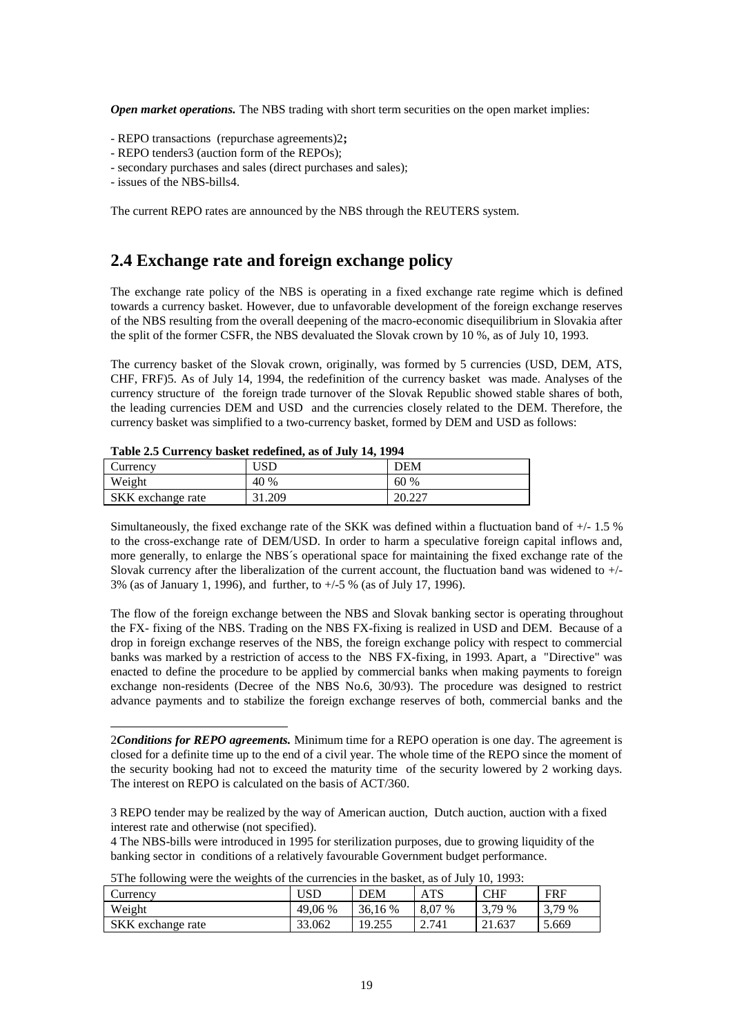***Open market operations.*** The NBS trading with short term securities on the open market implies:

- REPO transactions (repurchase agreements)[2]**;**
- REPO tenders[3] (auction form of the REPOs);
- secondary purchases and sales (direct purchases and sales);
- issues of the NBS-bills[4].

The current REPO rates are announced by the NBS through the REUTERS system.

## 2.4 Exchange rate and foreign exchange policy

The exchange rate policy of the NBS is operating in a fixed exchange rate regime which is defined towards a currency basket. However, due to unfavorable development of the foreign exchange reserves of the NBS resulting from the overall deepening of the macro-economic disequilibrium in Slovakia after the split of the former CSFR, the NBS devaluated the Slovak crown by 10 %, as of July 10, 1993.

The currency basket of the Slovak crown, originally, was formed by 5 currencies (USD, DEM, ATS, CHF, FRF)[5]. As of July 14, 1994, the redefinition of the currency basket was made. Analyses of the currency structure of the foreign trade turnover of the Slovak Republic showed stable shares of both, the leading currencies DEM and USD and the currencies closely related to the DEM. Therefore, the currency basket was simplified to a two-currency basket, formed by DEM and USD as follows:

**Table 2.5 Currency basket redefined, as of July 14, 1994**

| Currency | USD | DEM |
|---|---|---|
| Weight | 40 % | 60 % |
| SKK exchange rate | 31.209 | 20.227 |

Simultaneously, the fixed exchange rate of the SKK was defined within a fluctuation band of +/- 1.5 % to the cross-exchange rate of DEM/USD. In order to harm a speculative foreign capital inflows and, more generally, to enlarge the NBS´s operational space for maintaining the fixed exchange rate of the Slovak currency after the liberalization of the current account, the fluctuation band was widened to +/- 3% (as of January 1, 1996), and further, to +/-5 % (as of July 17, 1996).

The flow of the foreign exchange between the NBS and Slovak banking sector is operating throughout the FX- fixing of the NBS. Trading on the NBS FX-fixing is realized in USD and DEM. Because of a drop in foreign exchange reserves of the NBS, the foreign exchange policy with respect to commercial banks was marked by a restriction of access to the NBS FX-fixing, in 1993. Apart, a "Directive" was enacted to define the procedure to be applied by commercial banks when making payments to foreign exchange non-residents (Decree of the NBS No.6, 30/93). The procedure was designed to restrict advance payments and to stabilize the foreign exchange reserves of both, commercial banks and the

---

2 ***Conditions for REPO agreements.*** Minimum time for a REPO operation is one day. The agreement is closed for a definite time up to the end of a civil year. The whole time of the REPO since the moment of the security booking had not to exceed the maturity time of the security lowered by 2 working days. The interest on REPO is calculated on the basis of ACT/360.

3 REPO tender may be realized by the way of American auction, Dutch auction, auction with a fixed interest rate and otherwise (not specified).

4 The NBS-bills were introduced in 1995 for sterilization purposes, due to growing liquidity of the banking sector in conditions of a relatively favourable Government budget performance.

5 The following were the weights of the currencies in the basket, as of July 10, 1993:

| Currency | USD | DEM | ATS | CHF | FRF |
|---|---|---|---|---|---|
| Weight | 49,06 % | 36,16 % | 8,07 % | 3,79 % | 3,79 % |
| SKK exchange rate | 33.062 | 19.255 | 2.741 | 21.637 | 5.669 |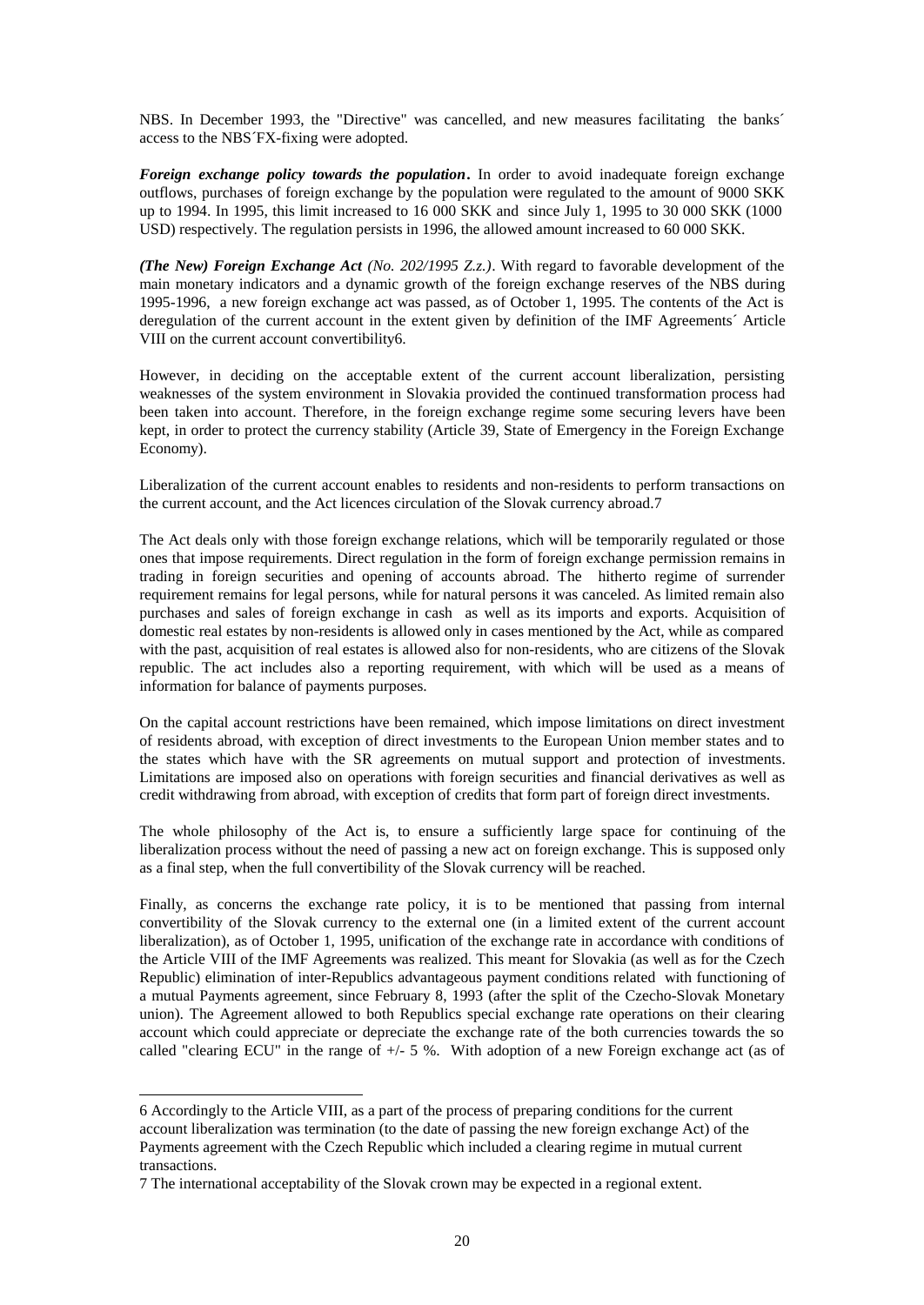NBS. In December 1993, the "Directive" was cancelled, and new measures facilitating the banks´ access to the NBS´FX-fixing were adopted.

***Foreign exchange policy towards the population*.** In order to avoid inadequate foreign exchange outflows, purchases of foreign exchange by the population were regulated to the amount of 9000 SKK up to 1994. In 1995, this limit increased to 16 000 SKK and since July 1, 1995 to 30 000 SKK (1000 USD) respectively. The regulation persists in 1996, the allowed amount increased to 60 000 SKK.

***(The New) Foreign Exchange Act*** *(No. 202/1995 Z.z.)*. With regard to favorable development of the main monetary indicators and a dynamic growth of the foreign exchange reserves of the NBS during 1995-1996, a new foreign exchange act was passed, as of October 1, 1995. The contents of the Act is deregulation of the current account in the extent given by definition of the IMF Agreements´ Article VIII on the current account convertibility[6].

However, in deciding on the acceptable extent of the current account liberalization, persisting weaknesses of the system environment in Slovakia provided the continued transformation process had been taken into account. Therefore, in the foreign exchange regime some securing levers have been kept, in order to protect the currency stability (Article 39, State of Emergency in the Foreign Exchange Economy).

Liberalization of the current account enables to residents and non-residents to perform transactions on the current account, and the Act licences circulation of the Slovak currency abroad.[7]

The Act deals only with those foreign exchange relations, which will be temporarily regulated or those ones that impose requirements. Direct regulation in the form of foreign exchange permission remains in trading in foreign securities and opening of accounts abroad. The hitherto regime of surrender requirement remains for legal persons, while for natural persons it was canceled. As limited remain also purchases and sales of foreign exchange in cash as well as its imports and exports. Acquisition of domestic real estates by non-residents is allowed only in cases mentioned by the Act, while as compared with the past, acquisition of real estates is allowed also for non-residents, who are citizens of the Slovak republic. The act includes also a reporting requirement, with which will be used as a means of information for balance of payments purposes.

On the capital account restrictions have been remained, which impose limitations on direct investment of residents abroad, with exception of direct investments to the European Union member states and to the states which have with the SR agreements on mutual support and protection of investments. Limitations are imposed also on operations with foreign securities and financial derivatives as well as credit withdrawing from abroad, with exception of credits that form part of foreign direct investments.

The whole philosophy of the Act is, to ensure a sufficiently large space for continuing of the liberalization process without the need of passing a new act on foreign exchange. This is supposed only as a final step, when the full convertibility of the Slovak currency will be reached.

Finally, as concerns the exchange rate policy, it is to be mentioned that passing from internal convertibility of the Slovak currency to the external one (in a limited extent of the current account liberalization), as of October 1, 1995, unification of the exchange rate in accordance with conditions of the Article VIII of the IMF Agreements was realized. This meant for Slovakia (as well as for the Czech Republic) elimination of inter-Republics advantageous payment conditions related with functioning of a mutual Payments agreement, since February 8, 1993 (after the split of the Czecho-Slovak Monetary union). The Agreement allowed to both Republics special exchange rate operations on their clearing account which could appreciate or depreciate the exchange rate of the both currencies towards the so called "clearing ECU" in the range of +/- 5 %. With adoption of a new Foreign exchange act (as of

---

6 Accordingly to the Article VIII, as a part of the process of preparing conditions for the current account liberalization was termination (to the date of passing the new foreign exchange Act) of the Payments agreement with the Czech Republic which included a clearing regime in mutual current transactions.

7 The international acceptability of the Slovak crown may be expected in a regional extent.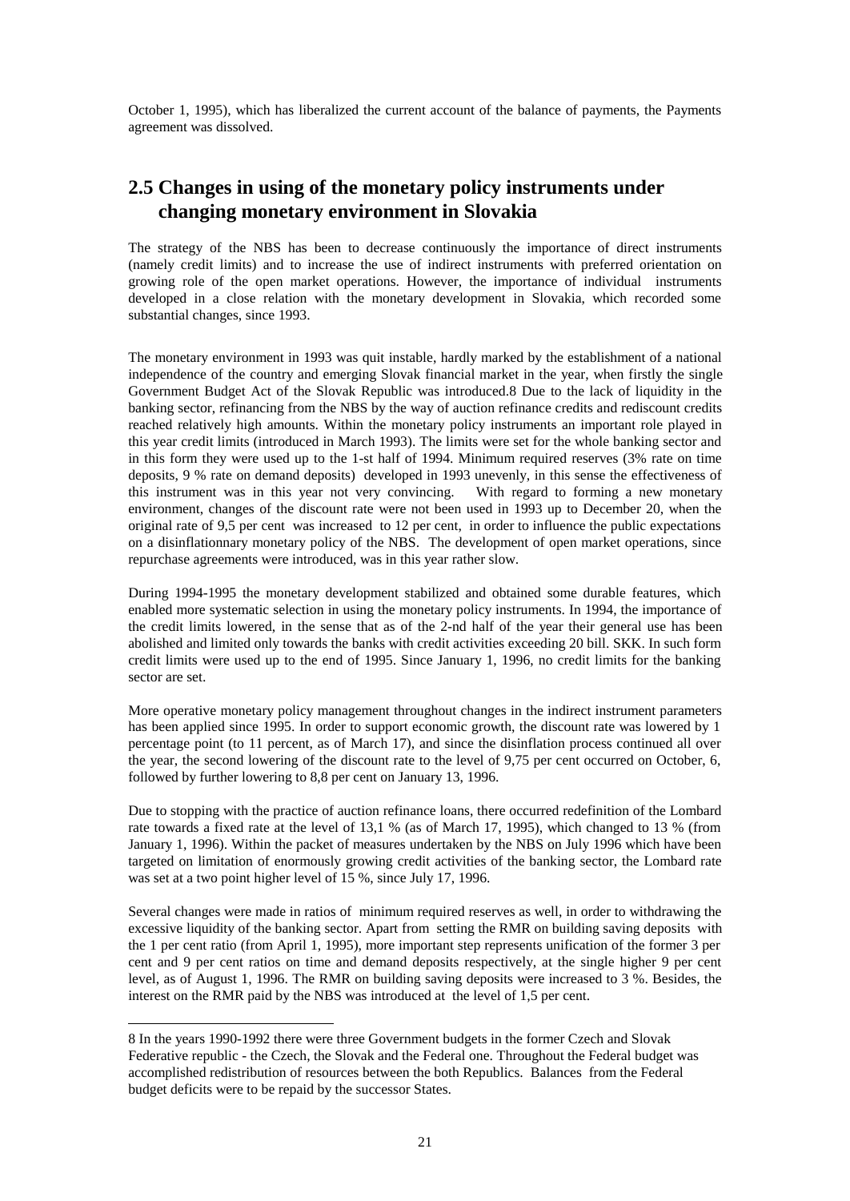October 1, 1995), which has liberalized the current account of the balance of payments, the Payments agreement was dissolved.

## 2.5 Changes in using of the monetary policy instruments under changing monetary environment in Slovakia

The strategy of the NBS has been to decrease continuously the importance of direct instruments (namely credit limits) and to increase the use of indirect instruments with preferred orientation on growing role of the open market operations. However, the importance of individual instruments developed in a close relation with the monetary development in Slovakia, which recorded some substantial changes, since 1993.

The monetary environment in 1993 was quit instable, hardly marked by the establishment of a national independence of the country and emerging Slovak financial market in the year, when firstly the single Government Budget Act of the Slovak Republic was introduced.8 Due to the lack of liquidity in the banking sector, refinancing from the NBS by the way of auction refinance credits and rediscount credits reached relatively high amounts. Within the monetary policy instruments an important role played in this year credit limits (introduced in March 1993). The limits were set for the whole banking sector and in this form they were used up to the 1-st half of 1994. Minimum required reserves (3% rate on time deposits, 9 % rate on demand deposits) developed in 1993 unevenly, in this sense the effectiveness of this instrument was in this year not very convincing. With regard to forming a new monetary environment, changes of the discount rate were not been used in 1993 up to December 20, when the original rate of 9,5 per cent was increased to 12 per cent, in order to influence the public expectations on a disinflationnary monetary policy of the NBS. The development of open market operations, since repurchase agreements were introduced, was in this year rather slow.

During 1994-1995 the monetary development stabilized and obtained some durable features, which enabled more systematic selection in using the monetary policy instruments. In 1994, the importance of the credit limits lowered, in the sense that as of the 2-nd half of the year their general use has been abolished and limited only towards the banks with credit activities exceeding 20 bill. SKK. In such form credit limits were used up to the end of 1995. Since January 1, 1996, no credit limits for the banking sector are set.

More operative monetary policy management throughout changes in the indirect instrument parameters has been applied since 1995. In order to support economic growth, the discount rate was lowered by 1 percentage point (to 11 percent, as of March 17), and since the disinflation process continued all over the year, the second lowering of the discount rate to the level of 9,75 per cent occurred on October, 6, followed by further lowering to 8,8 per cent on January 13, 1996.

Due to stopping with the practice of auction refinance loans, there occurred redefinition of the Lombard rate towards a fixed rate at the level of 13,1 % (as of March 17, 1995), which changed to 13 % (from January 1, 1996). Within the packet of measures undertaken by the NBS on July 1996 which have been targeted on limitation of enormously growing credit activities of the banking sector, the Lombard rate was set at a two point higher level of 15 %, since July 17, 1996.

Several changes were made in ratios of minimum required reserves as well, in order to withdrawing the excessive liquidity of the banking sector. Apart from setting the RMR on building saving deposits with the 1 per cent ratio (from April 1, 1995), more important step represents unification of the former 3 per cent and 9 per cent ratios on time and demand deposits respectively, at the single higher 9 per cent level, as of August 1, 1996. The RMR on building saving deposits were increased to 3 %. Besides, the interest on the RMR paid by the NBS was introduced at the level of 1,5 per cent.

---

8 In the years 1990-1992 there were three Government budgets in the former Czech and Slovak Federative republic - the Czech, the Slovak and the Federal one. Throughout the Federal budget was accomplished redistribution of resources between the both Republics. Balances from the Federal budget deficits were to be repaid by the successor States.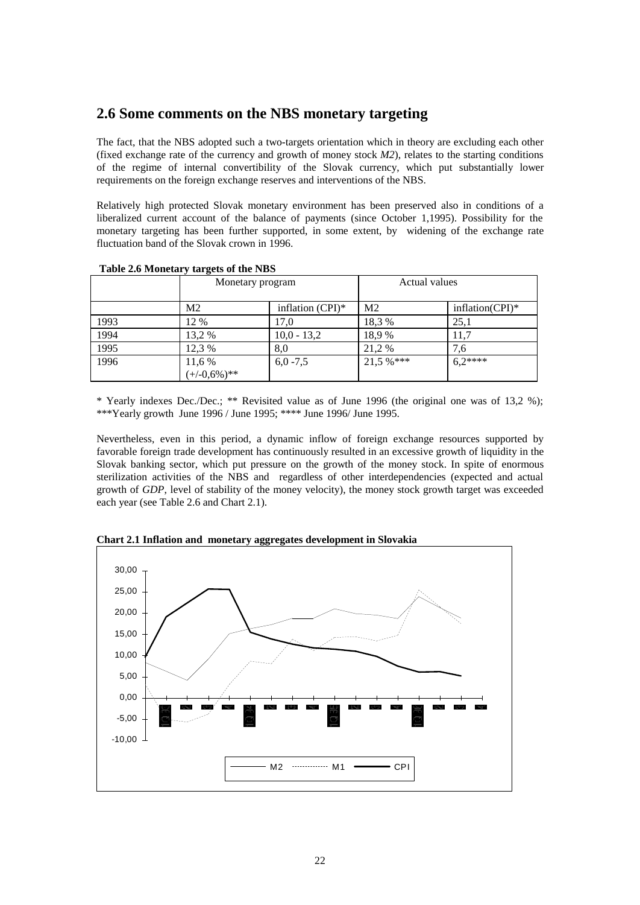## 2.6 Some comments on the NBS monetary targeting

The fact, that the NBS adopted such a two-targets orientation which in theory are excluding each other (fixed exchange rate of the currency and growth of money stock *M2*), relates to the starting conditions of the regime of internal convertibility of the Slovak currency, which put substantially lower requirements on the foreign exchange reserves and interventions of the NBS.

Relatively high protected Slovak monetary environment has been preserved also in conditions of a liberalized current account of the balance of payments (since October 1,1995). Possibility for the monetary targeting has been further supported, in some extent, by widening of the exchange rate fluctuation band of the Slovak crown in 1996.

**Table 2.6 Monetary targets of the NBS**

| | Monetary program | | Actual values | |
|---|---|---|---|---|
| | M2 | inflation (CPI)* | M2 | inflation(CPI)* |
| 1993 | 12 % | 17,0 | 18,3 % | 25,1 |
| 1994 | 13,2 % | 10,0 - 13,2 | 18,9 % | 11,7 |
| 1995 | 12,3 % | 8,0 | 21,2 % | 7,6 |
| 1996 | 11,6 % (+/-0,6%)** | 6,0 -7,5 | 21,5 %*** | 6,2**** |

\* Yearly indexes Dec./Dec.; ** Revisited value as of June 1996 (the original one was of 13,2 %); ***Yearly growth June 1996 / June 1995; **** June 1996/ June 1995.

Nevertheless, even in this period, a dynamic inflow of foreign exchange resources supported by favorable foreign trade development has continuously resulted in an excessive growth of liquidity in the Slovak banking sector, which put pressure on the growth of the money stock. In spite of enormous sterilization activities of the NBS and regardless of other interdependencies (expected and actual growth of *GDP*, level of stability of the money velocity), the money stock growth target was exceeded each year (see Table 2.6 and Chart 2.1).

**Chart 2.1 Inflation and monetary aggregates development in Slovakia**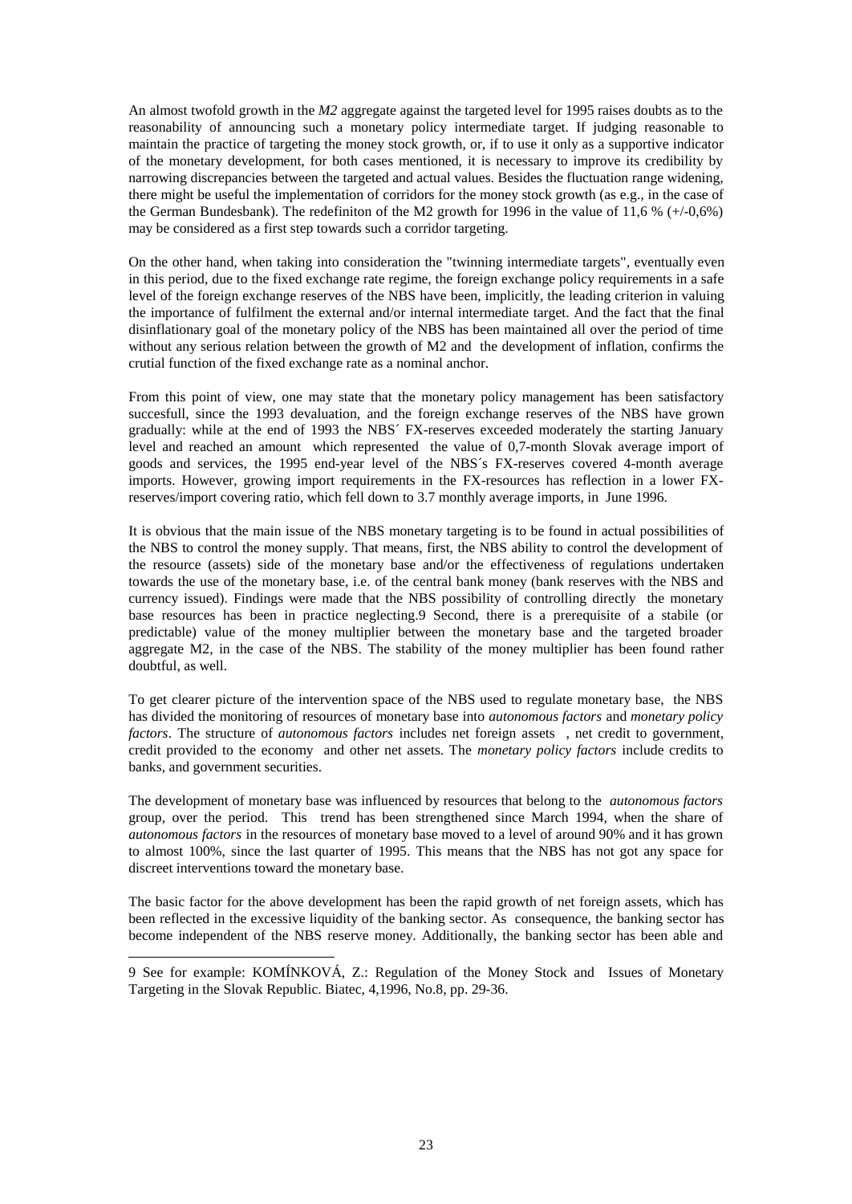An almost twofold growth in the *M2* aggregate against the targeted level for 1995 raises doubts as to the reasonability of announcing such a monetary policy intermediate target. If judging reasonable to maintain the practice of targeting the money stock growth, or, if to use it only as a supportive indicator of the monetary development, for both cases mentioned, it is necessary to improve its credibility by narrowing discrepancies between the targeted and actual values. Besides the fluctuation range widening, there might be useful the implementation of corridors for the money stock growth (as e.g., in the case of the German Bundesbank). The redefiniton of the M2 growth for 1996 in the value of 11,6 % (+/-0,6%) may be considered as a first step towards such a corridor targeting.

On the other hand, when taking into consideration the "twinning intermediate targets", eventually even in this period, due to the fixed exchange rate regime, the foreign exchange policy requirements in a safe level of the foreign exchange reserves of the NBS have been, implicitly, the leading criterion in valuing the importance of fulfilment the external and/or internal intermediate target. And the fact that the final disinflationary goal of the monetary policy of the NBS has been maintained all over the period of time without any serious relation between the growth of M2 and the development of inflation, confirms the crutial function of the fixed exchange rate as a nominal anchor.

From this point of view, one may state that the monetary policy management has been satisfactory succesfull, since the 1993 devaluation, and the foreign exchange reserves of the NBS have grown gradually: while at the end of 1993 the NBS´ FX-reserves exceeded moderately the starting January level and reached an amount which represented the value of 0,7-month Slovak average import of goods and services, the 1995 end-year level of the NBS´s FX-reserves covered 4-month average imports. However, growing import requirements in the FX-resources has reflection in a lower FX-reserves/import covering ratio, which fell down to 3.7 monthly average imports, in June 1996.

It is obvious that the main issue of the NBS monetary targeting is to be found in actual possibilities of the NBS to control the money supply. That means, first, the NBS ability to control the development of the resource (assets) side of the monetary base and/or the effectiveness of regulations undertaken towards the use of the monetary base, i.e. of the central bank money (bank reserves with the NBS and currency issued). Findings were made that the NBS possibility of controlling directly the monetary base resources has been in practice neglecting.[9] Second, there is a prerequisite of a stabile (or predictable) value of the money multiplier between the monetary base and the targeted broader aggregate M2, in the case of the NBS. The stability of the money multiplier has been found rather doubtful, as well.

To get clearer picture of the intervention space of the NBS used to regulate monetary base, the NBS has divided the monitoring of resources of monetary base into *autonomous factors* and *monetary policy factors*. The structure of *autonomous factors* includes net foreign assets , net credit to government, credit provided to the economy and other net assets. The *monetary policy factors* include credits to banks, and government securities.

The development of monetary base was influenced by resources that belong to the *autonomous factors* group, over the period. This trend has been strengthened since March 1994, when the share of *autonomous factors* in the resources of monetary base moved to a level of around 90% and it has grown to almost 100%, since the last quarter of 1995. This means that the NBS has not got any space for discreet interventions toward the monetary base.

The basic factor for the above development has been the rapid growth of net foreign assets, which has been reflected in the excessive liquidity of the banking sector. As consequence, the banking sector has become independent of the NBS reserve money. Additionally, the banking sector has been able and

---

9 See for example: KOMÍNKOVÁ, Z.: Regulation of the Money Stock and Issues of Monetary Targeting in the Slovak Republic. Biatec, 4,1996, No.8, pp. 29-36.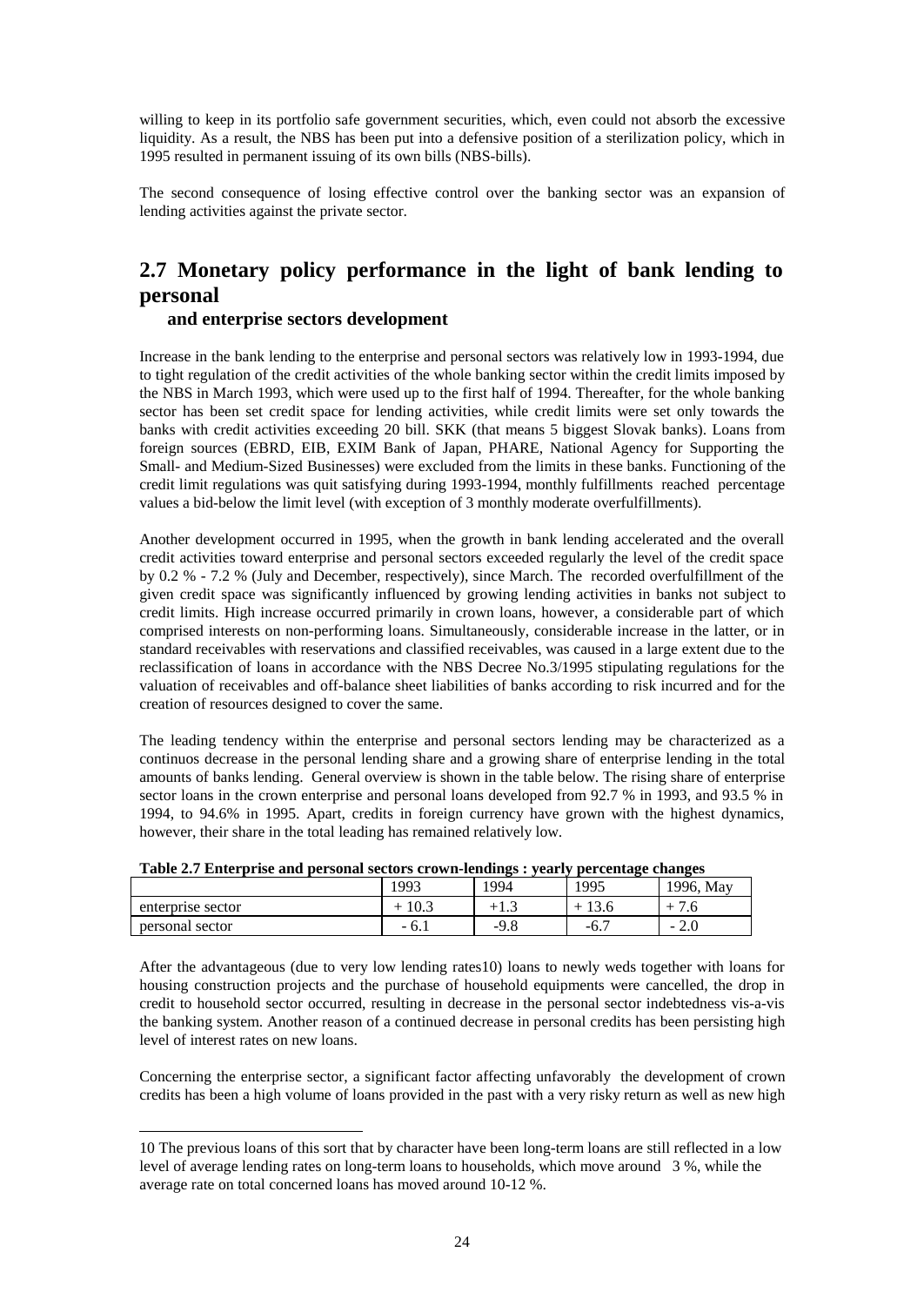willing to keep in its portfolio safe government securities, which, even could not absorb the excessive liquidity. As a result, the NBS has been put into a defensive position of a sterilization policy, which in 1995 resulted in permanent issuing of its own bills (NBS-bills).

The second consequence of losing effective control over the banking sector was an expansion of lending activities against the private sector.

## 2.7 Monetary policy performance in the light of bank lending to personal

### and enterprise sectors development

Increase in the bank lending to the enterprise and personal sectors was relatively low in 1993-1994, due to tight regulation of the credit activities of the whole banking sector within the credit limits imposed by the NBS in March 1993, which were used up to the first half of 1994. Thereafter, for the whole banking sector has been set credit space for lending activities, while credit limits were set only towards the banks with credit activities exceeding 20 bill. SKK (that means 5 biggest Slovak banks). Loans from foreign sources (EBRD, EIB, EXIM Bank of Japan, PHARE, National Agency for Supporting the Small- and Medium-Sized Businesses) were excluded from the limits in these banks. Functioning of the credit limit regulations was quit satisfying during 1993-1994, monthly fulfillments reached percentage values a bid-below the limit level (with exception of 3 monthly moderate overfulfillments).

Another development occurred in 1995, when the growth in bank lending accelerated and the overall credit activities toward enterprise and personal sectors exceeded regularly the level of the credit space by 0.2 % - 7.2 % (July and December, respectively), since March. The recorded overfulfillment of the given credit space was significantly influenced by growing lending activities in banks not subject to credit limits. High increase occurred primarily in crown loans, however, a considerable part of which comprised interests on non-performing loans. Simultaneously, considerable increase in the latter, or in standard receivables with reservations and classified receivables, was caused in a large extent due to the reclassification of loans in accordance with the NBS Decree No.3/1995 stipulating regulations for the valuation of receivables and off-balance sheet liabilities of banks according to risk incurred and for the creation of resources designed to cover the same.

The leading tendency within the enterprise and personal sectors lending may be characterized as a continuos decrease in the personal lending share and a growing share of enterprise lending in the total amounts of banks lending. General overview is shown in the table below. The rising share of enterprise sector loans in the crown enterprise and personal loans developed from 92.7 % in 1993, and 93.5 % in 1994, to 94.6% in 1995. Apart, credits in foreign currency have grown with the highest dynamics, however, their share in the total leading has remained relatively low.

**Table 2.7 Enterprise and personal sectors crown-lendings : yearly percentage changes**

| | 1993 | 1994 | 1995 | 1996, May |
|---|---|---|---|---|
| enterprise sector | + 10.3 | +1.3 | + 13.6 | + 7.6 |
| personal sector | - 6.1 | -9.8 | -6.7 | - 2.0 |

After the advantageous (due to very low lending rates10) loans to newly weds together with loans for housing construction projects and the purchase of household equipments were cancelled, the drop in credit to household sector occurred, resulting in decrease in the personal sector indebtedness vis-a-vis the banking system. Another reason of a continued decrease in personal credits has been persisting high level of interest rates on new loans.

Concerning the enterprise sector, a significant factor affecting unfavorably the development of crown credits has been a high volume of loans provided in the past with a very risky return as well as new high

10 The previous loans of this sort that by character have been long-term loans are still reflected in a low level of average lending rates on long-term loans to households, which move around 3 %, while the average rate on total concerned loans has moved around 10-12 %.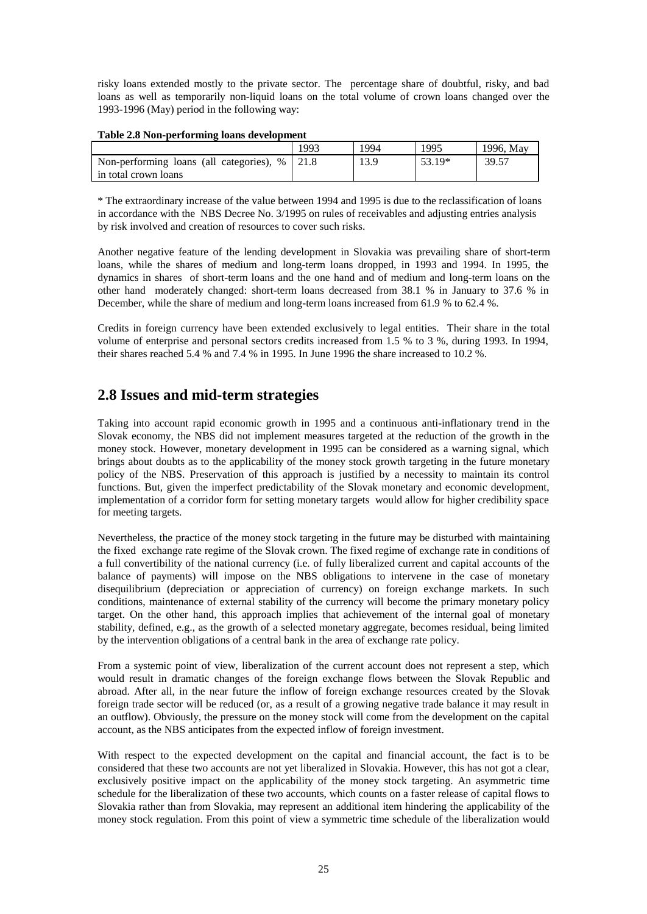risky loans extended mostly to the private sector. The percentage share of doubtful, risky, and bad loans as well as temporarily non-liquid loans on the total volume of crown loans changed over the 1993-1996 (May) period in the following way:

**Table 2.8 Non-performing loans development**

| | 1993 | 1994 | 1995 | 1996, May |
|---|---|---|---|---|
| Non-performing loans (all categories), % in total crown loans | 21.8 | 13.9 | 53.19* | 39.57 |

* The extraordinary increase of the value between 1994 and 1995 is due to the reclassification of loans in accordance with the NBS Decree No. 3/1995 on rules of receivables and adjusting entries analysis by risk involved and creation of resources to cover such risks.

Another negative feature of the lending development in Slovakia was prevailing share of short-term loans, while the shares of medium and long-term loans dropped, in 1993 and 1994. In 1995, the dynamics in shares of short-term loans and the one hand and of medium and long-term loans on the other hand moderately changed: short-term loans decreased from 38.1 % in January to 37.6 % in December, while the share of medium and long-term loans increased from 61.9 % to 62.4 %.

Credits in foreign currency have been extended exclusively to legal entities. Their share in the total volume of enterprise and personal sectors credits increased from 1.5 % to 3 %, during 1993. In 1994, their shares reached 5.4 % and 7.4 % in 1995. In June 1996 the share increased to 10.2 %.

## 2.8 Issues and mid-term strategies

Taking into account rapid economic growth in 1995 and a continuous anti-inflationary trend in the Slovak economy, the NBS did not implement measures targeted at the reduction of the growth in the money stock. However, monetary development in 1995 can be considered as a warning signal, which brings about doubts as to the applicability of the money stock growth targeting in the future monetary policy of the NBS. Preservation of this approach is justified by a necessity to maintain its control functions. But, given the imperfect predictability of the Slovak monetary and economic development, implementation of a corridor form for setting monetary targets would allow for higher credibility space for meeting targets.

Nevertheless, the practice of the money stock targeting in the future may be disturbed with maintaining the fixed exchange rate regime of the Slovak crown. The fixed regime of exchange rate in conditions of a full convertibility of the national currency (i.e. of fully liberalized current and capital accounts of the balance of payments) will impose on the NBS obligations to intervene in the case of monetary disequilibrium (depreciation or appreciation of currency) on foreign exchange markets. In such conditions, maintenance of external stability of the currency will become the primary monetary policy target. On the other hand, this approach implies that achievement of the internal goal of monetary stability, defined, e.g., as the growth of a selected monetary aggregate, becomes residual, being limited by the intervention obligations of a central bank in the area of exchange rate policy.

From a systemic point of view, liberalization of the current account does not represent a step, which would result in dramatic changes of the foreign exchange flows between the Slovak Republic and abroad. After all, in the near future the inflow of foreign exchange resources created by the Slovak foreign trade sector will be reduced (or, as a result of a growing negative trade balance it may result in an outflow). Obviously, the pressure on the money stock will come from the development on the capital account, as the NBS anticipates from the expected inflow of foreign investment.

With respect to the expected development on the capital and financial account, the fact is to be considered that these two accounts are not yet liberalized in Slovakia. However, this has not got a clear, exclusively positive impact on the applicability of the money stock targeting. An asymmetric time schedule for the liberalization of these two accounts, which counts on a faster release of capital flows to Slovakia rather than from Slovakia, may represent an additional item hindering the applicability of the money stock regulation. From this point of view a symmetric time schedule of the liberalization would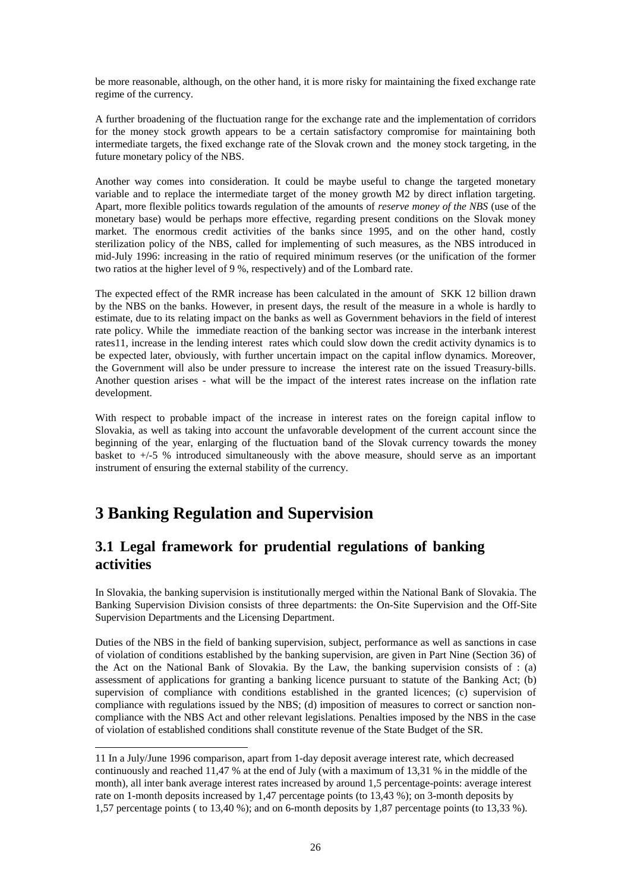be more reasonable, although, on the other hand, it is more risky for maintaining the fixed exchange rate regime of the currency.

A further broadening of the fluctuation range for the exchange rate and the implementation of corridors for the money stock growth appears to be a certain satisfactory compromise for maintaining both intermediate targets, the fixed exchange rate of the Slovak crown and the money stock targeting, in the future monetary policy of the NBS.

Another way comes into consideration. It could be maybe useful to change the targeted monetary variable and to replace the intermediate target of the money growth M2 by direct inflation targeting. Apart, more flexible politics towards regulation of the amounts of *reserve money of the NBS* (use of the monetary base) would be perhaps more effective, regarding present conditions on the Slovak money market. The enormous credit activities of the banks since 1995, and on the other hand, costly sterilization policy of the NBS, called for implementing of such measures, as the NBS introduced in mid-July 1996: increasing in the ratio of required minimum reserves (or the unification of the former two ratios at the higher level of 9 %, respectively) and of the Lombard rate.

The expected effect of the RMR increase has been calculated in the amount of SKK 12 billion drawn by the NBS on the banks. However, in present days, the result of the measure in a whole is hardly to estimate, due to its relating impact on the banks as well as Government behaviors in the field of interest rate policy. While the immediate reaction of the banking sector was increase in the interbank interest rates[11], increase in the lending interest rates which could slow down the credit activity dynamics is to be expected later, obviously, with further uncertain impact on the capital inflow dynamics. Moreover, the Government will also be under pressure to increase the interest rate on the issued Treasury-bills. Another question arises - what will be the impact of the interest rates increase on the inflation rate development.

With respect to probable impact of the increase in interest rates on the foreign capital inflow to Slovakia, as well as taking into account the unfavorable development of the current account since the beginning of the year, enlarging of the fluctuation band of the Slovak currency towards the money basket to +/-5 % introduced simultaneously with the above measure, should serve as an important instrument of ensuring the external stability of the currency.

# 3 Banking Regulation and Supervision

## 3.1 Legal framework for prudential regulations of banking activities

In Slovakia, the banking supervision is institutionally merged within the National Bank of Slovakia. The Banking Supervision Division consists of three departments: the On-Site Supervision and the Off-Site Supervision Departments and the Licensing Department.

Duties of the NBS in the field of banking supervision, subject, performance as well as sanctions in case of violation of conditions established by the banking supervision, are given in Part Nine (Section 36) of the Act on the National Bank of Slovakia. By the Law, the banking supervision consists of : (a) assessment of applications for granting a banking licence pursuant to statute of the Banking Act; (b) supervision of compliance with conditions established in the granted licences; (c) supervision of compliance with regulations issued by the NBS; (d) imposition of measures to correct or sanction non-compliance with the NBS Act and other relevant legislations. Penalties imposed by the NBS in the case of violation of established conditions shall constitute revenue of the State Budget of the SR.

---

11 In a July/June 1996 comparison, apart from 1-day deposit average interest rate, which decreased continuously and reached 11,47 % at the end of July (with a maximum of 13,31 % in the middle of the month), all inter bank average interest rates increased by around 1,5 percentage-points: average interest rate on 1-month deposits increased by 1,47 percentage points (to 13,43 %); on 3-month deposits by 1,57 percentage points ( to 13,40 %); and on 6-month deposits by 1,87 percentage points (to 13,33 %).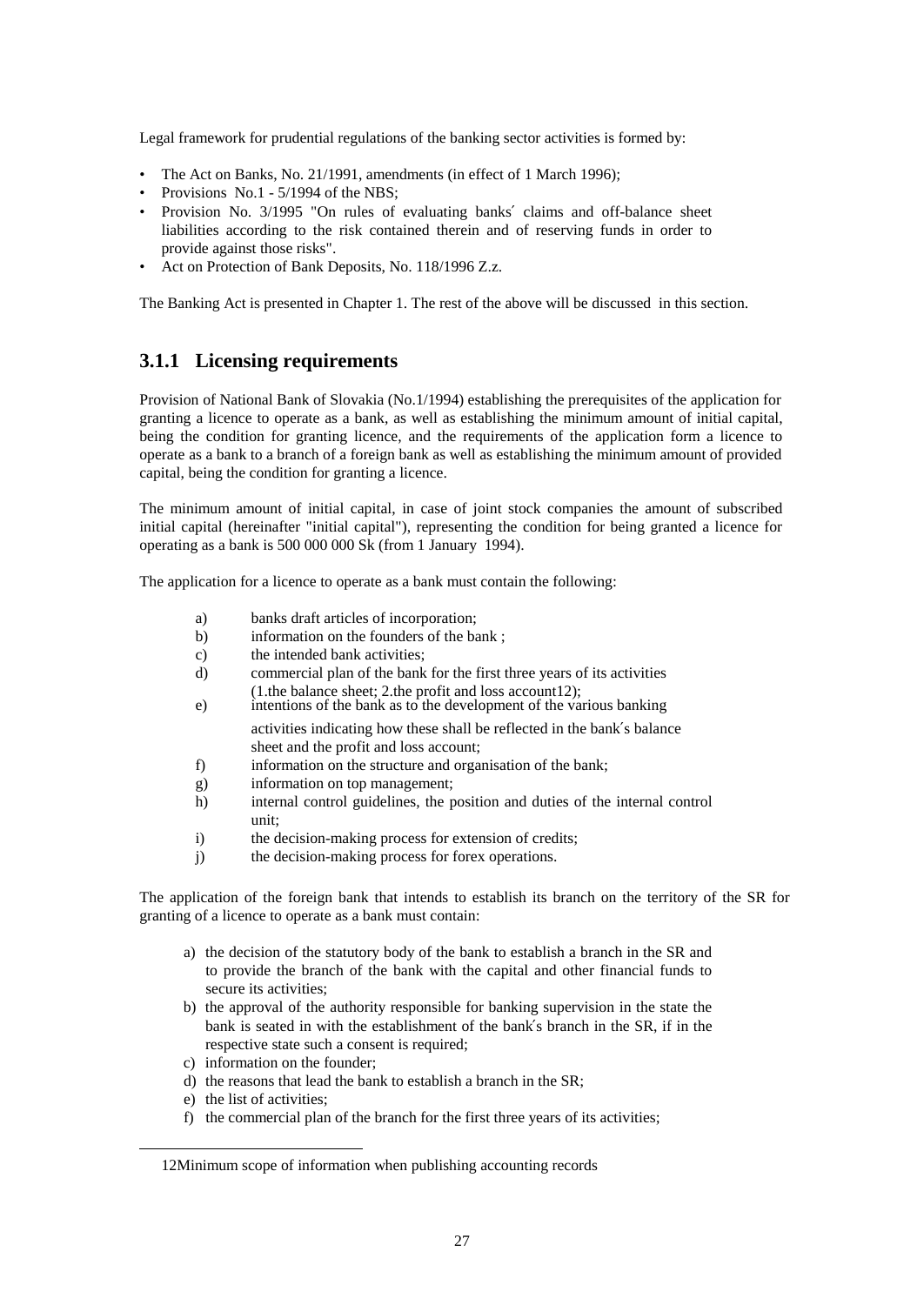Legal framework for prudential regulations of the banking sector activities is formed by:

- The Act on Banks, No. 21/1991, amendments (in effect of 1 March 1996);
- Provisions No.1 - 5/1994 of the NBS;
- Provision No. 3/1995 "On rules of evaluating banks´ claims and off-balance sheet liabilities according to the risk contained therein and of reserving funds in order to provide against those risks".
- Act on Protection of Bank Deposits, No. 118/1996 Z.z.

The Banking Act is presented in Chapter 1. The rest of the above will be discussed in this section.

### 3.1.1 Licensing requirements

Provision of National Bank of Slovakia (No.1/1994) establishing the prerequisites of the application for granting a licence to operate as a bank, as well as establishing the minimum amount of initial capital, being the condition for granting licence, and the requirements of the application form a licence to operate as a bank to a branch of a foreign bank as well as establishing the minimum amount of provided capital, being the condition for granting a licence.

The minimum amount of initial capital, in case of joint stock companies the amount of subscribed initial capital (hereinafter "initial capital"), representing the condition for being granted a licence for operating as a bank is 500 000 000 Sk (from 1 January 1994).

The application for a licence to operate as a bank must contain the following:

a) banks draft articles of incorporation;
b) information on the founders of the bank ;
c) the intended bank activities;
d) commercial plan of the bank for the first three years of its activities (1.the balance sheet; 2.the profit and loss account[12]);
e) intentions of the bank as to the development of the various banking activities indicating how these shall be reflected in the bank´s balance sheet and the profit and loss account;
f) information on the structure and organisation of the bank;
g) information on top management;
h) internal control guidelines, the position and duties of the internal control unit;
i) the decision-making process for extension of credits;
j) the decision-making process for forex operations.

The application of the foreign bank that intends to establish its branch on the territory of the SR for granting of a licence to operate as a bank must contain:

a) the decision of the statutory body of the bank to establish a branch in the SR and to provide the branch of the bank with the capital and other financial funds to secure its activities;
b) the approval of the authority responsible for banking supervision in the state the bank is seated in with the establishment of the bank´s branch in the SR, if in the respective state such a consent is required;
c) information on the founder;
d) the reasons that lead the bank to establish a branch in the SR;
e) the list of activities;
f) the commercial plan of the branch for the first three years of its activities;

[12] Minimum scope of information when publishing accounting records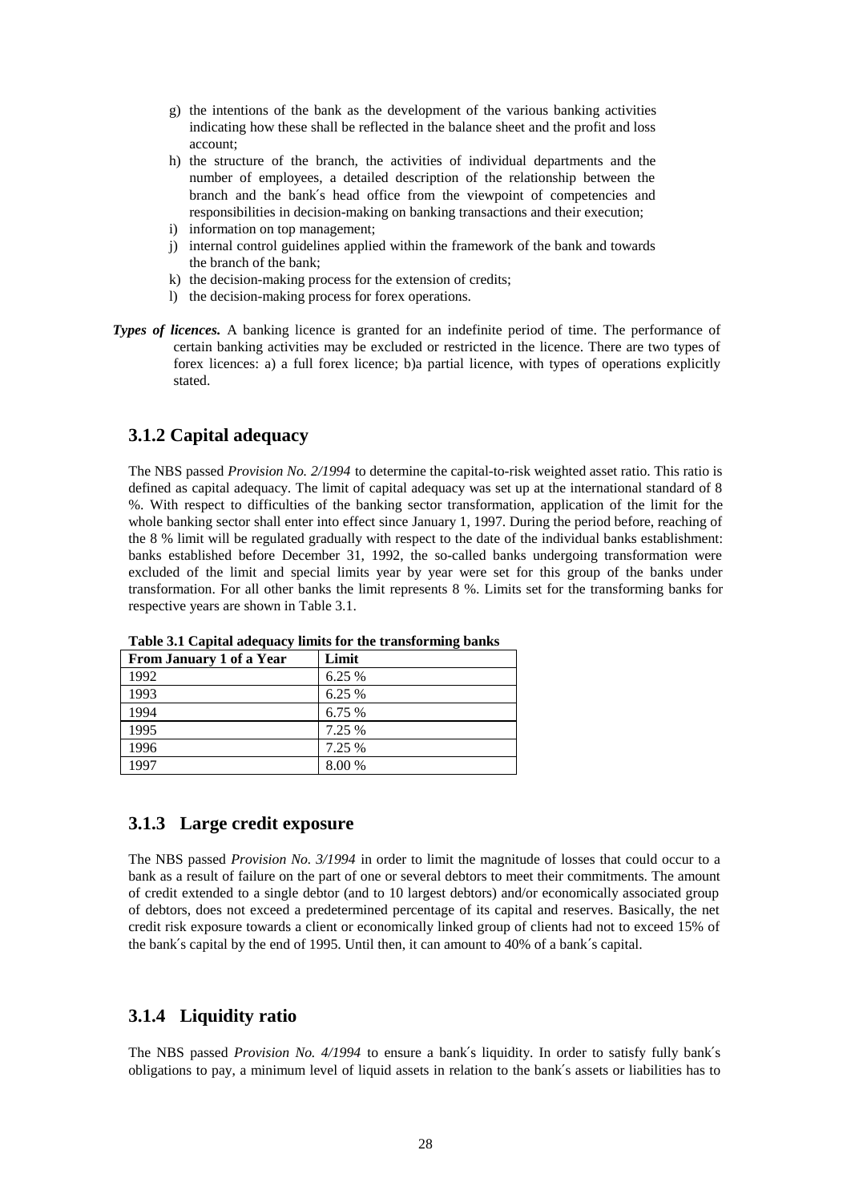g) the intentions of the bank as the development of the various banking activities indicating how these shall be reflected in the balance sheet and the profit and loss account;
h) the structure of the branch, the activities of individual departments and the number of employees, a detailed description of the relationship between the branch and the bank´s head office from the viewpoint of competencies and responsibilities in decision-making on banking transactions and their execution;
i) information on top management;
j) internal control guidelines applied within the framework of the bank and towards the branch of the bank;
k) the decision-making process for the extension of credits;
l) the decision-making process for forex operations.

***Types of licences.*** A banking licence is granted for an indefinite period of time. The performance of certain banking activities may be excluded or restricted in the licence. There are two types of forex licences: a) a full forex licence; b)a partial licence, with types of operations explicitly stated.

## 3.1.2 Capital adequacy

The NBS passed *Provision No. 2/1994* to determine the capital-to-risk weighted asset ratio. This ratio is defined as capital adequacy. The limit of capital adequacy was set up at the international standard of 8 %. With respect to difficulties of the banking sector transformation, application of the limit for the whole banking sector shall enter into effect since January 1, 1997. During the period before, reaching of the 8 % limit will be regulated gradually with respect to the date of the individual banks establishment: banks established before December 31, 1992, the so-called banks undergoing transformation were excluded of the limit and special limits year by year were set for this group of the banks under transformation. For all other banks the limit represents 8 %. Limits set for the transforming banks for respective years are shown in Table 3.1.

**Table 3.1 Capital adequacy limits for the transforming banks**

| From January 1 of a Year | Limit |
|---|---|
| 1992 | 6.25 % |
| 1993 | 6.25 % |
| 1994 | 6.75 % |
| 1995 | 7.25 % |
| 1996 | 7.25 % |
| 1997 | 8.00 % |

## 3.1.3 Large credit exposure

The NBS passed *Provision No. 3/1994* in order to limit the magnitude of losses that could occur to a bank as a result of failure on the part of one or several debtors to meet their commitments. The amount of credit extended to a single debtor (and to 10 largest debtors) and/or economically associated group of debtors, does not exceed a predetermined percentage of its capital and reserves. Basically, the net credit risk exposure towards a client or economically linked group of clients had not to exceed 15% of the bank´s capital by the end of 1995. Until then, it can amount to 40% of a bank´s capital.

## 3.1.4 Liquidity ratio

The NBS passed *Provision No. 4/1994* to ensure a bank´s liquidity. In order to satisfy fully bank´s obligations to pay, a minimum level of liquid assets in relation to the bank´s assets or liabilities has to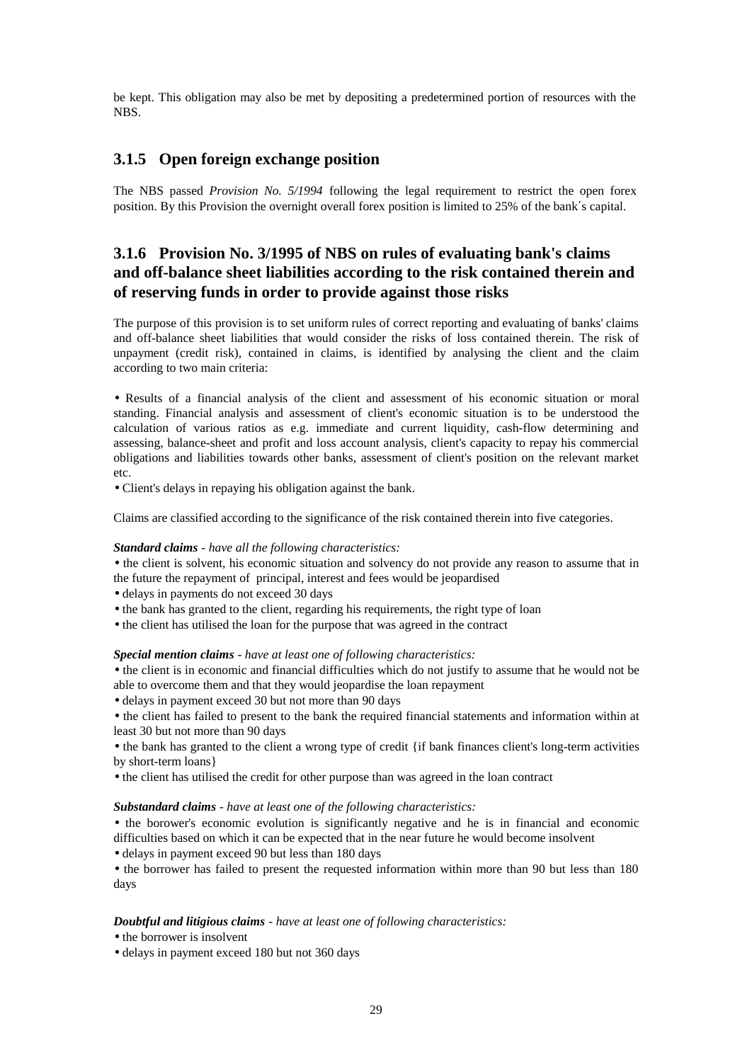be kept. This obligation may also be met by depositing a predetermined portion of resources with the NBS.

### 3.1.5 Open foreign exchange position

The NBS passed *Provision No. 5/1994* following the legal requirement to restrict the open forex position. By this Provision the overnight overall forex position is limited to 25% of the bank´s capital.

### 3.1.6 Provision No. 3/1995 of NBS on rules of evaluating bank's claims and off-balance sheet liabilities according to the risk contained therein and of reserving funds in order to provide against those risks

The purpose of this provision is to set uniform rules of correct reporting and evaluating of banks' claims and off-balance sheet liabilities that would consider the risks of loss contained therein. The risk of unpayment (credit risk), contained in claims, is identified by analysing the client and the claim according to two main criteria:

- Results of a financial analysis of the client and assessment of his economic situation or moral standing. Financial analysis and assessment of client's economic situation is to be understood the calculation of various ratios as e.g. immediate and current liquidity, cash-flow determining and assessing, balance-sheet and profit and loss account analysis, client's capacity to repay his commercial obligations and liabilities towards other banks, assessment of client's position on the relevant market etc.
- Client's delays in repaying his obligation against the bank.

Claims are classified according to the significance of the risk contained therein into five categories.

***Standard claims*** *- have all the following characteristics:*

- the client is solvent, his economic situation and solvency do not provide any reason to assume that in the future the repayment of principal, interest and fees would be jeopardised
- delays in payments do not exceed 30 days
- the bank has granted to the client, regarding his requirements, the right type of loan
- the client has utilised the loan for the purpose that was agreed in the contract

***Special mention claims*** *- have at least one of following characteristics:*

- the client is in economic and financial difficulties which do not justify to assume that he would not be able to overcome them and that they would jeopardise the loan repayment
- delays in payment exceed 30 but not more than 90 days
- the client has failed to present to the bank the required financial statements and information within at least 30 but not more than 90 days
- the bank has granted to the client a wrong type of credit {if bank finances client's long-term activities by short-term loans}
- the client has utilised the credit for other purpose than was agreed in the loan contract

***Substandard claims*** *- have at least one of the following characteristics:*

- the borower's economic evolution is significantly negative and he is in financial and economic difficulties based on which it can be expected that in the near future he would become insolvent
- delays in payment exceed 90 but less than 180 days
- the borrower has failed to present the requested information within more than 90 but less than 180 days

***Doubtful and litigious claims*** *- have at least one of following characteristics:*

- the borrower is insolvent
- delays in payment exceed 180 but not 360 days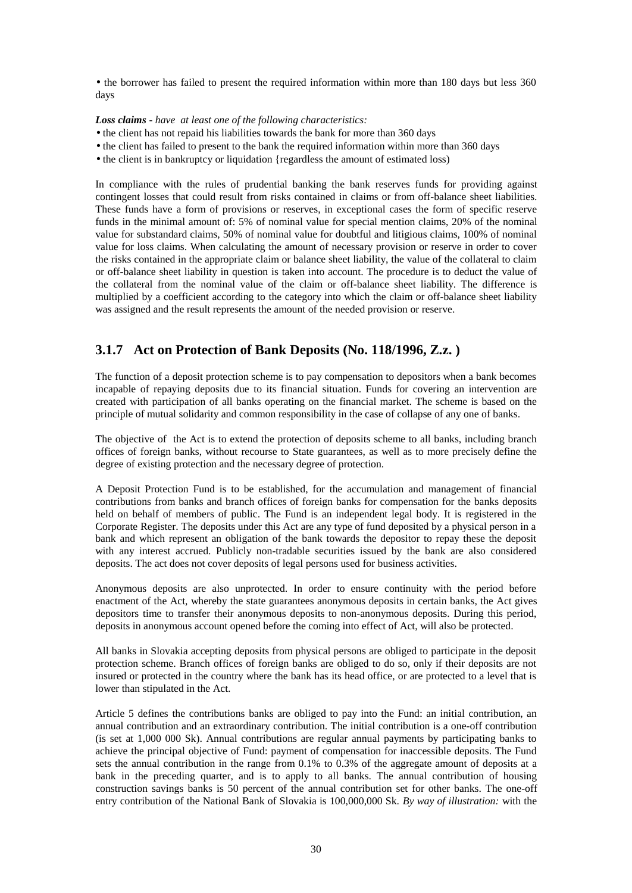• the borrower has failed to present the required information within more than 180 days but less 360 days

***Loss claims*** *- have at least one of the following characteristics:*

- the client has not repaid his liabilities towards the bank for more than 360 days
- the client has failed to present to the bank the required information within more than 360 days
- the client is in bankruptcy or liquidation {regardless the amount of estimated loss)

In compliance with the rules of prudential banking the bank reserves funds for providing against contingent losses that could result from risks contained in claims or from off-balance sheet liabilities. These funds have a form of provisions or reserves, in exceptional cases the form of specific reserve funds in the minimal amount of: 5% of nominal value for special mention claims, 20% of the nominal value for substandard claims, 50% of nominal value for doubtful and litigious claims, 100% of nominal value for loss claims. When calculating the amount of necessary provision or reserve in order to cover the risks contained in the appropriate claim or balance sheet liability, the value of the collateral to claim or off-balance sheet liability in question is taken into account. The procedure is to deduct the value of the collateral from the nominal value of the claim or off-balance sheet liability. The difference is multiplied by a coefficient according to the category into which the claim or off-balance sheet liability was assigned and the result represents the amount of the needed provision or reserve.

### 3.1.7 Act on Protection of Bank Deposits (No. 118/1996, Z.z. )

The function of a deposit protection scheme is to pay compensation to depositors when a bank becomes incapable of repaying deposits due to its financial situation. Funds for covering an intervention are created with participation of all banks operating on the financial market. The scheme is based on the principle of mutual solidarity and common responsibility in the case of collapse of any one of banks.

The objective of the Act is to extend the protection of deposits scheme to all banks, including branch offices of foreign banks, without recourse to State guarantees, as well as to more precisely define the degree of existing protection and the necessary degree of protection.

A Deposit Protection Fund is to be established, for the accumulation and management of financial contributions from banks and branch offices of foreign banks for compensation for the banks deposits held on behalf of members of public. The Fund is an independent legal body. It is registered in the Corporate Register. The deposits under this Act are any type of fund deposited by a physical person in a bank and which represent an obligation of the bank towards the depositor to repay these the deposit with any interest accrued. Publicly non-tradable securities issued by the bank are also considered deposits. The act does not cover deposits of legal persons used for business activities.

Anonymous deposits are also unprotected. In order to ensure continuity with the period before enactment of the Act, whereby the state guarantees anonymous deposits in certain banks, the Act gives depositors time to transfer their anonymous deposits to non-anonymous deposits. During this period, deposits in anonymous account opened before the coming into effect of Act, will also be protected.

All banks in Slovakia accepting deposits from physical persons are obliged to participate in the deposit protection scheme. Branch offices of foreign banks are obliged to do so, only if their deposits are not insured or protected in the country where the bank has its head office, or are protected to a level that is lower than stipulated in the Act.

Article 5 defines the contributions banks are obliged to pay into the Fund: an initial contribution, an annual contribution and an extraordinary contribution. The initial contribution is a one-off contribution (is set at 1,000 000 Sk). Annual contributions are regular annual payments by participating banks to achieve the principal objective of Fund: payment of compensation for inaccessible deposits. The Fund sets the annual contribution in the range from 0.1% to 0.3% of the aggregate amount of deposits at a bank in the preceding quarter, and is to apply to all banks. The annual contribution of housing construction savings banks is 50 percent of the annual contribution set for other banks. The one-off entry contribution of the National Bank of Slovakia is 100,000,000 Sk. *By way of illustration:* with the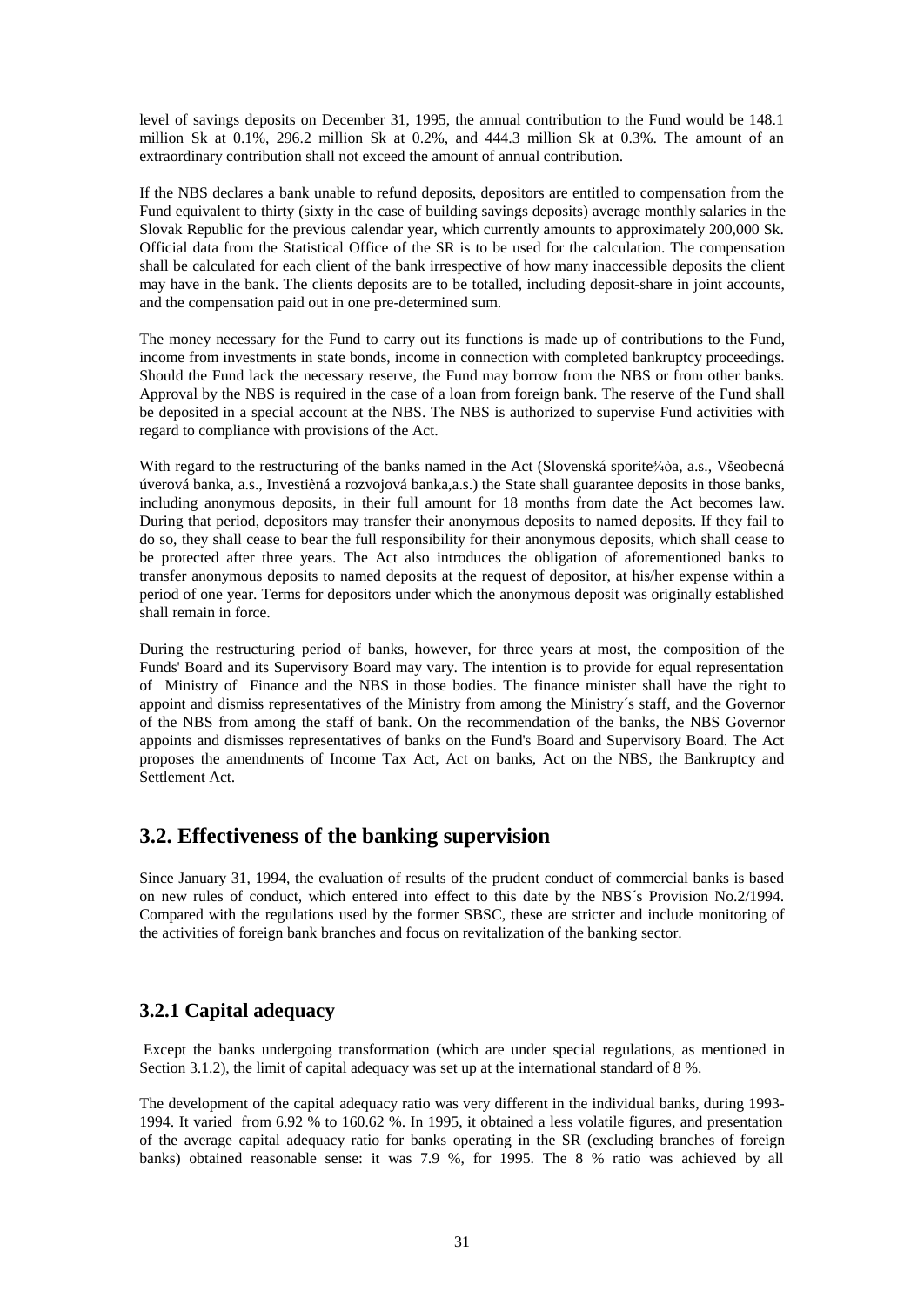level of savings deposits on December 31, 1995, the annual contribution to the Fund would be 148.1 million Sk at 0.1%, 296.2 million Sk at 0.2%, and 444.3 million Sk at 0.3%. The amount of an extraordinary contribution shall not exceed the amount of annual contribution.

If the NBS declares a bank unable to refund deposits, depositors are entitled to compensation from the Fund equivalent to thirty (sixty in the case of building savings deposits) average monthly salaries in the Slovak Republic for the previous calendar year, which currently amounts to approximately 200,000 Sk. Official data from the Statistical Office of the SR is to be used for the calculation. The compensation shall be calculated for each client of the bank irrespective of how many inaccessible deposits the client may have in the bank. The clients deposits are to be totalled, including deposit-share in joint accounts, and the compensation paid out in one pre-determined sum.

The money necessary for the Fund to carry out its functions is made up of contributions to the Fund, income from investments in state bonds, income in connection with completed bankruptcy proceedings. Should the Fund lack the necessary reserve, the Fund may borrow from the NBS or from other banks. Approval by the NBS is required in the case of a loan from foreign bank. The reserve of the Fund shall be deposited in a special account at the NBS. The NBS is authorized to supervise Fund activities with regard to compliance with provisions of the Act.

With regard to the restructuring of the banks named in the Act (Slovenská sporite¾òa, a.s., Všeobecná úverová banka, a.s., Investièná a rozvojová banka,a.s.) the State shall guarantee deposits in those banks, including anonymous deposits, in their full amount for 18 months from date the Act becomes law. During that period, depositors may transfer their anonymous deposits to named deposits. If they fail to do so, they shall cease to bear the full responsibility for their anonymous deposits, which shall cease to be protected after three years. The Act also introduces the obligation of aforementioned banks to transfer anonymous deposits to named deposits at the request of depositor, at his/her expense within a period of one year. Terms for depositors under which the anonymous deposit was originally established shall remain in force.

During the restructuring period of banks, however, for three years at most, the composition of the Funds' Board and its Supervisory Board may vary. The intention is to provide for equal representation of Ministry of Finance and the NBS in those bodies. The finance minister shall have the right to appoint and dismiss representatives of the Ministry from among the Ministry´s staff, and the Governor of the NBS from among the staff of bank. On the recommendation of the banks, the NBS Governor appoints and dismisses representatives of banks on the Fund's Board and Supervisory Board. The Act proposes the amendments of Income Tax Act, Act on banks, Act on the NBS, the Bankruptcy and Settlement Act.

## 3.2. Effectiveness of the banking supervision

Since January 31, 1994, the evaluation of results of the prudent conduct of commercial banks is based on new rules of conduct, which entered into effect to this date by the NBS´s Provision No.2/1994. Compared with the regulations used by the former SBSC, these are stricter and include monitoring of the activities of foreign bank branches and focus on revitalization of the banking sector.

### 3.2.1 Capital adequacy

Except the banks undergoing transformation (which are under special regulations, as mentioned in Section 3.1.2), the limit of capital adequacy was set up at the international standard of 8 %.

The development of the capital adequacy ratio was very different in the individual banks, during 1993-1994. It varied from 6.92 % to 160.62 %. In 1995, it obtained a less volatile figures, and presentation of the average capital adequacy ratio for banks operating in the SR (excluding branches of foreign banks) obtained reasonable sense: it was 7.9 %, for 1995. The 8 % ratio was achieved by all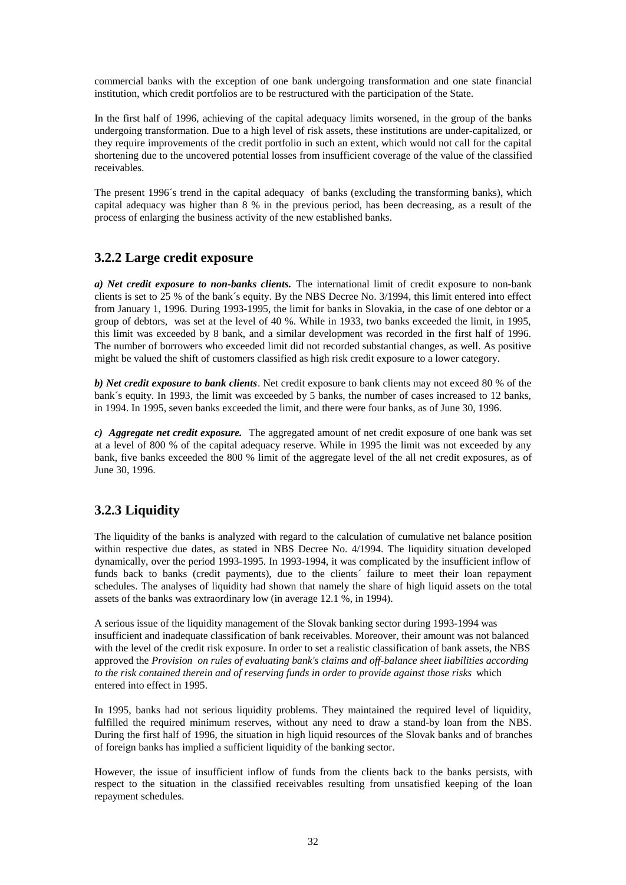commercial banks with the exception of one bank undergoing transformation and one state financial institution, which credit portfolios are to be restructured with the participation of the State.

In the first half of 1996, achieving of the capital adequacy limits worsened, in the group of the banks undergoing transformation. Due to a high level of risk assets, these institutions are under-capitalized, or they require improvements of the credit portfolio in such an extent, which would not call for the capital shortening due to the uncovered potential losses from insufficient coverage of the value of the classified receivables.

The present 1996´s trend in the capital adequacy of banks (excluding the transforming banks), which capital adequacy was higher than 8 % in the previous period, has been decreasing, as a result of the process of enlarging the business activity of the new established banks.

### 3.2.2 Large credit exposure

***a) Net credit exposure to non-banks clients.*** The international limit of credit exposure to non-bank clients is set to 25 % of the bank´s equity. By the NBS Decree No. 3/1994, this limit entered into effect from January 1, 1996. During 1993-1995, the limit for banks in Slovakia, in the case of one debtor or a group of debtors, was set at the level of 40 %. While in 1933, two banks exceeded the limit, in 1995, this limit was exceeded by 8 bank, and a similar development was recorded in the first half of 1996. The number of borrowers who exceeded limit did not recorded substantial changes, as well. As positive might be valued the shift of customers classified as high risk credit exposure to a lower category.

***b) Net credit exposure to bank clients***. Net credit exposure to bank clients may not exceed 80 % of the bank´s equity. In 1993, the limit was exceeded by 5 banks, the number of cases increased to 12 banks, in 1994. In 1995, seven banks exceeded the limit, and there were four banks, as of June 30, 1996.

***c) Aggregate net credit exposure.*** The aggregated amount of net credit exposure of one bank was set at a level of 800 % of the capital adequacy reserve. While in 1995 the limit was not exceeded by any bank, five banks exceeded the 800 % limit of the aggregate level of the all net credit exposures, as of June 30, 1996.

### 3.2.3 Liquidity

The liquidity of the banks is analyzed with regard to the calculation of cumulative net balance position within respective due dates, as stated in NBS Decree No. 4/1994. The liquidity situation developed dynamically, over the period 1993-1995. In 1993-1994, it was complicated by the insufficient inflow of funds back to banks (credit payments), due to the clients´ failure to meet their loan repayment schedules. The analyses of liquidity had shown that namely the share of high liquid assets on the total assets of the banks was extraordinary low (in average 12.1 %, in 1994).

A serious issue of the liquidity management of the Slovak banking sector during 1993-1994 was insufficient and inadequate classification of bank receivables. Moreover, their amount was not balanced with the level of the credit risk exposure. In order to set a realistic classification of bank assets, the NBS approved the *Provision on rules of evaluating bank's claims and off-balance sheet liabilities according to the risk contained therein and of reserving funds in order to provide against those risks* which entered into effect in 1995.

In 1995, banks had not serious liquidity problems. They maintained the required level of liquidity, fulfilled the required minimum reserves, without any need to draw a stand-by loan from the NBS. During the first half of 1996, the situation in high liquid resources of the Slovak banks and of branches of foreign banks has implied a sufficient liquidity of the banking sector.

However, the issue of insufficient inflow of funds from the clients back to the banks persists, with respect to the situation in the classified receivables resulting from unsatisfied keeping of the loan repayment schedules.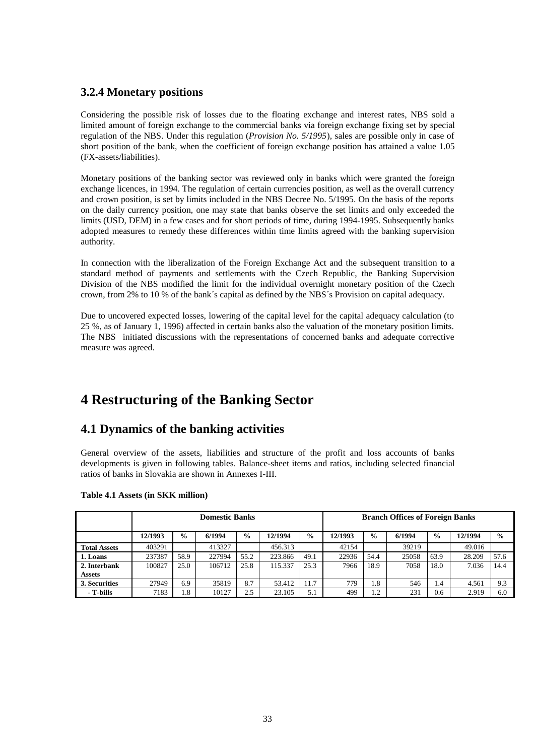### 3.2.4 Monetary positions

Considering the possible risk of losses due to the floating exchange and interest rates, NBS sold a limited amount of foreign exchange to the commercial banks via foreign exchange fixing set by special regulation of the NBS. Under this regulation (*Provision No. 5/1995*), sales are possible only in case of short position of the bank, when the coefficient of foreign exchange position has attained a value 1.05 (FX-assets/liabilities).

Monetary positions of the banking sector was reviewed only in banks which were granted the foreign exchange licences, in 1994. The regulation of certain currencies position, as well as the overall currency and crown position, is set by limits included in the NBS Decree No. 5/1995. On the basis of the reports on the daily currency position, one may state that banks observe the set limits and only exceeded the limits (USD, DEM) in a few cases and for short periods of time, during 1994-1995. Subsequently banks adopted measures to remedy these differences within time limits agreed with the banking supervision authority.

In connection with the liberalization of the Foreign Exchange Act and the subsequent transition to a standard method of payments and settlements with the Czech Republic, the Banking Supervision Division of the NBS modified the limit for the individual overnight monetary position of the Czech crown, from 2% to 10 % of the bank´s capital as defined by the NBS´s Provision on capital adequacy.

Due to uncovered expected losses, lowering of the capital level for the capital adequacy calculation (to 25 %, as of January 1, 1996) affected in certain banks also the valuation of the monetary position limits. The NBS initiated discussions with the representations of concerned banks and adequate corrective measure was agreed.

# 4 Restructuring of the Banking Sector

## 4.1 Dynamics of the banking activities

General overview of the assets, liabilities and structure of the profit and loss accounts of banks developments is given in following tables. Balance-sheet items and ratios, including selected financial ratios of banks in Slovakia are shown in Annexes I-III.

**Table 4.1 Assets (in SKK million)**

| | Domestic Banks | | | | | | Branch Offices of Foreign Banks | | | | | |
|---|---|---|---|---|---|---|---|---|---|---|---|---|
| | 12/1993 | % | 6/1994 | % | 12/1994 | % | 12/1993 | % | 6/1994 | % | 12/1994 | % |
| **Total Assets** | 403291 | | 413327 | | 456.313 | | 42154 | | 39219 | | 49.016 | |
| **1. Loans** | 237387 | 58.9 | 227994 | 55.2 | 223.866 | 49.1 | 22936 | 54.4 | 25058 | 63.9 | 28.209 | 57.6 |
| **2. Interbank Assets** | 100827 | 25.0 | 106712 | 25.8 | 115.337 | 25.3 | 7966 | 18.9 | 7058 | 18.0 | 7.036 | 14.4 |
| **3. Securities** | 27949 | 6.9 | 35819 | 8.7 | 53.412 | 11.7 | 779 | 1.8 | 546 | 1.4 | 4.561 | 9.3 |
| **- T-bills** | 7183 | 1.8 | 10127 | 2.5 | 23.105 | 5.1 | 499 | 1.2 | 231 | 0.6 | 2.919 | 6.0 |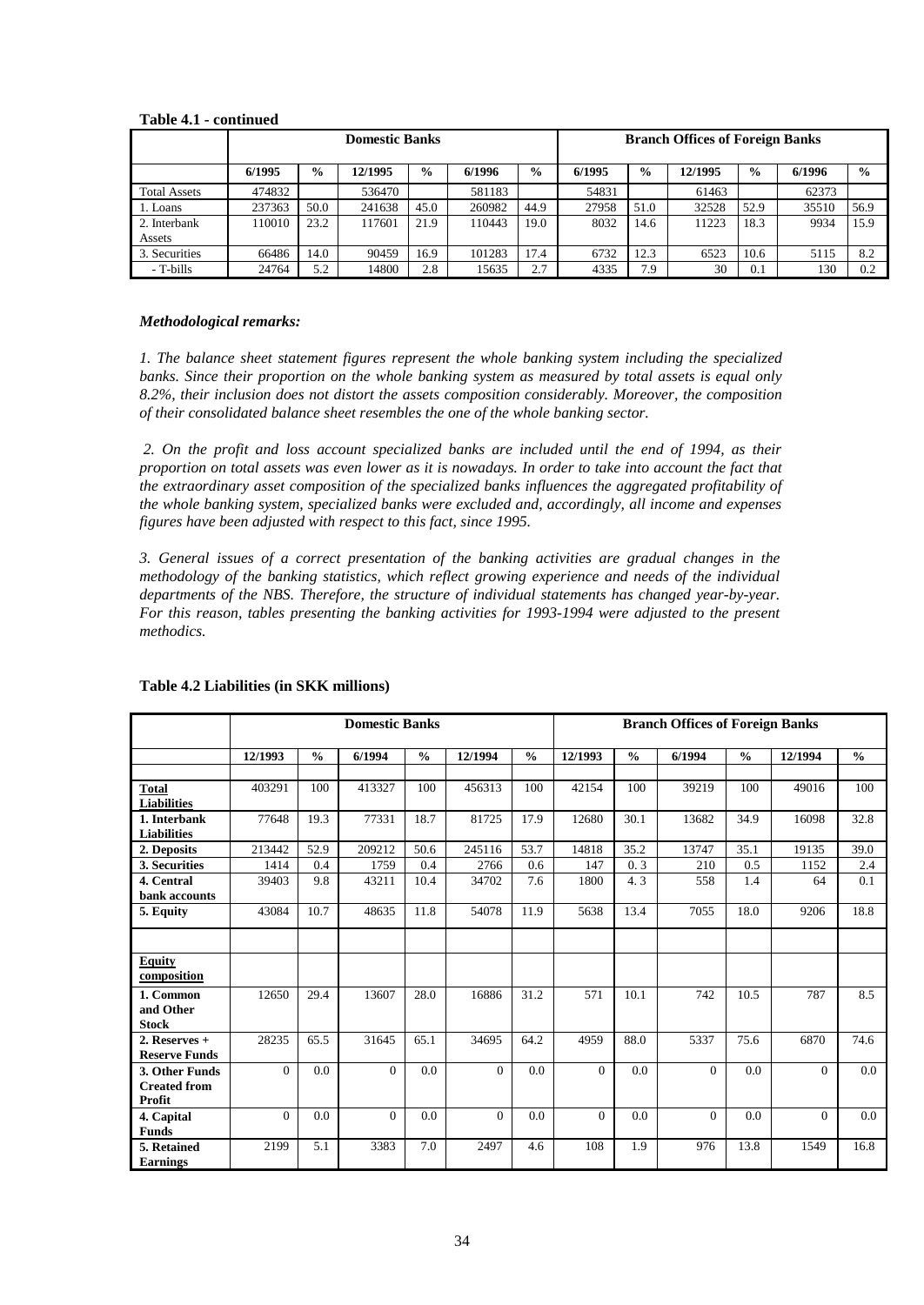**Table 4.1 - continued**

| | Domestic Banks | | | | | | Branch Offices of Foreign Banks | | | | | |
|---|---|---|---|---|---|---|---|---|---|---|---|---|
| | 6/1995 | % | 12/1995 | % | 6/1996 | % | 6/1995 | % | 12/1995 | % | 6/1996 | % |
| Total Assets | 474832 | | 536470 | | 581183 | | 54831 | | 61463 | | 62373 | |
| 1. Loans | 237363 | 50.0 | 241638 | 45.0 | 260982 | 44.9 | 27958 | 51.0 | 32528 | 52.9 | 35510 | 56.9 |
| 2. Interbank Assets | 110010 | 23.2 | 117601 | 21.9 | 110443 | 19.0 | 8032 | 14.6 | 11223 | 18.3 | 9934 | 15.9 |
| 3. Securities | 66486 | 14.0 | 90459 | 16.9 | 101283 | 17.4 | 6732 | 12.3 | 6523 | 10.6 | 5115 | 8.2 |
| - T-bills | 24764 | 5.2 | 14800 | 2.8 | 15635 | 2.7 | 4335 | 7.9 | 30 | 0.1 | 130 | 0.2 |

***Methodological remarks:***

*1. The balance sheet statement figures represent the whole banking system including the specialized banks. Since their proportion on the whole banking system as measured by total assets is equal only 8.2%, their inclusion does not distort the assets composition considerably. Moreover, the composition of their consolidated balance sheet resembles the one of the whole banking sector.*

*2. On the profit and loss account specialized banks are included until the end of 1994, as their proportion on total assets was even lower as it is nowadays. In order to take into account the fact that the extraordinary asset composition of the specialized banks influences the aggregated profitability of the whole banking system, specialized banks were excluded and, accordingly, all income and expenses figures have been adjusted with respect to this fact, since 1995.*

*3. General issues of a correct presentation of the banking activities are gradual changes in the methodology of the banking statistics, which reflect growing experience and needs of the individual departments of the NBS. Therefore, the structure of individual statements has changed year-by-year. For this reason, tables presenting the banking activities for 1993-1994 were adjusted to the present methodics.*

**Table 4.2 Liabilities (in SKK millions)**

| | Domestic Banks | | | | | | Branch Offices of Foreign Banks | | | | | |
|---|---|---|---|---|---|---|---|---|---|---|---|---|
| | 12/1993 | % | 6/1994 | % | 12/1994 | % | 12/1993 | % | 6/1994 | % | 12/1994 | % |
| **Total Liabilities** | 403291 | 100 | 413327 | 100 | 456313 | 100 | 42154 | 100 | 39219 | 100 | 49016 | 100 |
| **1. Interbank Liabilities** | 77648 | 19.3 | 77331 | 18.7 | 81725 | 17.9 | 12680 | 30.1 | 13682 | 34.9 | 16098 | 32.8 |
| **2. Deposits** | 213442 | 52.9 | 209212 | 50.6 | 245116 | 53.7 | 14818 | 35.2 | 13747 | 35.1 | 19135 | 39.0 |
| **3. Securities** | 1414 | 0.4 | 1759 | 0.4 | 2766 | 0.6 | 147 | 0. 3 | 210 | 0.5 | 1152 | 2.4 |
| **4. Central bank accounts** | 39403 | 9.8 | 43211 | 10.4 | 34702 | 7.6 | 1800 | 4. 3 | 558 | 1.4 | 64 | 0.1 |
| **5. Equity** | 43084 | 10.7 | 48635 | 11.8 | 54078 | 11.9 | 5638 | 13.4 | 7055 | 18.0 | 9206 | 18.8 |
| | | | | | | | | | | | | |
| **Equity composition** | | | | | | | | | | | | |
| **1. Common and Other Stock** | 12650 | 29.4 | 13607 | 28.0 | 16886 | 31.2 | 571 | 10.1 | 742 | 10.5 | 787 | 8.5 |
| **2. Reserves + Reserve Funds** | 28235 | 65.5 | 31645 | 65.1 | 34695 | 64.2 | 4959 | 88.0 | 5337 | 75.6 | 6870 | 74.6 |
| **3. Other Funds Created from Profit** | 0 | 0.0 | 0 | 0.0 | 0 | 0.0 | 0 | 0.0 | 0 | 0.0 | 0 | 0.0 |
| **4. Capital Funds** | 0 | 0.0 | 0 | 0.0 | 0 | 0.0 | 0 | 0.0 | 0 | 0.0 | 0 | 0.0 |
| **5. Retained Earnings** | 2199 | 5.1 | 3383 | 7.0 | 2497 | 4.6 | 108 | 1.9 | 976 | 13.8 | 1549 | 16.8 |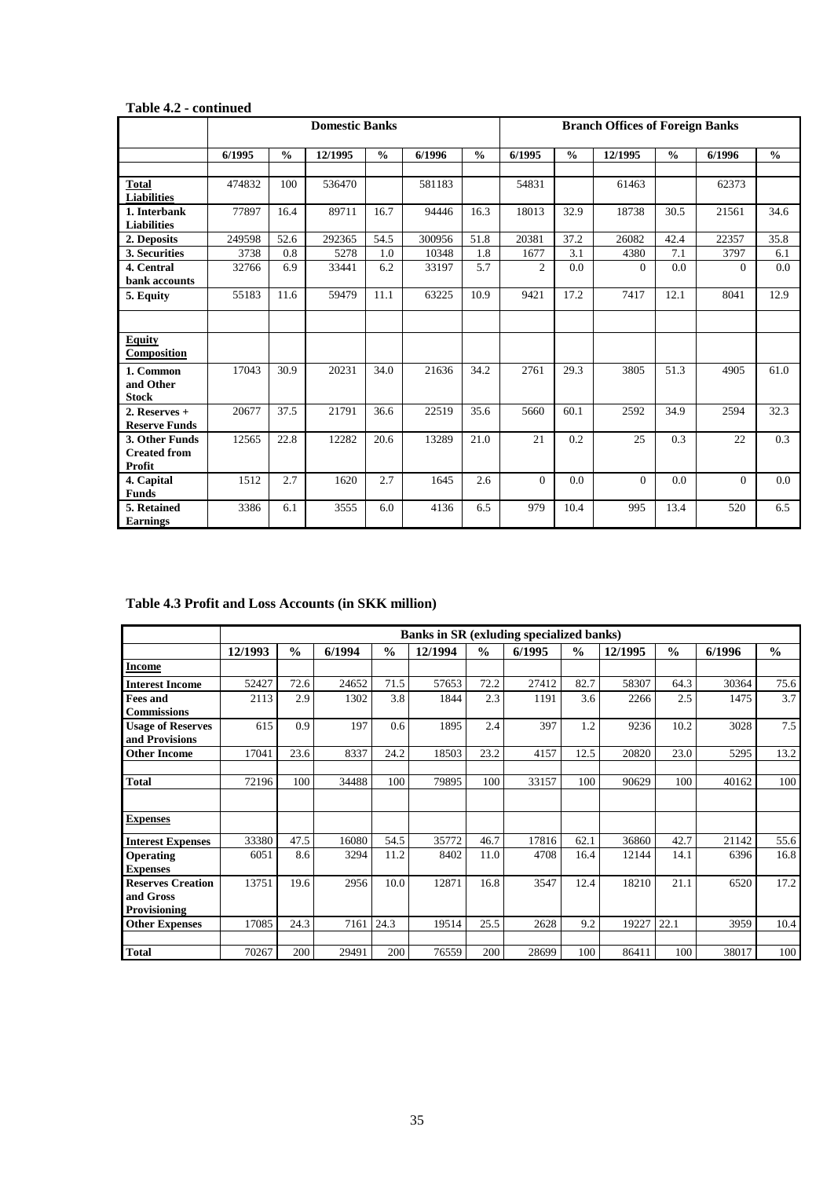**Table 4.2 - continued**

| | Domestic Banks | | | | | | Branch Offices of Foreign Banks | | | | | |
|---|---|---|---|---|---|---|---|---|---|---|---|---|
| | 6/1995 | % | 12/1995 | % | 6/1996 | % | 6/1995 | % | 12/1995 | % | 6/1996 | % |
| **Total Liabilities** | 474832 | 100 | 536470 | | 581183 | | 54831 | | 61463 | | 62373 | |
| **1. Interbank Liabilities** | 77897 | 16.4 | 89711 | 16.7 | 94446 | 16.3 | 18013 | 32.9 | 18738 | 30.5 | 21561 | 34.6 |
| **2. Deposits** | 249598 | 52.6 | 292365 | 54.5 | 300956 | 51.8 | 20381 | 37.2 | 26082 | 42.4 | 22357 | 35.8 |
| **3. Securities** | 3738 | 0.8 | 5278 | 1.0 | 10348 | 1.8 | 1677 | 3.1 | 4380 | 7.1 | 3797 | 6.1 |
| **4. Central bank accounts** | 32766 | 6.9 | 33441 | 6.2 | 33197 | 5.7 | 2 | 0.0 | 0 | 0.0 | 0 | 0.0 |
| **5. Equity** | 55183 | 11.6 | 59479 | 11.1 | 63225 | 10.9 | 9421 | 17.2 | 7417 | 12.1 | 8041 | 12.9 |
| | | | | | | | | | | | | |
| **Equity Composition** | | | | | | | | | | | | |
| **1. Common and Other Stock** | 17043 | 30.9 | 20231 | 34.0 | 21636 | 34.2 | 2761 | 29.3 | 3805 | 51.3 | 4905 | 61.0 |
| **2. Reserves + Reserve Funds** | 20677 | 37.5 | 21791 | 36.6 | 22519 | 35.6 | 5660 | 60.1 | 2592 | 34.9 | 2594 | 32.3 |
| **3. Other Funds Created from Profit** | 12565 | 22.8 | 12282 | 20.6 | 13289 | 21.0 | 21 | 0.2 | 25 | 0.3 | 22 | 0.3 |
| **4. Capital Funds** | 1512 | 2.7 | 1620 | 2.7 | 1645 | 2.6 | 0 | 0.0 | 0 | 0.0 | 0 | 0.0 |
| **5. Retained Earnings** | 3386 | 6.1 | 3555 | 6.0 | 4136 | 6.5 | 979 | 10.4 | 995 | 13.4 | 520 | 6.5 |

**Table 4.3 Profit and Loss Accounts (in SKK million)**

| | Banks in SR (exluding specialized banks) | | | | | | | | | | | |
|---|---|---|---|---|---|---|---|---|---|---|---|---|
| | 12/1993 | % | 6/1994 | % | 12/1994 | % | 6/1995 | % | 12/1995 | % | 6/1996 | % |
| **Income** | | | | | | | | | | | | |
| **Interest Income** | 52427 | 72.6 | 24652 | 71.5 | 57653 | 72.2 | 27412 | 82.7 | 58307 | 64.3 | 30364 | 75.6 |
| **Fees and Commissions** | 2113 | 2.9 | 1302 | 3.8 | 1844 | 2.3 | 1191 | 3.6 | 2266 | 2.5 | 1475 | 3.7 |
| **Usage of Reserves and Provisions** | 615 | 0.9 | 197 | 0.6 | 1895 | 2.4 | 397 | 1.2 | 9236 | 10.2 | 3028 | 7.5 |
| **Other Income** | 17041 | 23.6 | 8337 | 24.2 | 18503 | 23.2 | 4157 | 12.5 | 20820 | 23.0 | 5295 | 13.2 |
| | | | | | | | | | | | | |
| **Total** | 72196 | 100 | 34488 | 100 | 79895 | 100 | 33157 | 100 | 90629 | 100 | 40162 | 100 |
| | | | | | | | | | | | | |
| **Expenses** | | | | | | | | | | | | |
| **Interest Expenses** | 33380 | 47.5 | 16080 | 54.5 | 35772 | 46.7 | 17816 | 62.1 | 36860 | 42.7 | 21142 | 55.6 |
| **Operating Expenses** | 6051 | 8.6 | 3294 | 11.2 | 8402 | 11.0 | 4708 | 16.4 | 12144 | 14.1 | 6396 | 16.8 |
| **Reserves Creation and Gross Provisioning** | 13751 | 19.6 | 2956 | 10.0 | 12871 | 16.8 | 3547 | 12.4 | 18210 | 21.1 | 6520 | 17.2 |
| **Other Expenses** | 17085 | 24.3 | 7161 | 24.3 | 19514 | 25.5 | 2628 | 9.2 | 19227 | 22.1 | 3959 | 10.4 |
| | | | | | | | | | | | | |
| **Total** | 70267 | 200 | 29491 | 200 | 76559 | 200 | 28699 | 100 | 86411 | 100 | 38017 | 100 |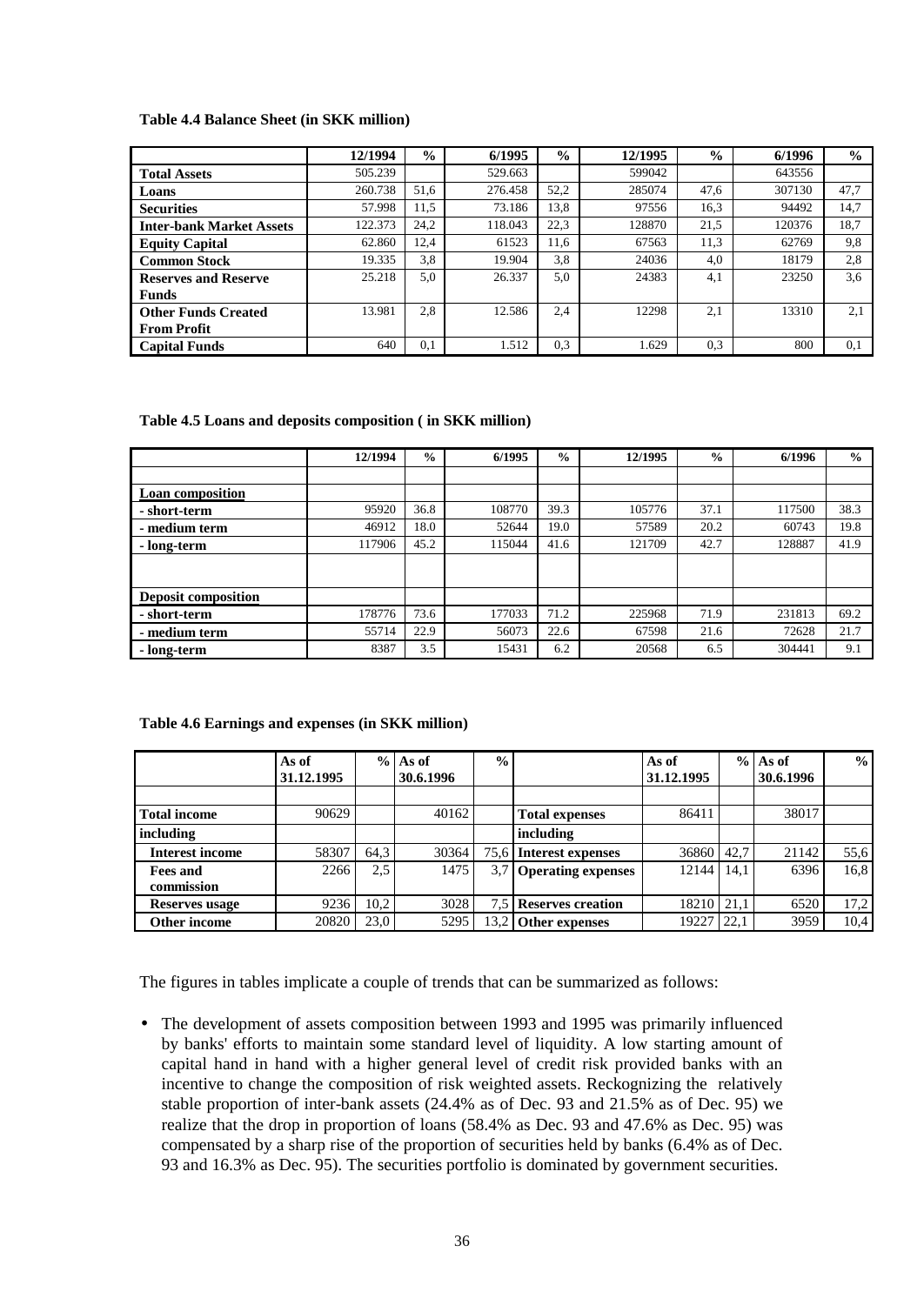**Table 4.4 Balance Sheet (in SKK million)**

| | 12/1994 | % | 6/1995 | % | 12/1995 | % | 6/1996 | % |
|---|---|---|---|---|---|---|---|---|
| **Total Assets** | 505.239 | | 529.663 | | 599042 | | 643556 | |
| **Loans** | 260.738 | 51,6 | 276.458 | 52,2 | 285074 | 47,6 | 307130 | 47,7 |
| **Securities** | 57.998 | 11,5 | 73.186 | 13,8 | 97556 | 16,3 | 94492 | 14,7 |
| **Inter-bank Market Assets** | 122.373 | 24,2 | 118.043 | 22,3 | 128870 | 21,5 | 120376 | 18,7 |
| **Equity Capital** | 62.860 | 12,4 | 61523 | 11,6 | 67563 | 11,3 | 62769 | 9,8 |
| **Common Stock** | 19.335 | 3,8 | 19.904 | 3,8 | 24036 | 4,0 | 18179 | 2,8 |
| **Reserves and Reserve Funds** | 25.218 | 5,0 | 26.337 | 5,0 | 24383 | 4,1 | 23250 | 3,6 |
| **Other Funds Created From Profit** | 13.981 | 2,8 | 12.586 | 2,4 | 12298 | 2,1 | 13310 | 2,1 |
| **Capital Funds** | 640 | 0,1 | 1.512 | 0,3 | 1.629 | 0,3 | 800 | 0,1 |

**Table 4.5 Loans and deposits composition ( in SKK million)**

| | 12/1994 | % | 6/1995 | % | 12/1995 | % | 6/1996 | % |
|---|---|---|---|---|---|---|---|---|
| | | | | | | | | |
| **Loan composition** | | | | | | | | |
| **- short-term** | 95920 | 36.8 | 108770 | 39.3 | 105776 | 37.1 | 117500 | 38.3 |
| **- medium term** | 46912 | 18.0 | 52644 | 19.0 | 57589 | 20.2 | 60743 | 19.8 |
| **- long-term** | 117906 | 45.2 | 115044 | 41.6 | 121709 | 42.7 | 128887 | 41.9 |
| | | | | | | | | |
| **Deposit composition** | | | | | | | | |
| **- short-term** | 178776 | 73.6 | 177033 | 71.2 | 225968 | 71.9 | 231813 | 69.2 |
| **- medium term** | 55714 | 22.9 | 56073 | 22.6 | 67598 | 21.6 | 72628 | 21.7 |
| **- long-term** | 8387 | 3.5 | 15431 | 6.2 | 20568 | 6.5 | 304441 | 9.1 |

**Table 4.6 Earnings and expenses (in SKK million)**

| | As of 31.12.1995 | % | As of 30.6.1996 | % | | As of 31.12.1995 | % | As of 30.6.1996 | % |
|---|---|---|---|---|---|---|---|---|---|
| | | | | | | | | | |
| **Total income** | 90629 | | 40162 | | **Total expenses** | 86411 | | 38017 | |
| **including** | | | | | **including** | | | | |
| **Interest income** | 58307 | 64,3 | 30364 | 75,6 | **Interest expenses** | 36860 | 42,7 | 21142 | 55,6 |
| **Fees and commission** | 2266 | 2,5 | 1475 | 3,7 | **Operating expenses** | 12144 | 14,1 | 6396 | 16,8 |
| **Reserves usage** | 9236 | 10,2 | 3028 | 7,5 | **Reserves creation** | 18210 | 21,1 | 6520 | 17,2 |
| **Other income** | 20820 | 23,0 | 5295 | 13,2 | **Other expenses** | 19227 | 22,1 | 3959 | 10,4 |

The figures in tables implicate a couple of trends that can be summarized as follows:

- The development of assets composition between 1993 and 1995 was primarily influenced by banks' efforts to maintain some standard level of liquidity. A low starting amount of capital hand in hand with a higher general level of credit risk provided banks with an incentive to change the composition of risk weighted assets. Reckognizing the relatively stable proportion of inter-bank assets (24.4% as of Dec. 93 and 21.5% as of Dec. 95) we realize that the drop in proportion of loans (58.4% as Dec. 93 and 47.6% as Dec. 95) was compensated by a sharp rise of the proportion of securities held by banks (6.4% as of Dec. 93 and 16.3% as Dec. 95). The securities portfolio is dominated by government securities.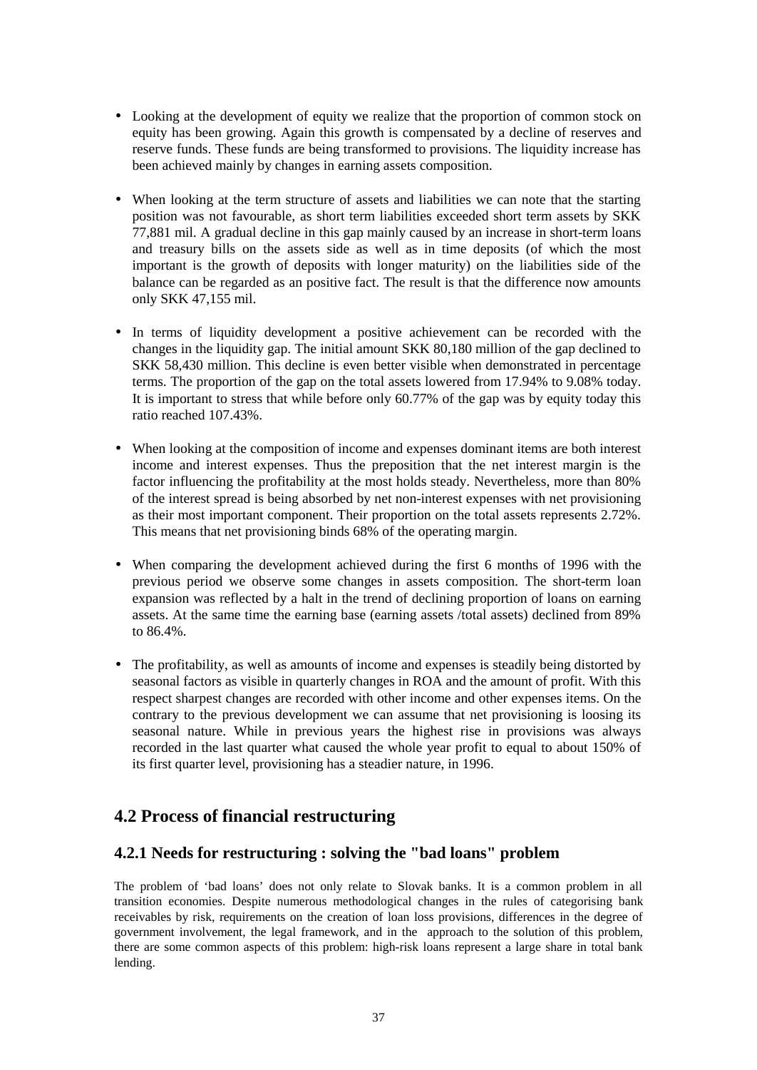- Looking at the development of equity we realize that the proportion of common stock on equity has been growing. Again this growth is compensated by a decline of reserves and reserve funds. These funds are being transformed to provisions. The liquidity increase has been achieved mainly by changes in earning assets composition.

- When looking at the term structure of assets and liabilities we can note that the starting position was not favourable, as short term liabilities exceeded short term assets by SKK 77,881 mil. A gradual decline in this gap mainly caused by an increase in short-term loans and treasury bills on the assets side as well as in time deposits (of which the most important is the growth of deposits with longer maturity) on the liabilities side of the balance can be regarded as an positive fact. The result is that the difference now amounts only SKK 47,155 mil.

- In terms of liquidity development a positive achievement can be recorded with the changes in the liquidity gap. The initial amount SKK 80,180 million of the gap declined to SKK 58,430 million. This decline is even better visible when demonstrated in percentage terms. The proportion of the gap on the total assets lowered from 17.94% to 9.08% today. It is important to stress that while before only 60.77% of the gap was by equity today this ratio reached 107.43%.

- When looking at the composition of income and expenses dominant items are both interest income and interest expenses. Thus the preposition that the net interest margin is the factor influencing the profitability at the most holds steady. Nevertheless, more than 80% of the interest spread is being absorbed by net non-interest expenses with net provisioning as their most important component. Their proportion on the total assets represents 2.72%. This means that net provisioning binds 68% of the operating margin.

- When comparing the development achieved during the first 6 months of 1996 with the previous period we observe some changes in assets composition. The short-term loan expansion was reflected by a halt in the trend of declining proportion of loans on earning assets. At the same time the earning base (earning assets /total assets) declined from 89% to 86.4%.

- The profitability, as well as amounts of income and expenses is steadily being distorted by seasonal factors as visible in quarterly changes in ROA and the amount of profit. With this respect sharpest changes are recorded with other income and other expenses items. On the contrary to the previous development we can assume that net provisioning is loosing its seasonal nature. While in previous years the highest rise in provisions was always recorded in the last quarter what caused the whole year profit to equal to about 150% of its first quarter level, provisioning has a steadier nature, in 1996.

## 4.2 Process of financial restructuring

### 4.2.1 Needs for restructuring : solving the "bad loans" problem

The problem of 'bad loans' does not only relate to Slovak banks. It is a common problem in all transition economies. Despite numerous methodological changes in the rules of categorising bank receivables by risk, requirements on the creation of loan loss provisions, differences in the degree of government involvement, the legal framework, and in the approach to the solution of this problem, there are some common aspects of this problem: high-risk loans represent a large share in total bank lending.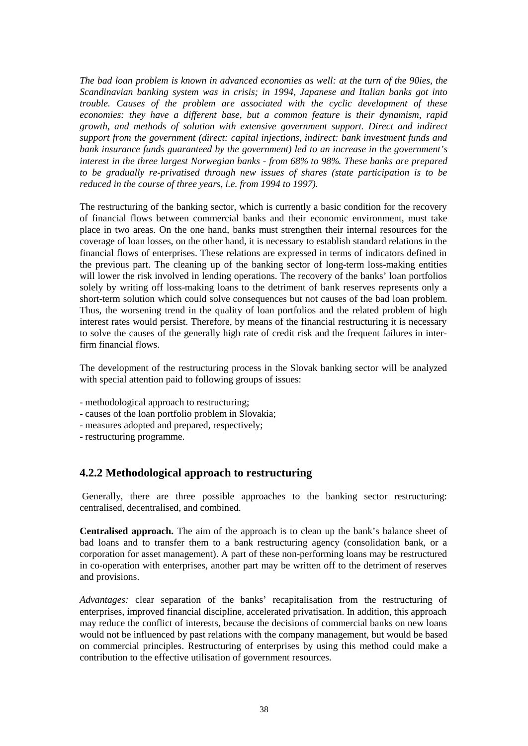*The bad loan problem is known in advanced economies as well: at the turn of the 90ies, the Scandinavian banking system was in crisis; in 1994, Japanese and Italian banks got into trouble. Causes of the problem are associated with the cyclic development of these economies: they have a different base, but a common feature is their dynamism, rapid growth, and methods of solution with extensive government support. Direct and indirect support from the government (direct: capital injections, indirect: bank investment funds and bank insurance funds guaranteed by the government) led to an increase in the government's interest in the three largest Norwegian banks - from 68% to 98%. These banks are prepared to be gradually re-privatised through new issues of shares (state participation is to be reduced in the course of three years, i.e. from 1994 to 1997).*

The restructuring of the banking sector, which is currently a basic condition for the recovery of financial flows between commercial banks and their economic environment, must take place in two areas. On the one hand, banks must strengthen their internal resources for the coverage of loan losses, on the other hand, it is necessary to establish standard relations in the financial flows of enterprises. These relations are expressed in terms of indicators defined in the previous part. The cleaning up of the banking sector of long-term loss-making entities will lower the risk involved in lending operations. The recovery of the banks' loan portfolios solely by writing off loss-making loans to the detriment of bank reserves represents only a short-term solution which could solve consequences but not causes of the bad loan problem. Thus, the worsening trend in the quality of loan portfolios and the related problem of high interest rates would persist. Therefore, by means of the financial restructuring it is necessary to solve the causes of the generally high rate of credit risk and the frequent failures in inter-firm financial flows.

The development of the restructuring process in the Slovak banking sector will be analyzed with special attention paid to following groups of issues:

- methodological approach to restructuring;
- causes of the loan portfolio problem in Slovakia;
- measures adopted and prepared, respectively;
- restructuring programme.

### 4.2.2 Methodological approach to restructuring

Generally, there are three possible approaches to the banking sector restructuring: centralised, decentralised, and combined.

**Centralised approach.** The aim of the approach is to clean up the bank's balance sheet of bad loans and to transfer them to a bank restructuring agency (consolidation bank, or a corporation for asset management). A part of these non-performing loans may be restructured in co-operation with enterprises, another part may be written off to the detriment of reserves and provisions.

*Advantages:* clear separation of the banks' recapitalisation from the restructuring of enterprises, improved financial discipline, accelerated privatisation. In addition, this approach may reduce the conflict of interests, because the decisions of commercial banks on new loans would not be influenced by past relations with the company management, but would be based on commercial principles. Restructuring of enterprises by using this method could make a contribution to the effective utilisation of government resources.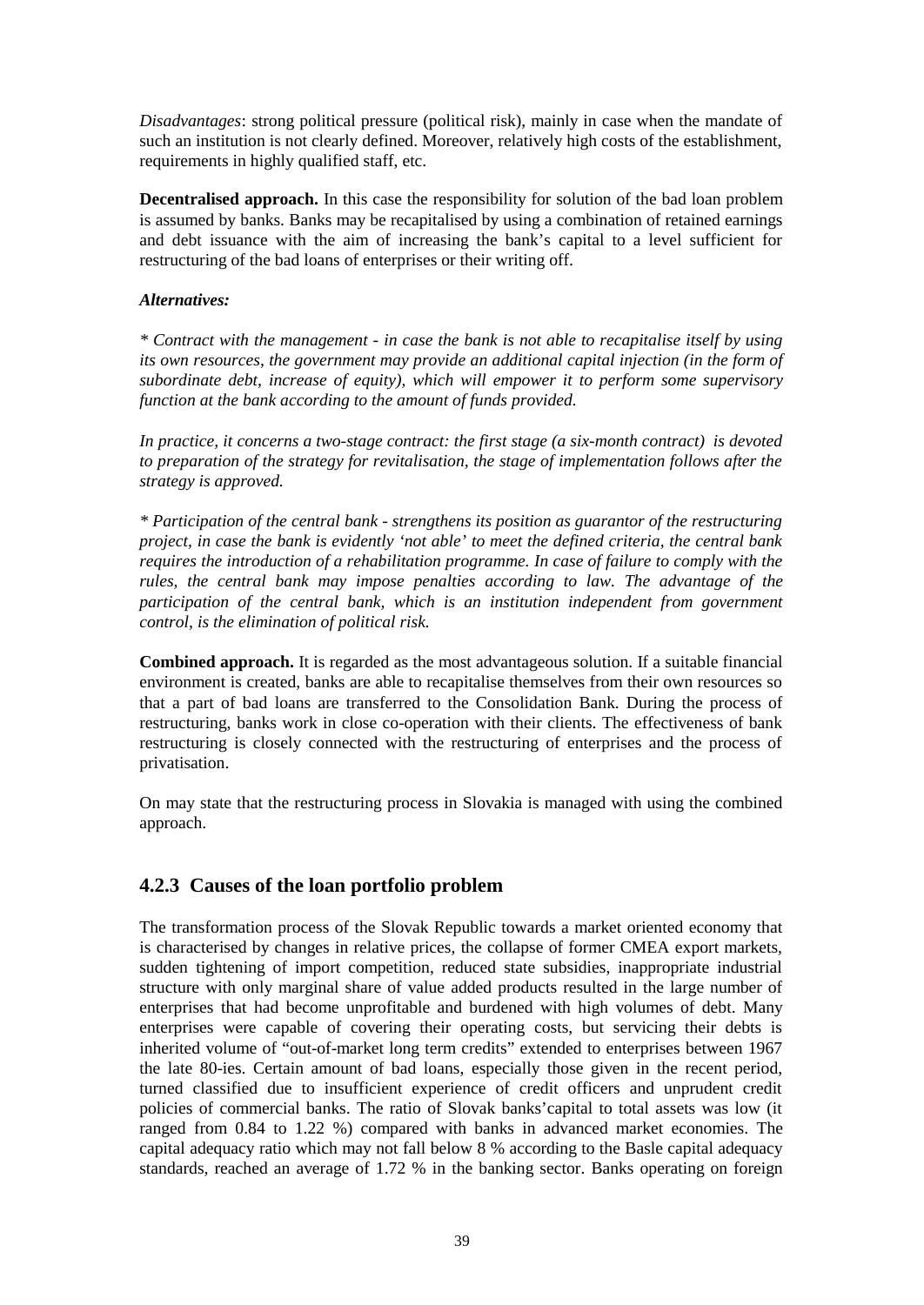*Disadvantages*: strong political pressure (political risk), mainly in case when the mandate of such an institution is not clearly defined. Moreover, relatively high costs of the establishment, requirements in highly qualified staff, etc.

**Decentralised approach.** In this case the responsibility for solution of the bad loan problem is assumed by banks. Banks may be recapitalised by using a combination of retained earnings and debt issuance with the aim of increasing the bank's capital to a level sufficient for restructuring of the bad loans of enterprises or their writing off.

***Alternatives:***

*\* Contract with the management - in case the bank is not able to recapitalise itself by using its own resources, the government may provide an additional capital injection (in the form of subordinate debt, increase of equity), which will empower it to perform some supervisory function at the bank according to the amount of funds provided.*

*In practice, it concerns a two-stage contract: the first stage (a six-month contract) is devoted to preparation of the strategy for revitalisation, the stage of implementation follows after the strategy is approved.*

*\* Participation of the central bank - strengthens its position as guarantor of the restructuring project, in case the bank is evidently 'not able' to meet the defined criteria, the central bank requires the introduction of a rehabilitation programme. In case of failure to comply with the rules, the central bank may impose penalties according to law. The advantage of the participation of the central bank, which is an institution independent from government control, is the elimination of political risk.*

**Combined approach.** It is regarded as the most advantageous solution. If a suitable financial environment is created, banks are able to recapitalise themselves from their own resources so that a part of bad loans are transferred to the Consolidation Bank. During the process of restructuring, banks work in close co-operation with their clients. The effectiveness of bank restructuring is closely connected with the restructuring of enterprises and the process of privatisation.

On may state that the restructuring process in Slovakia is managed with using the combined approach.

### 4.2.3 Causes of the loan portfolio problem

The transformation process of the Slovak Republic towards a market oriented economy that is characterised by changes in relative prices, the collapse of former CMEA export markets, sudden tightening of import competition, reduced state subsidies, inappropriate industrial structure with only marginal share of value added products resulted in the large number of enterprises that had become unprofitable and burdened with high volumes of debt. Many enterprises were capable of covering their operating costs, but servicing their debts is inherited volume of "out-of-market long term credits" extended to enterprises between 1967 the late 80-ies. Certain amount of bad loans, especially those given in the recent period, turned classified due to insufficient experience of credit officers and unprudent credit policies of commercial banks. The ratio of Slovak banks'capital to total assets was low (it ranged from 0.84 to 1.22 %) compared with banks in advanced market economies. The capital adequacy ratio which may not fall below 8 % according to the Basle capital adequacy standards, reached an average of 1.72 % in the banking sector. Banks operating on foreign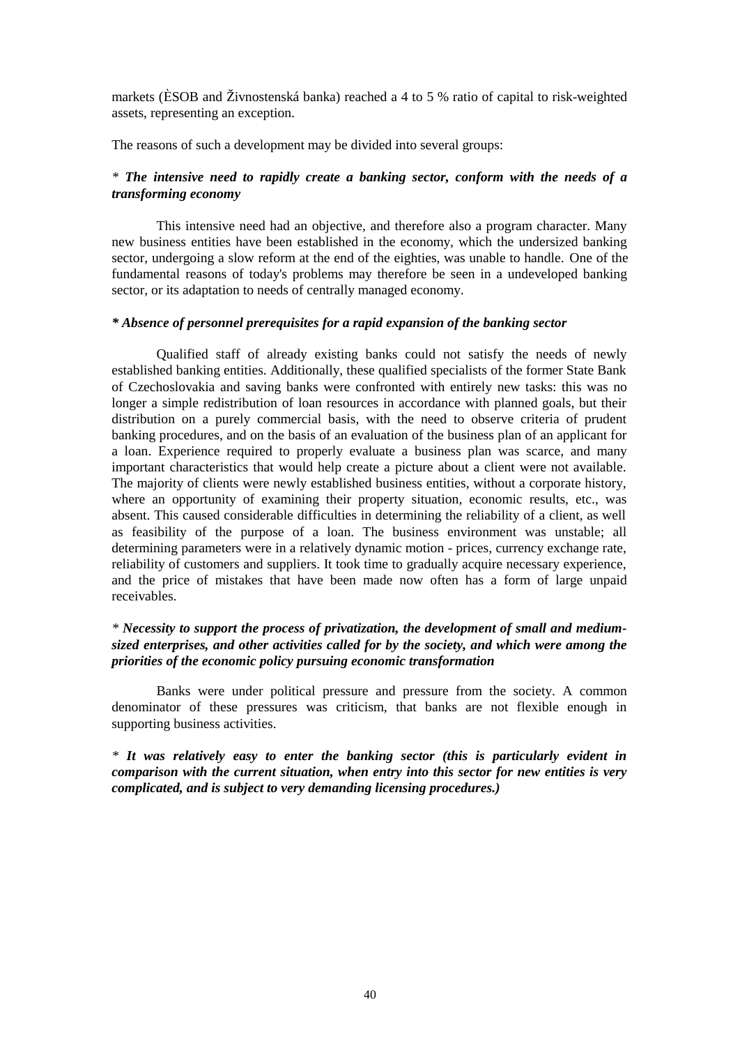markets (ÈSOB and Živnostenská banka) reached a 4 to 5 % ratio of capital to risk-weighted assets, representing an exception.

The reasons of such a development may be divided into several groups:

*\* The intensive need to rapidly create a banking sector, conform with the needs of a transforming economy*

This intensive need had an objective, and therefore also a program character. Many new business entities have been established in the economy, which the undersized banking sector, undergoing a slow reform at the end of the eighties, was unable to handle. One of the fundamental reasons of today's problems may therefore be seen in a undeveloped banking sector, or its adaptation to needs of centrally managed economy.

***\* Absence of personnel prerequisites for a rapid expansion of the banking sector***

Qualified staff of already existing banks could not satisfy the needs of newly established banking entities. Additionally, these qualified specialists of the former State Bank of Czechoslovakia and saving banks were confronted with entirely new tasks: this was no longer a simple redistribution of loan resources in accordance with planned goals, but their distribution on a purely commercial basis, with the need to observe criteria of prudent banking procedures, and on the basis of an evaluation of the business plan of an applicant for a loan. Experience required to properly evaluate a business plan was scarce, and many important characteristics that would help create a picture about a client were not available. The majority of clients were newly established business entities, without a corporate history, where an opportunity of examining their property situation, economic results, etc., was absent. This caused considerable difficulties in determining the reliability of a client, as well as feasibility of the purpose of a loan. The business environment was unstable; all determining parameters were in a relatively dynamic motion - prices, currency exchange rate, reliability of customers and suppliers. It took time to gradually acquire necessary experience, and the price of mistakes that have been made now often has a form of large unpaid receivables.

*\* Necessity to support the process of privatization, the development of small and medium-sized enterprises, and other activities called for by the society, and which were among the priorities of the economic policy pursuing economic transformation*

Banks were under political pressure and pressure from the society. A common denominator of these pressures was criticism, that banks are not flexible enough in supporting business activities.

*\* It was relatively easy to enter the banking sector (this is particularly evident in comparison with the current situation, when entry into this sector for new entities is very complicated, and is subject to very demanding licensing procedures.)*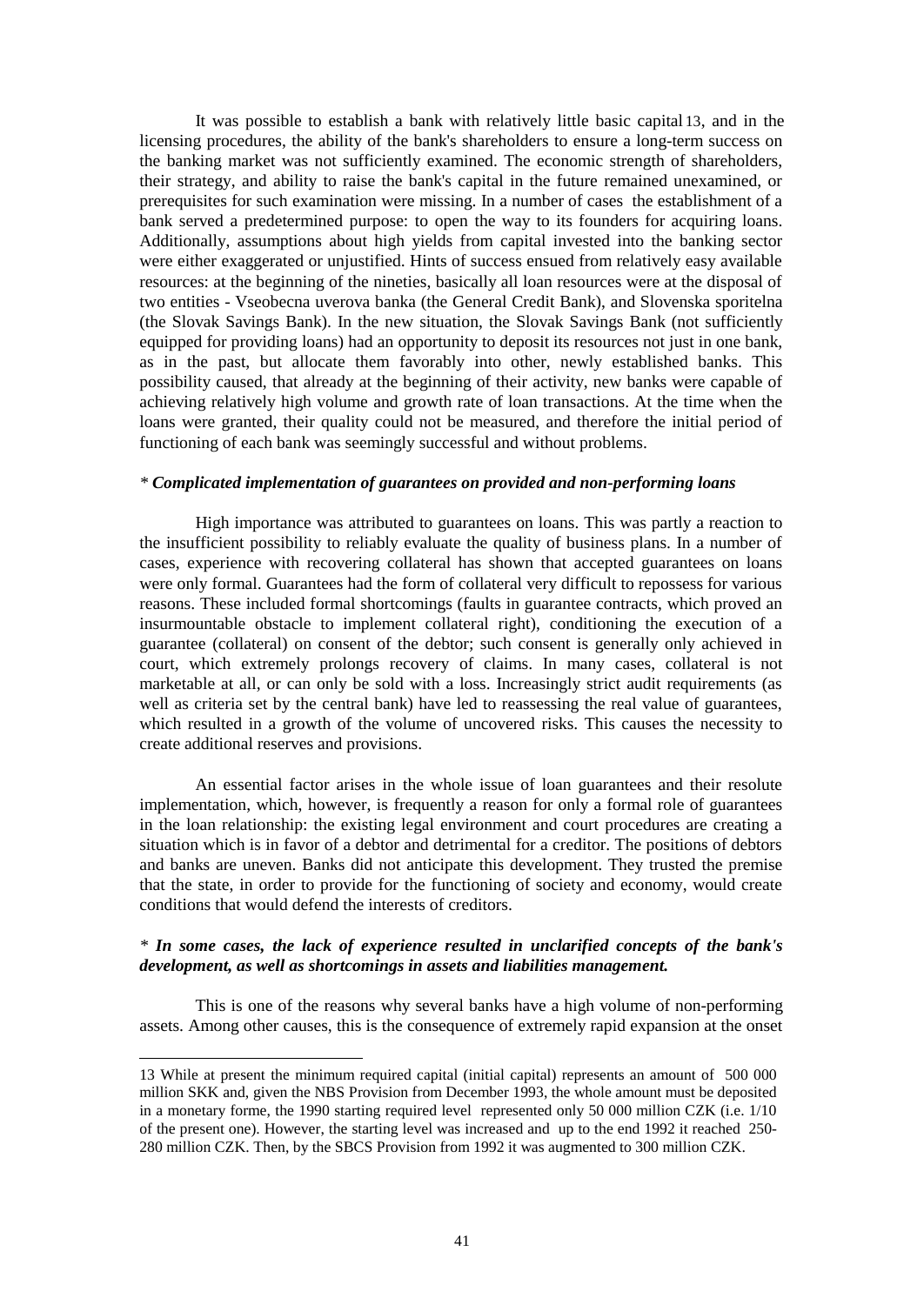It was possible to establish a bank with relatively little basic capital[13], and in the licensing procedures, the ability of the bank's shareholders to ensure a long-term success on the banking market was not sufficiently examined. The economic strength of shareholders, their strategy, and ability to raise the bank's capital in the future remained unexamined, or prerequisites for such examination were missing. In a number of cases the establishment of a bank served a predetermined purpose: to open the way to its founders for acquiring loans. Additionally, assumptions about high yields from capital invested into the banking sector were either exaggerated or unjustified. Hints of success ensued from relatively easy available resources: at the beginning of the nineties, basically all loan resources were at the disposal of two entities - Vseobecna uverova banka (the General Credit Bank), and Slovenska sporitelna (the Slovak Savings Bank). In the new situation, the Slovak Savings Bank (not sufficiently equipped for providing loans) had an opportunity to deposit its resources not just in one bank, as in the past, but allocate them favorably into other, newly established banks. This possibility caused, that already at the beginning of their activity, new banks were capable of achieving relatively high volume and growth rate of loan transactions. At the time when the loans were granted, their quality could not be measured, and therefore the initial period of functioning of each bank was seemingly successful and without problems.

*\* Complicated implementation of guarantees on provided and non-performing loans*

High importance was attributed to guarantees on loans. This was partly a reaction to the insufficient possibility to reliably evaluate the quality of business plans. In a number of cases, experience with recovering collateral has shown that accepted guarantees on loans were only formal. Guarantees had the form of collateral very difficult to repossess for various reasons. These included formal shortcomings (faults in guarantee contracts, which proved an insurmountable obstacle to implement collateral right), conditioning the execution of a guarantee (collateral) on consent of the debtor; such consent is generally only achieved in court, which extremely prolongs recovery of claims. In many cases, collateral is not marketable at all, or can only be sold with a loss. Increasingly strict audit requirements (as well as criteria set by the central bank) have led to reassessing the real value of guarantees, which resulted in a growth of the volume of uncovered risks. This causes the necessity to create additional reserves and provisions.

An essential factor arises in the whole issue of loan guarantees and their resolute implementation, which, however, is frequently a reason for only a formal role of guarantees in the loan relationship: the existing legal environment and court procedures are creating a situation which is in favor of a debtor and detrimental for a creditor. The positions of debtors and banks are uneven. Banks did not anticipate this development. They trusted the premise that the state, in order to provide for the functioning of society and economy, would create conditions that would defend the interests of creditors.

*\* In some cases, the lack of experience resulted in unclarified concepts of the bank's development, as well as shortcomings in assets and liabilities management.*

This is one of the reasons why several banks have a high volume of non-performing assets. Among other causes, this is the consequence of extremely rapid expansion at the onset

---

13 While at present the minimum required capital (initial capital) represents an amount of 500 000 million SKK and, given the NBS Provision from December 1993, the whole amount must be deposited in a monetary forme, the 1990 starting required level represented only 50 000 million CZK (i.e. 1/10 of the present one). However, the starting level was increased and up to the end 1992 it reached 250-280 million CZK. Then, by the SBCS Provision from 1992 it was augmented to 300 million CZK.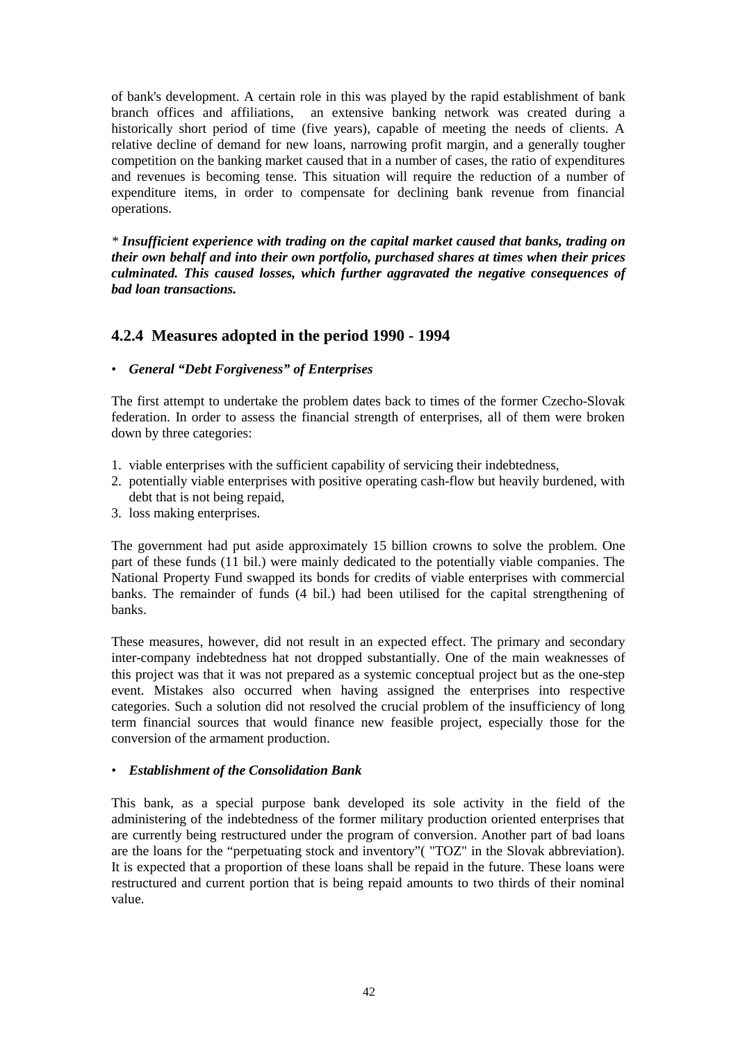of bank's development. A certain role in this was played by the rapid establishment of bank branch offices and affiliations, an extensive banking network was created during a historically short period of time (five years), capable of meeting the needs of clients. A relative decline of demand for new loans, narrowing profit margin, and a generally tougher competition on the banking market caused that in a number of cases, the ratio of expenditures and revenues is becoming tense. This situation will require the reduction of a number of expenditure items, in order to compensate for declining bank revenue from financial operations.

*\* **Insufficient experience with trading on the capital market caused that banks, trading on their own behalf and into their own portfolio, purchased shares at times when their prices culminated. This caused losses, which further aggravated the negative consequences of bad loan transactions.***

## 4.2.4 Measures adopted in the period 1990 - 1994

- ***General "Debt Forgiveness" of Enterprises***

The first attempt to undertake the problem dates back to times of the former Czecho-Slovak federation. In order to assess the financial strength of enterprises, all of them were broken down by three categories:

1. viable enterprises with the sufficient capability of servicing their indebtedness,
2. potentially viable enterprises with positive operating cash-flow but heavily burdened, with debt that is not being repaid,
3. loss making enterprises.

The government had put aside approximately 15 billion crowns to solve the problem. One part of these funds (11 bil.) were mainly dedicated to the potentially viable companies. The National Property Fund swapped its bonds for credits of viable enterprises with commercial banks. The remainder of funds (4 bil.) had been utilised for the capital strengthening of banks.

These measures, however, did not result in an expected effect. The primary and secondary inter-company indebtedness hat not dropped substantially. One of the main weaknesses of this project was that it was not prepared as a systemic conceptual project but as the one-step event. Mistakes also occurred when having assigned the enterprises into respective categories. Such a solution did not resolved the crucial problem of the insufficiency of long term financial sources that would finance new feasible project, especially those for the conversion of the armament production.

- ***Establishment of the Consolidation Bank***

This bank, as a special purpose bank developed its sole activity in the field of the administering of the indebtedness of the former military production oriented enterprises that are currently being restructured under the program of conversion. Another part of bad loans are the loans for the "perpetuating stock and inventory"( "TOZ" in the Slovak abbreviation). It is expected that a proportion of these loans shall be repaid in the future. These loans were restructured and current portion that is being repaid amounts to two thirds of their nominal value.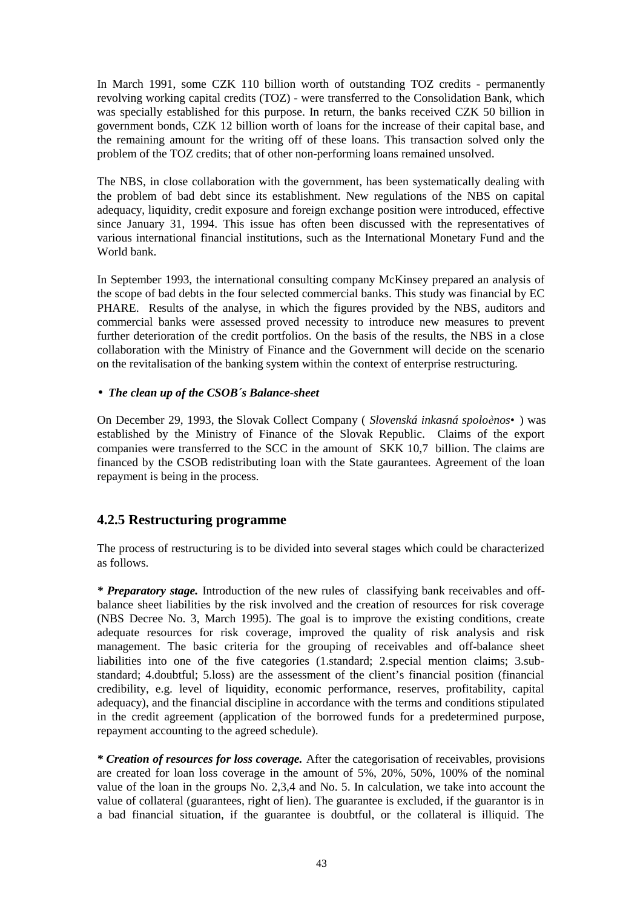In March 1991, some CZK 110 billion worth of outstanding TOZ credits - permanently revolving working capital credits (TOZ) - were transferred to the Consolidation Bank, which was specially established for this purpose. In return, the banks received CZK 50 billion in government bonds, CZK 12 billion worth of loans for the increase of their capital base, and the remaining amount for the writing off of these loans. This transaction solved only the problem of the TOZ credits; that of other non-performing loans remained unsolved.

The NBS, in close collaboration with the government, has been systematically dealing with the problem of bad debt since its establishment. New regulations of the NBS on capital adequacy, liquidity, credit exposure and foreign exchange position were introduced, effective since January 31, 1994. This issue has often been discussed with the representatives of various international financial institutions, such as the International Monetary Fund and the World bank.

In September 1993, the international consulting company McKinsey prepared an analysis of the scope of bad debts in the four selected commercial banks. This study was financial by EC PHARE. Results of the analyse, in which the figures provided by the NBS, auditors and commercial banks were assessed proved necessity to introduce new measures to prevent further deterioration of the credit portfolios. On the basis of the results, the NBS in a close collaboration with the Ministry of Finance and the Government will decide on the scenario on the revitalisation of the banking system within the context of enterprise restructuring.

- ***The clean up of the CSOB´s Balance-sheet***

On December 29, 1993, the Slovak Collect Company ( *Slovenská inkasná spoloènos•* ) was established by the Ministry of Finance of the Slovak Republic. Claims of the export companies were transferred to the SCC in the amount of SKK 10,7 billion. The claims are financed by the CSOB redistributing loan with the State gaurantees. Agreement of the loan repayment is being in the process.

## 4.2.5 Restructuring programme

The process of restructuring is to be divided into several stages which could be characterized as follows.

***\* Preparatory stage.*** Introduction of the new rules of classifying bank receivables and off-balance sheet liabilities by the risk involved and the creation of resources for risk coverage (NBS Decree No. 3, March 1995). The goal is to improve the existing conditions, create adequate resources for risk coverage, improved the quality of risk analysis and risk management. The basic criteria for the grouping of receivables and off-balance sheet liabilities into one of the five categories (1.standard; 2.special mention claims; 3.sub-standard; 4.doubtful; 5.loss) are the assessment of the client's financial position (financial credibility, e.g. level of liquidity, economic performance, reserves, profitability, capital adequacy), and the financial discipline in accordance with the terms and conditions stipulated in the credit agreement (application of the borrowed funds for a predetermined purpose, repayment accounting to the agreed schedule).

***\* Creation of resources for loss coverage.*** After the categorisation of receivables, provisions are created for loan loss coverage in the amount of 5%, 20%, 50%, 100% of the nominal value of the loan in the groups No. 2,3,4 and No. 5. In calculation, we take into account the value of collateral (guarantees, right of lien). The guarantee is excluded, if the guarantor is in a bad financial situation, if the guarantee is doubtful, or the collateral is illiquid. The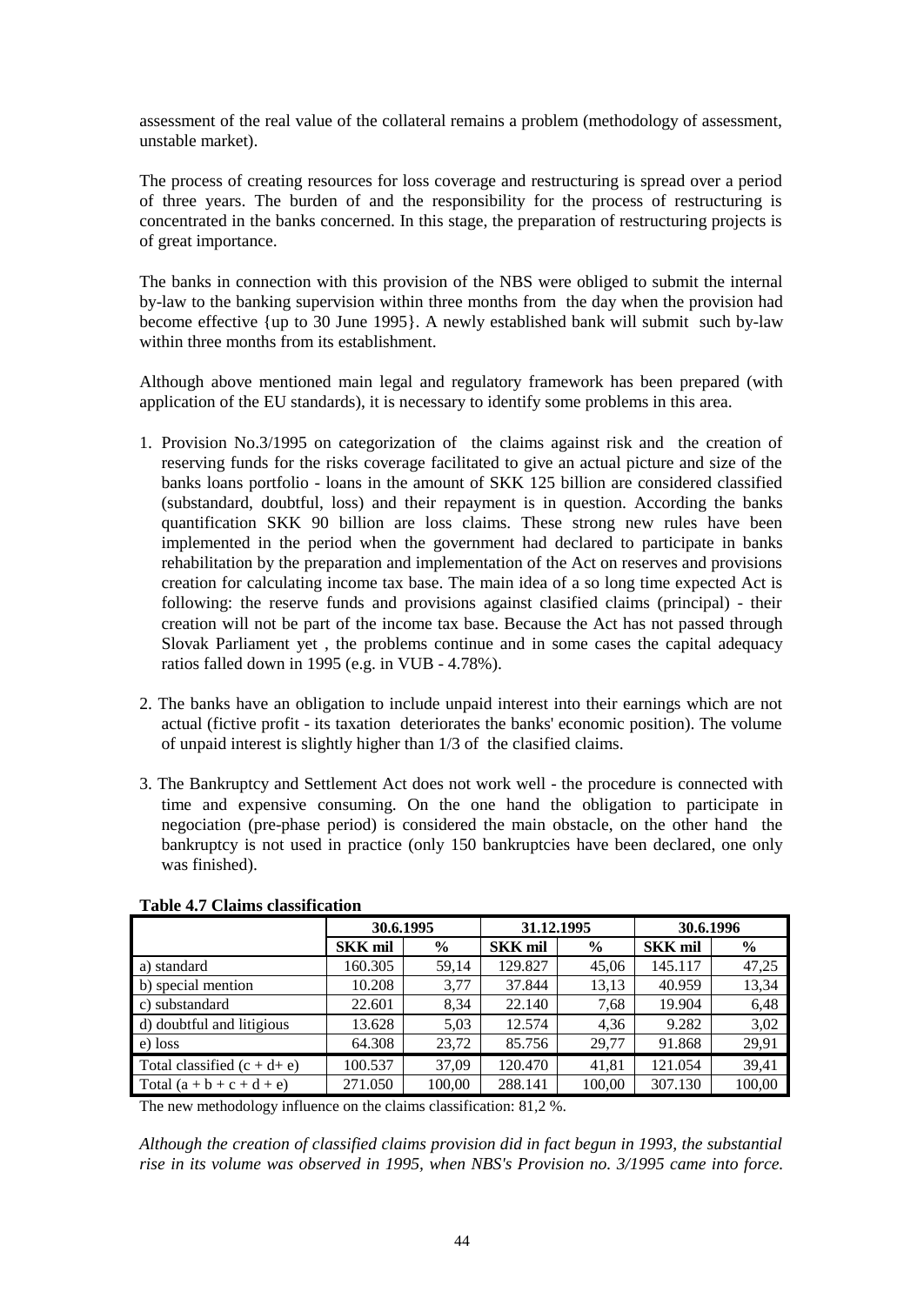assessment of the real value of the collateral remains a problem (methodology of assessment, unstable market).

The process of creating resources for loss coverage and restructuring is spread over a period of three years. The burden of and the responsibility for the process of restructuring is concentrated in the banks concerned. In this stage, the preparation of restructuring projects is of great importance.

The banks in connection with this provision of the NBS were obliged to submit the internal by-law to the banking supervision within three months from the day when the provision had become effective {up to 30 June 1995}. A newly established bank will submit such by-law within three months from its establishment.

Although above mentioned main legal and regulatory framework has been prepared (with application of the EU standards), it is necessary to identify some problems in this area.

1. Provision No.3/1995 on categorization of the claims against risk and the creation of reserving funds for the risks coverage facilitated to give an actual picture and size of the banks loans portfolio - loans in the amount of SKK 125 billion are considered classified (substandard, doubtful, loss) and their repayment is in question. According the banks quantification SKK 90 billion are loss claims. These strong new rules have been implemented in the period when the government had declared to participate in banks rehabilitation by the preparation and implementation of the Act on reserves and provisions creation for calculating income tax base. The main idea of a so long time expected Act is following: the reserve funds and provisions against clasified claims (principal) - their creation will not be part of the income tax base. Because the Act has not passed through Slovak Parliament yet , the problems continue and in some cases the capital adequacy ratios falled down in 1995 (e.g. in VUB - 4.78%).

2. The banks have an obligation to include unpaid interest into their earnings which are not actual (fictive profit - its taxation deteriorates the banks' economic position). The volume of unpaid interest is slightly higher than 1/3 of the clasified claims.

3. The Bankruptcy and Settlement Act does not work well - the procedure is connected with time and expensive consuming. On the one hand the obligation to participate in negociation (pre-phase period) is considered the main obstacle, on the other hand the bankruptcy is not used in practice (only 150 bankruptcies have been declared, one only was finished).

**Table 4.7 Claims classification**

| | 30.6.1995 | | 31.12.1995 | | 30.6.1996 | |
|---|---|---|---|---|---|---|
| | **SKK mil** | **%** | **SKK mil** | **%** | **SKK mil** | **%** |
| a) standard | 160.305 | 59,14 | 129.827 | 45,06 | 145.117 | 47,25 |
| b) special mention | 10.208 | 3,77 | 37.844 | 13,13 | 40.959 | 13,34 |
| c) substandard | 22.601 | 8,34 | 22.140 | 7,68 | 19.904 | 6,48 |
| d) doubtful and litigious | 13.628 | 5,03 | 12.574 | 4,36 | 9.282 | 3,02 |
| e) loss | 64.308 | 23,72 | 85.756 | 29,77 | 91.868 | 29,91 |
| Total classified (c + d+ e) | 100.537 | 37,09 | 120.470 | 41,81 | 121.054 | 39,41 |
| Total (a + b + c + d + e) | 271.050 | 100,00 | 288.141 | 100,00 | 307.130 | 100,00 |

The new methodology influence on the claims classification: 81,2 %.

*Although the creation of classified claims provision did in fact begun in 1993, the substantial rise in its volume was observed in 1995, when NBS's Provision no. 3/1995 came into force.*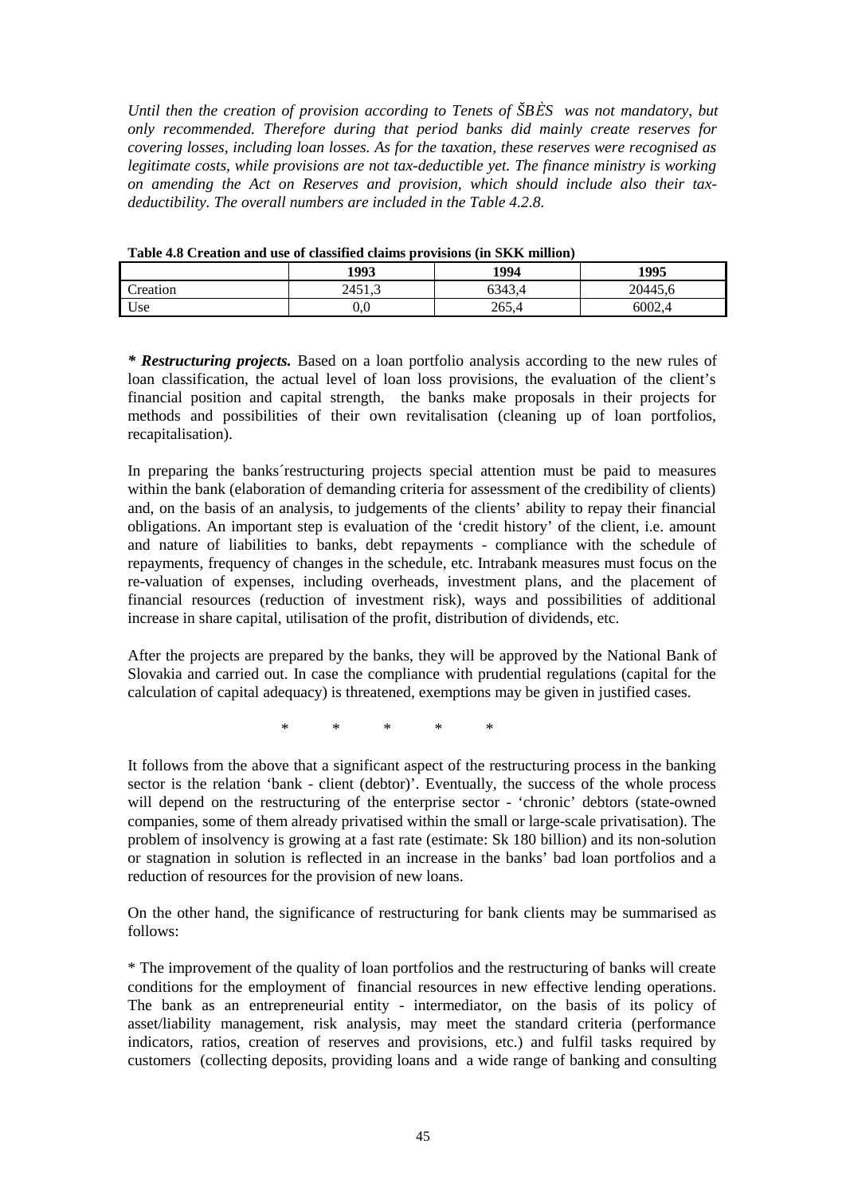*Until then the creation of provision according to Tenets of ŠBÈS was not mandatory, but only recommended. Therefore during that period banks did mainly create reserves for covering losses, including loan losses. As for the taxation, these reserves were recognised as legitimate costs, while provisions are not tax-deductible yet. The finance ministry is working on amending the Act on Reserves and provision, which should include also their tax-deductibility. The overall numbers are included in the Table 4.2.8.*

**Table 4.8 Creation and use of classified claims provisions (in SKK million)**

| | 1993 | 1994 | 1995 |
|---|---|---|---|
| Creation | 2451,3 | 6343,4 | 20445,6 |
| Use | 0,0 | 265,4 | 6002,4 |

***\* Restructuring projects.*** Based on a loan portfolio analysis according to the new rules of loan classification, the actual level of loan loss provisions, the evaluation of the client's financial position and capital strength, the banks make proposals in their projects for methods and possibilities of their own revitalisation (cleaning up of loan portfolios, recapitalisation).

In preparing the banks´restructuring projects special attention must be paid to measures within the bank (elaboration of demanding criteria for assessment of the credibility of clients) and, on the basis of an analysis, to judgements of the clients' ability to repay their financial obligations. An important step is evaluation of the 'credit history' of the client, i.e. amount and nature of liabilities to banks, debt repayments - compliance with the schedule of repayments, frequency of changes in the schedule, etc. Intrabank measures must focus on the re-valuation of expenses, including overheads, investment plans, and the placement of financial resources (reduction of investment risk), ways and possibilities of additional increase in share capital, utilisation of the profit, distribution of dividends, etc.

After the projects are prepared by the banks, they will be approved by the National Bank of Slovakia and carried out. In case the compliance with prudential regulations (capital for the calculation of capital adequacy) is threatened, exemptions may be given in justified cases.

\* \* \* \* \*

It follows from the above that a significant aspect of the restructuring process in the banking sector is the relation 'bank - client (debtor)'. Eventually, the success of the whole process will depend on the restructuring of the enterprise sector - 'chronic' debtors (state-owned companies, some of them already privatised within the small or large-scale privatisation). The problem of insolvency is growing at a fast rate (estimate: Sk 180 billion) and its non-solution or stagnation in solution is reflected in an increase in the banks' bad loan portfolios and a reduction of resources for the provision of new loans.

On the other hand, the significance of restructuring for bank clients may be summarised as follows:

\* The improvement of the quality of loan portfolios and the restructuring of banks will create conditions for the employment of financial resources in new effective lending operations. The bank as an entrepreneurial entity - intermediator, on the basis of its policy of asset/liability management, risk analysis, may meet the standard criteria (performance indicators, ratios, creation of reserves and provisions, etc.) and fulfil tasks required by customers (collecting deposits, providing loans and a wide range of banking and consulting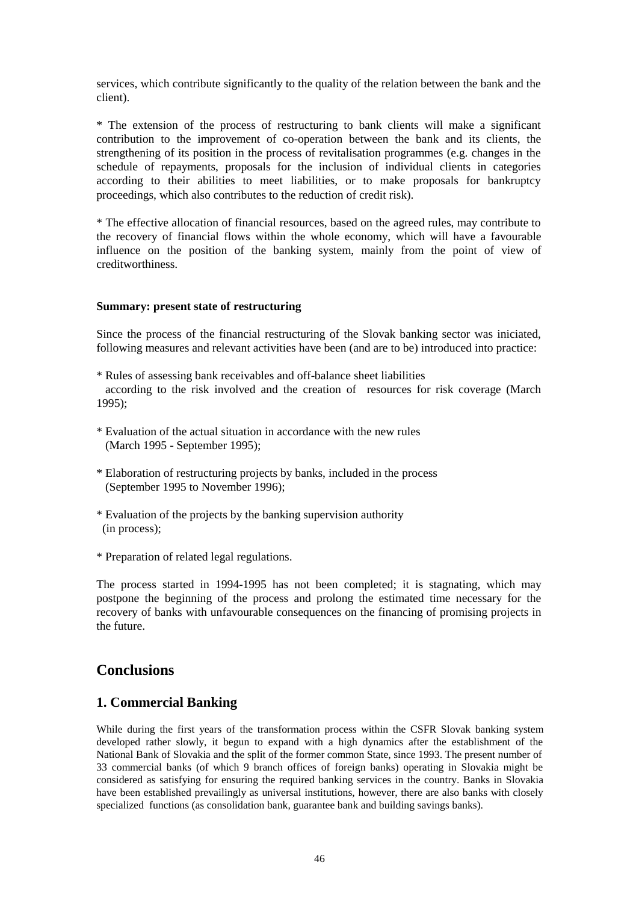services, which contribute significantly to the quality of the relation between the bank and the client).

* The extension of the process of restructuring to bank clients will make a significant contribution to the improvement of co-operation between the bank and its clients, the strengthening of its position in the process of revitalisation programmes (e.g. changes in the schedule of repayments, proposals for the inclusion of individual clients in categories according to their abilities to meet liabilities, or to make proposals for bankruptcy proceedings, which also contributes to the reduction of credit risk).

* The effective allocation of financial resources, based on the agreed rules, may contribute to the recovery of financial flows within the whole economy, which will have a favourable influence on the position of the banking system, mainly from the point of view of creditworthiness.

**Summary: present state of restructuring**

Since the process of the financial restructuring of the Slovak banking sector was iniciated, following measures and relevant activities have been (and are to be) introduced into practice:

* Rules of assessing bank receivables and off-balance sheet liabilities according to the risk involved and the creation of resources for risk coverage (March 1995);

* Evaluation of the actual situation in accordance with the new rules (March 1995 - September 1995);

* Elaboration of restructuring projects by banks, included in the process (September 1995 to November 1996);

* Evaluation of the projects by the banking supervision authority (in process);

* Preparation of related legal regulations.

The process started in 1994-1995 has not been completed; it is stagnating, which may postpone the beginning of the process and prolong the estimated time necessary for the recovery of banks with unfavourable consequences on the financing of promising projects in the future.

# Conclusions

## 1. Commercial Banking

While during the first years of the transformation process within the CSFR Slovak banking system developed rather slowly, it begun to expand with a high dynamics after the establishment of the National Bank of Slovakia and the split of the former common State, since 1993. The present number of 33 commercial banks (of which 9 branch offices of foreign banks) operating in Slovakia might be considered as satisfying for ensuring the required banking services in the country. Banks in Slovakia have been established prevailingly as universal institutions, however, there are also banks with closely specialized functions (as consolidation bank, guarantee bank and building savings banks).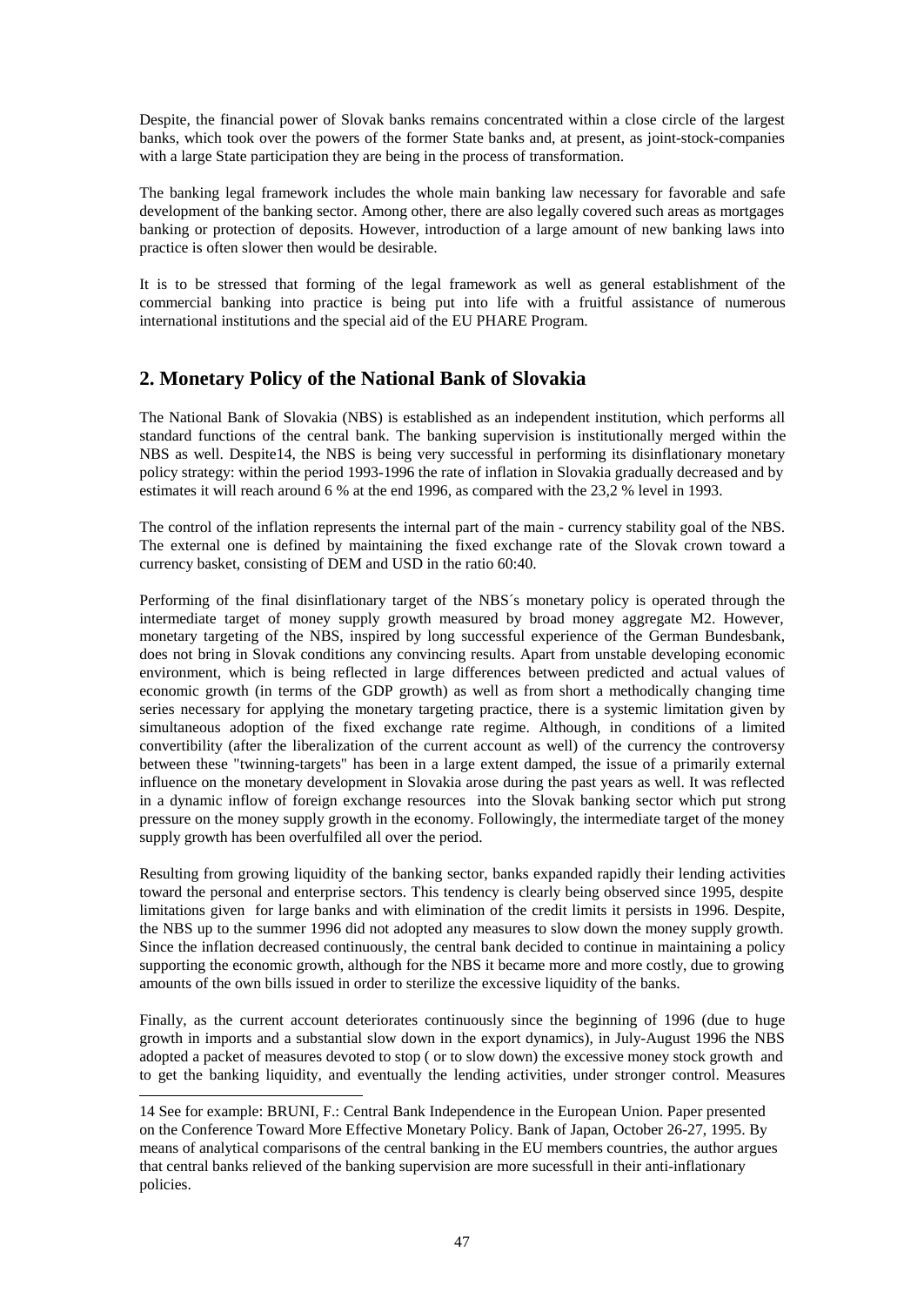Despite, the financial power of Slovak banks remains concentrated within a close circle of the largest banks, which took over the powers of the former State banks and, at present, as joint-stock-companies with a large State participation they are being in the process of transformation.

The banking legal framework includes the whole main banking law necessary for favorable and safe development of the banking sector. Among other, there are also legally covered such areas as mortgages banking or protection of deposits. However, introduction of a large amount of new banking laws into practice is often slower then would be desirable.

It is to be stressed that forming of the legal framework as well as general establishment of the commercial banking into practice is being put into life with a fruitful assistance of numerous international institutions and the special aid of the EU PHARE Program.

## 2. Monetary Policy of the National Bank of Slovakia

The National Bank of Slovakia (NBS) is established as an independent institution, which performs all standard functions of the central bank. The banking supervision is institutionally merged within the NBS as well. Despite[14], the NBS is being very successful in performing its disinflationary monetary policy strategy: within the period 1993-1996 the rate of inflation in Slovakia gradually decreased and by estimates it will reach around 6 % at the end 1996, as compared with the 23,2 % level in 1993.

The control of the inflation represents the internal part of the main - currency stability goal of the NBS. The external one is defined by maintaining the fixed exchange rate of the Slovak crown toward a currency basket, consisting of DEM and USD in the ratio 60:40.

Performing of the final disinflationary target of the NBS´s monetary policy is operated through the intermediate target of money supply growth measured by broad money aggregate M2. However, monetary targeting of the NBS, inspired by long successful experience of the German Bundesbank, does not bring in Slovak conditions any convincing results. Apart from unstable developing economic environment, which is being reflected in large differences between predicted and actual values of economic growth (in terms of the GDP growth) as well as from short a methodically changing time series necessary for applying the monetary targeting practice, there is a systemic limitation given by simultaneous adoption of the fixed exchange rate regime. Although, in conditions of a limited convertibility (after the liberalization of the current account as well) of the currency the controversy between these "twinning-targets" has been in a large extent damped, the issue of a primarily external influence on the monetary development in Slovakia arose during the past years as well. It was reflected in a dynamic inflow of foreign exchange resources into the Slovak banking sector which put strong pressure on the money supply growth in the economy. Followingly, the intermediate target of the money supply growth has been overfulfiled all over the period.

Resulting from growing liquidity of the banking sector, banks expanded rapidly their lending activities toward the personal and enterprise sectors. This tendency is clearly being observed since 1995, despite limitations given for large banks and with elimination of the credit limits it persists in 1996. Despite, the NBS up to the summer 1996 did not adopted any measures to slow down the money supply growth. Since the inflation decreased continuously, the central bank decided to continue in maintaining a policy supporting the economic growth, although for the NBS it became more and more costly, due to growing amounts of the own bills issued in order to sterilize the excessive liquidity of the banks.

Finally, as the current account deteriorates continuously since the beginning of 1996 (due to huge growth in imports and a substantial slow down in the export dynamics), in July-August 1996 the NBS adopted a packet of measures devoted to stop ( or to slow down) the excessive money stock growth and to get the banking liquidity, and eventually the lending activities, under stronger control. Measures

---

[14] See for example: BRUNI, F.: Central Bank Independence in the European Union. Paper presented on the Conference Toward More Effective Monetary Policy. Bank of Japan, October 26-27, 1995. By means of analytical comparisons of the central banking in the EU members countries, the author argues that central banks relieved of the banking supervision are more sucessfull in their anti-inflationary policies.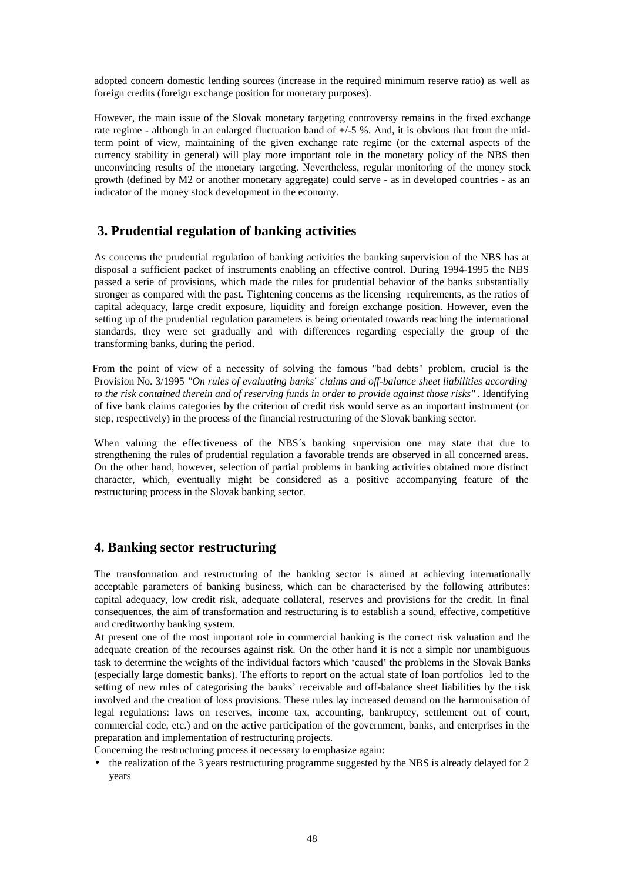adopted concern domestic lending sources (increase in the required minimum reserve ratio) as well as foreign credits (foreign exchange position for monetary purposes).

However, the main issue of the Slovak monetary targeting controversy remains in the fixed exchange rate regime - although in an enlarged fluctuation band of +/-5 %. And, it is obvious that from the mid-term point of view, maintaining of the given exchange rate regime (or the external aspects of the currency stability in general) will play more important role in the monetary policy of the NBS then unconvincing results of the monetary targeting. Nevertheless, regular monitoring of the money stock growth (defined by M2 or another monetary aggregate) could serve - as in developed countries - as an indicator of the money stock development in the economy.

## 3. Prudential regulation of banking activities

As concerns the prudential regulation of banking activities the banking supervision of the NBS has at disposal a sufficient packet of instruments enabling an effective control. During 1994-1995 the NBS passed a serie of provisions, which made the rules for prudential behavior of the banks substantially stronger as compared with the past. Tightening concerns as the licensing requirements, as the ratios of capital adequacy, large credit exposure, liquidity and foreign exchange position. However, even the setting up of the prudential regulation parameters is being orientated towards reaching the international standards, they were set gradually and with differences regarding especially the group of the transforming banks, during the period.

From the point of view of a necessity of solving the famous "bad debts" problem, crucial is the Provision No. 3/1995 *"On rules of evaluating banks´ claims and off-balance sheet liabilities according to the risk contained therein and of reserving funds in order to provide against those risks"* . Identifying of five bank claims categories by the criterion of credit risk would serve as an important instrument (or step, respectively) in the process of the financial restructuring of the Slovak banking sector.

When valuing the effectiveness of the NBS´s banking supervision one may state that due to strengthening the rules of prudential regulation a favorable trends are observed in all concerned areas. On the other hand, however, selection of partial problems in banking activities obtained more distinct character, which, eventually might be considered as a positive accompanying feature of the restructuring process in the Slovak banking sector.

## 4. Banking sector restructuring

The transformation and restructuring of the banking sector is aimed at achieving internationally acceptable parameters of banking business, which can be characterised by the following attributes: capital adequacy, low credit risk, adequate collateral, reserves and provisions for the credit. In final consequences, the aim of transformation and restructuring is to establish a sound, effective, competitive and creditworthy banking system.

At present one of the most important role in commercial banking is the correct risk valuation and the adequate creation of the recourses against risk. On the other hand it is not a simple nor unambiguous task to determine the weights of the individual factors which 'caused' the problems in the Slovak Banks (especially large domestic banks). The efforts to report on the actual state of loan portfolios led to the setting of new rules of categorising the banks' receivable and off-balance sheet liabilities by the risk involved and the creation of loss provisions. These rules lay increased demand on the harmonisation of legal regulations: laws on reserves, income tax, accounting, bankruptcy, settlement out of court, commercial code, etc.) and on the active participation of the government, banks, and enterprises in the preparation and implementation of restructuring projects.

Concerning the restructuring process it necessary to emphasize again:

- the realization of the 3 years restructuring programme suggested by the NBS is already delayed for 2 years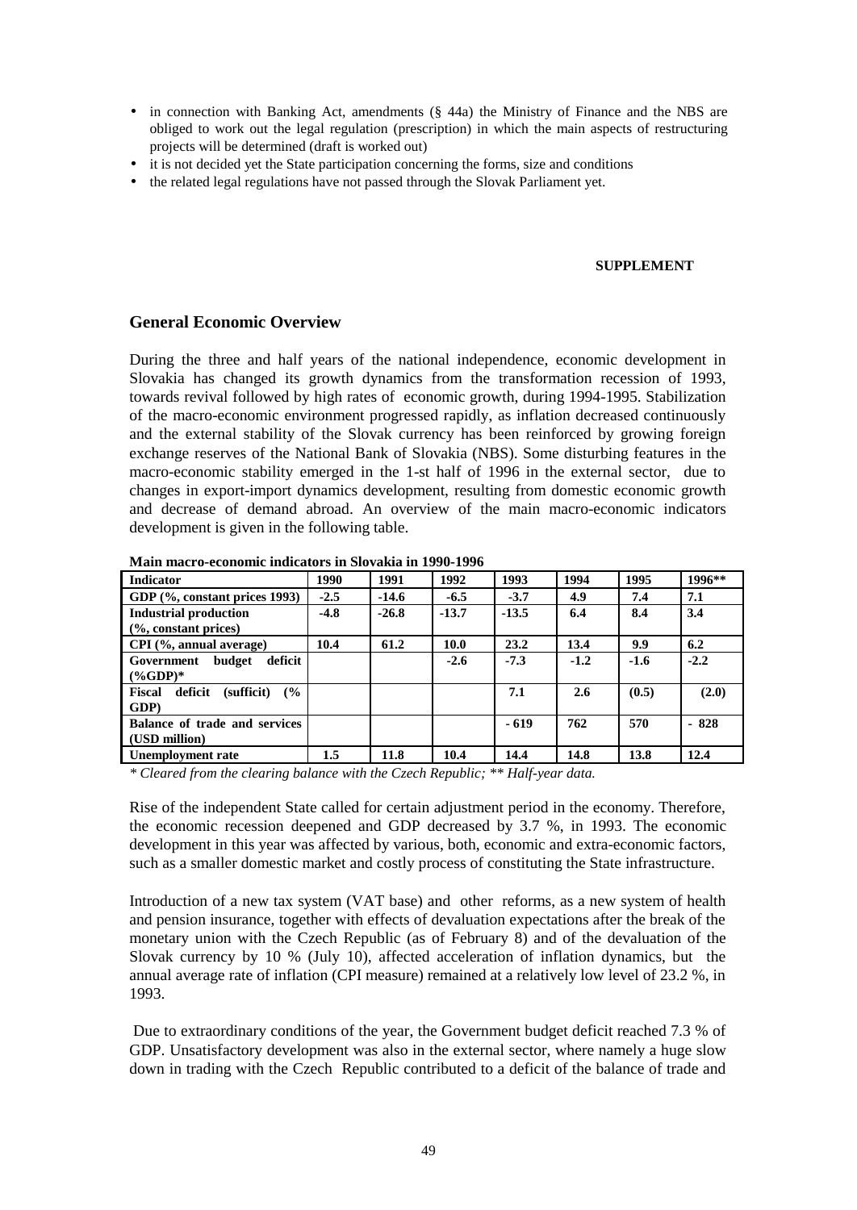- in connection with Banking Act, amendments (§ 44a) the Ministry of Finance and the NBS are obliged to work out the legal regulation (prescription) in which the main aspects of restructuring projects will be determined (draft is worked out)
- it is not decided yet the State participation concerning the forms, size and conditions
- the related legal regulations have not passed through the Slovak Parliament yet.

**SUPPLEMENT**

## General Economic Overview

During the three and half years of the national independence, economic development in Slovakia has changed its growth dynamics from the transformation recession of 1993, towards revival followed by high rates of economic growth, during 1994-1995. Stabilization of the macro-economic environment progressed rapidly, as inflation decreased continuously and the external stability of the Slovak currency has been reinforced by growing foreign exchange reserves of the National Bank of Slovakia (NBS). Some disturbing features in the macro-economic stability emerged in the 1-st half of 1996 in the external sector, due to changes in export-import dynamics development, resulting from domestic economic growth and decrease of demand abroad. An overview of the main macro-economic indicators development is given in the following table.

**Main macro-economic indicators in Slovakia in 1990-1996**

| Indicator | 1990 | 1991 | 1992 | 1993 | 1994 | 1995 | 1996** |
|---|---|---|---|---|---|---|---|
| GDP (%, constant prices 1993) | -2.5 | -14.6 | -6.5 | -3.7 | 4.9 | 7.4 | 7.1 |
| Industrial production (%, constant prices) | -4.8 | -26.8 | -13.7 | -13.5 | 6.4 | 8.4 | 3.4 |
| CPI (%, annual average) | 10.4 | 61.2 | 10.0 | 23.2 | 13.4 | 9.9 | 6.2 |
| Government budget deficit (%GDP)* | | | -2.6 | -7.3 | -1.2 | -1.6 | -2.2 |
| Fiscal deficit (sufficit) (% GDP) | | | | 7.1 | 2.6 | (0.5) | (2.0) |
| Balance of trade and services (USD million) | | | | - 619 | 762 | 570 | - 828 |
| Unemployment rate | 1.5 | 11.8 | 10.4 | 14.4 | 14.8 | 13.8 | 12.4 |

*\* Cleared from the clearing balance with the Czech Republic; \*\* Half-year data.*

Rise of the independent State called for certain adjustment period in the economy. Therefore, the economic recession deepened and GDP decreased by 3.7 %, in 1993. The economic development in this year was affected by various, both, economic and extra-economic factors, such as a smaller domestic market and costly process of constituting the State infrastructure.

Introduction of a new tax system (VAT base) and other reforms, as a new system of health and pension insurance, together with effects of devaluation expectations after the break of the monetary union with the Czech Republic (as of February 8) and of the devaluation of the Slovak currency by 10 % (July 10), affected acceleration of inflation dynamics, but the annual average rate of inflation (CPI measure) remained at a relatively low level of 23.2 %, in 1993.

Due to extraordinary conditions of the year, the Government budget deficit reached 7.3 % of GDP. Unsatisfactory development was also in the external sector, where namely a huge slow down in trading with the Czech Republic contributed to a deficit of the balance of trade and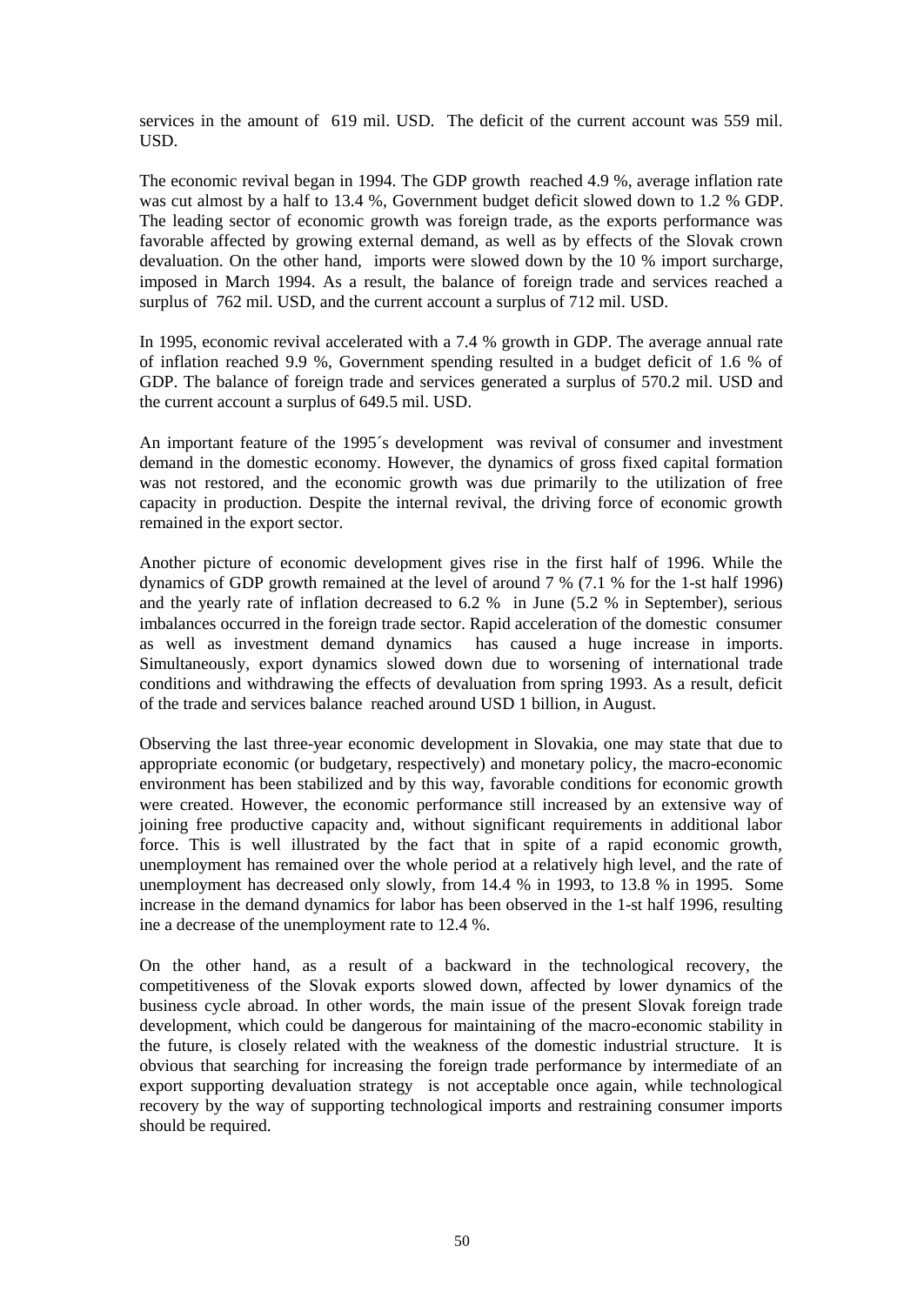services in the amount of 619 mil. USD. The deficit of the current account was 559 mil. USD.

The economic revival began in 1994. The GDP growth reached 4.9 %, average inflation rate was cut almost by a half to 13.4 %, Government budget deficit slowed down to 1.2 % GDP. The leading sector of economic growth was foreign trade, as the exports performance was favorable affected by growing external demand, as well as by effects of the Slovak crown devaluation. On the other hand, imports were slowed down by the 10 % import surcharge, imposed in March 1994. As a result, the balance of foreign trade and services reached a surplus of 762 mil. USD, and the current account a surplus of 712 mil. USD.

In 1995, economic revival accelerated with a 7.4 % growth in GDP. The average annual rate of inflation reached 9.9 %, Government spending resulted in a budget deficit of 1.6 % of GDP. The balance of foreign trade and services generated a surplus of 570.2 mil. USD and the current account a surplus of 649.5 mil. USD.

An important feature of the 1995´s development was revival of consumer and investment demand in the domestic economy. However, the dynamics of gross fixed capital formation was not restored, and the economic growth was due primarily to the utilization of free capacity in production. Despite the internal revival, the driving force of economic growth remained in the export sector.

Another picture of economic development gives rise in the first half of 1996. While the dynamics of GDP growth remained at the level of around 7 % (7.1 % for the 1-st half 1996) and the yearly rate of inflation decreased to 6.2 % in June (5.2 % in September), serious imbalances occurred in the foreign trade sector. Rapid acceleration of the domestic consumer as well as investment demand dynamics has caused a huge increase in imports. Simultaneously, export dynamics slowed down due to worsening of international trade conditions and withdrawing the effects of devaluation from spring 1993. As a result, deficit of the trade and services balance reached around USD 1 billion, in August.

Observing the last three-year economic development in Slovakia, one may state that due to appropriate economic (or budgetary, respectively) and monetary policy, the macro-economic environment has been stabilized and by this way, favorable conditions for economic growth were created. However, the economic performance still increased by an extensive way of joining free productive capacity and, without significant requirements in additional labor force. This is well illustrated by the fact that in spite of a rapid economic growth, unemployment has remained over the whole period at a relatively high level, and the rate of unemployment has decreased only slowly, from 14.4 % in 1993, to 13.8 % in 1995. Some increase in the demand dynamics for labor has been observed in the 1-st half 1996, resulting ine a decrease of the unemployment rate to 12.4 %.

On the other hand, as a result of a backward in the technological recovery, the competitiveness of the Slovak exports slowed down, affected by lower dynamics of the business cycle abroad. In other words, the main issue of the present Slovak foreign trade development, which could be dangerous for maintaining of the macro-economic stability in the future, is closely related with the weakness of the domestic industrial structure. It is obvious that searching for increasing the foreign trade performance by intermediate of an export supporting devaluation strategy is not acceptable once again, while technological recovery by the way of supporting technological imports and restraining consumer imports should be required.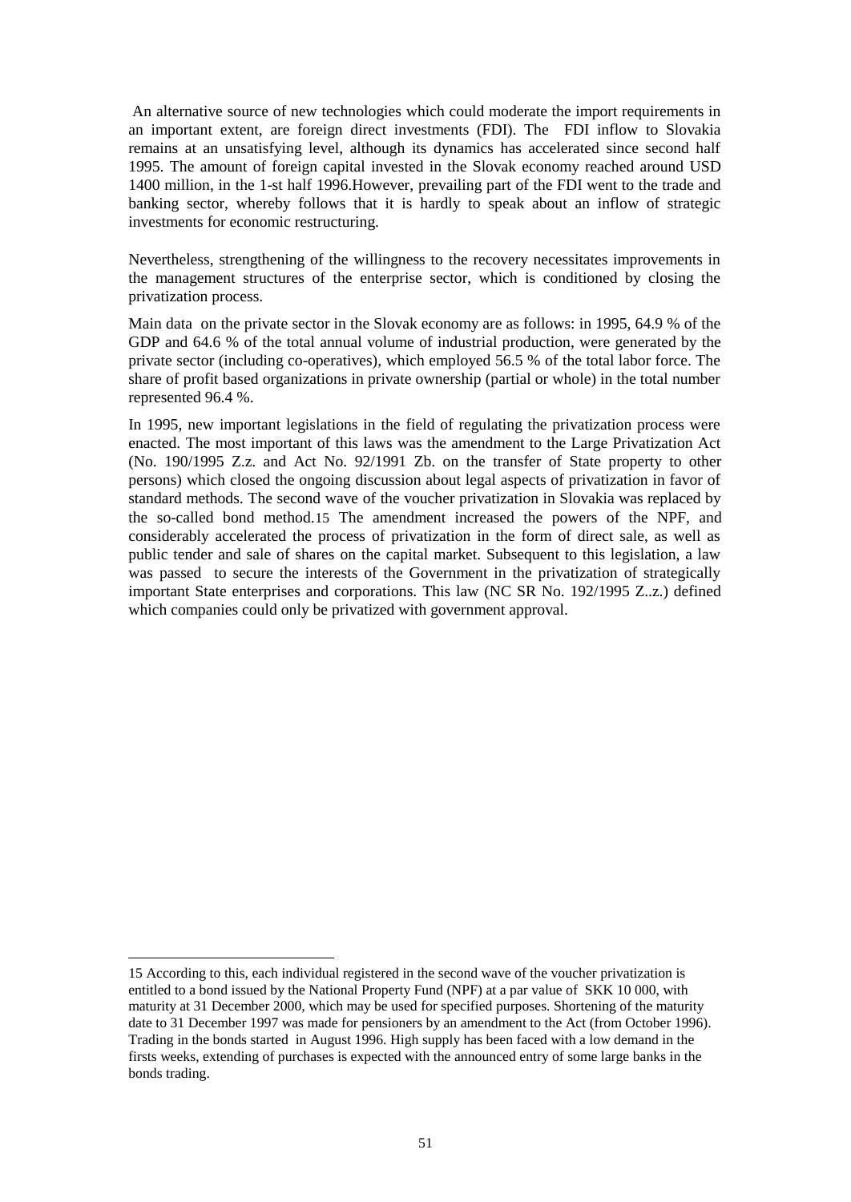An alternative source of new technologies which could moderate the import requirements in an important extent, are foreign direct investments (FDI). The FDI inflow to Slovakia remains at an unsatisfying level, although its dynamics has accelerated since second half 1995. The amount of foreign capital invested in the Slovak economy reached around USD 1400 million, in the 1-st half 1996.However, prevailing part of the FDI went to the trade and banking sector, whereby follows that it is hardly to speak about an inflow of strategic investments for economic restructuring.

Nevertheless, strengthening of the willingness to the recovery necessitates improvements in the management structures of the enterprise sector, which is conditioned by closing the privatization process.

Main data on the private sector in the Slovak economy are as follows: in 1995, 64.9 % of the GDP and 64.6 % of the total annual volume of industrial production, were generated by the private sector (including co-operatives), which employed 56.5 % of the total labor force. The share of profit based organizations in private ownership (partial or whole) in the total number represented 96.4 %.

In 1995, new important legislations in the field of regulating the privatization process were enacted. The most important of this laws was the amendment to the Large Privatization Act (No. 190/1995 Z.z. and Act No. 92/1991 Zb. on the transfer of State property to other persons) which closed the ongoing discussion about legal aspects of privatization in favor of standard methods. The second wave of the voucher privatization in Slovakia was replaced by the so-called bond method.[15] The amendment increased the powers of the NPF, and considerably accelerated the process of privatization in the form of direct sale, as well as public tender and sale of shares on the capital market. Subsequent to this legislation, a law was passed to secure the interests of the Government in the privatization of strategically important State enterprises and corporations. This law (NC SR No. 192/1995 Z..z.) defined which companies could only be privatized with government approval.

---

15 According to this, each individual registered in the second wave of the voucher privatization is entitled to a bond issued by the National Property Fund (NPF) at a par value of SKK 10 000, with maturity at 31 December 2000, which may be used for specified purposes. Shortening of the maturity date to 31 December 1997 was made for pensioners by an amendment to the Act (from October 1996). Trading in the bonds started in August 1996. High supply has been faced with a low demand in the firsts weeks, extending of purchases is expected with the announced entry of some large banks in the bonds trading.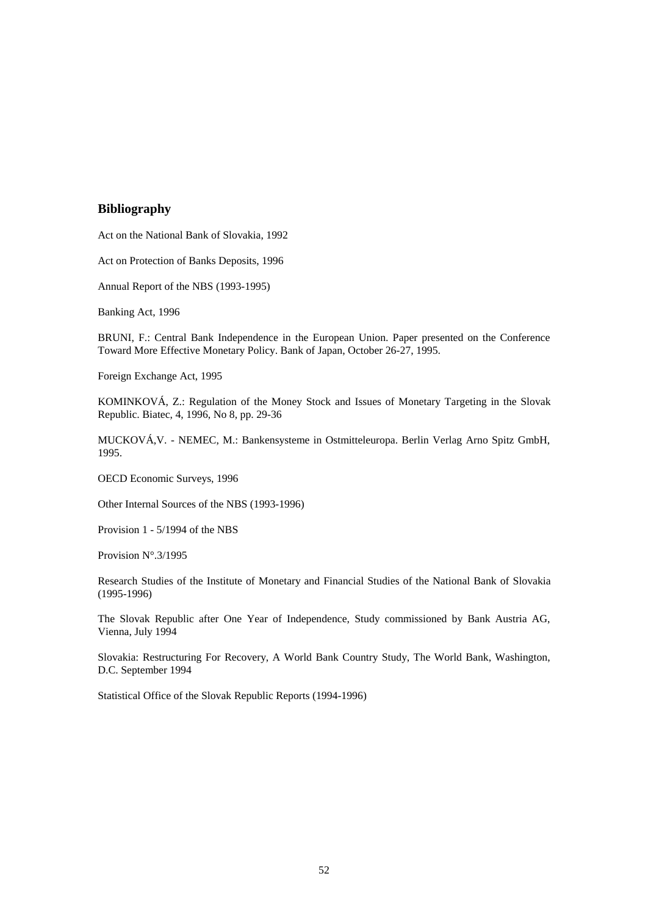## Bibliography

Act on the National Bank of Slovakia, 1992

Act on Protection of Banks Deposits, 1996

Annual Report of the NBS (1993-1995)

Banking Act, 1996

BRUNI, F.: Central Bank Independence in the European Union. Paper presented on the Conference Toward More Effective Monetary Policy. Bank of Japan, October 26-27, 1995.

Foreign Exchange Act, 1995

KOMINKOVÁ, Z.: Regulation of the Money Stock and Issues of Monetary Targeting in the Slovak Republic. Biatec, 4, 1996, No 8, pp. 29-36

MUCKOVÁ,V. - NEMEC, M.: Bankensysteme in Ostmitteleuropa. Berlin Verlag Arno Spitz GmbH, 1995.

OECD Economic Surveys, 1996

Other Internal Sources of the NBS (1993-1996)

Provision 1 - 5/1994 of the NBS

Provision N°.3/1995

Research Studies of the Institute of Monetary and Financial Studies of the National Bank of Slovakia (1995-1996)

The Slovak Republic after One Year of Independence, Study commissioned by Bank Austria AG, Vienna, July 1994

Slovakia: Restructuring For Recovery, A World Bank Country Study, The World Bank, Washington, D.C. September 1994

Statistical Office of the Slovak Republic Reports (1994-1996)